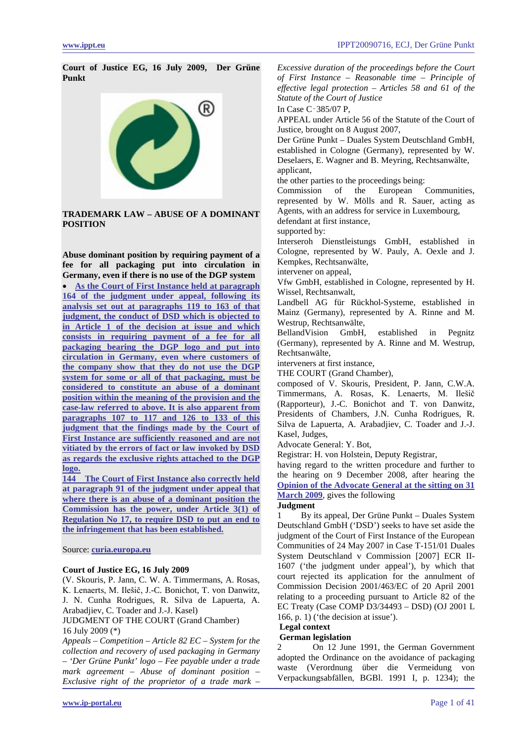**Court of Justice EG, 16 July 2009, Der Grüne Punkt**

**TRADEMARK LAW – ABUSE OF A DOMINANT POSITION**

**Abuse dominant position by requiring payment of a fee for all packaging put into circulation in Germany, even if there is no use of the DGP system**

- As the Court of First Instance held at paragraph 164 of the judgment under appeal, following its analysis set out at paragraphs 119 to 163 of that judgment, the conduct of DSD which is objected to in Article 1 of the decision at issue and which consists in requiring payment of a fee for all packaging bearing the DGP logo and put into circulation in Germany, even where customers of the company show that they do not use the DGP system for some or all of that packaging, must be considered to constitute an abuse of a dominant position within the meaning of the provision and the case-law referred to above. It is also apparent from paragraphs 107 to 117 and 126 to 133 of this judgment that the findings made by the Court of First Instance are sufficiently reasoned and are not vitiated by the errors of fact or law invoked by DSD as regards the exclusive rights attached to the DGP logo.

144 The Court of First Instance also correctly held at paragraph 91 of the judgment under appeal that where there is an abuse of a dominant position the Commission has the power, under Article 3(1) of Regulation No 17, to require DSD to put an end to the infringement that has been established.

Source: curia.europa.eu

**Court of Justice EG, 16 July 2009**

(V. Skouris, P. Jann, C. W. A. Timmermans, A. Rosas, K. Lenaerts, M. Ilešič, J.-C. Bonichot, T. von Danwitz, J. N. Cunha Rodrigues, R. Silva de Lapuerta, A. Arabadjiev, C. Toader and J.-J. Kasel)

JUDGMENT OF THE COURT (Grand Chamber)

16 July 2009 (*)

*Appeals – Competition – Article 82 EC – System for the collection and recovery of used packaging in Germany – 'Der Grüne Punkt' logo – Fee payable under a trade mark agreement – Abuse of dominant position – Exclusive right of the proprietor of a trade mark – Excessive duration of the proceedings before the Court of First Instance – Reasonable time – Principle of effective legal protection – Articles 58 and 61 of the Statute of the Court of Justice*

In Case C‑385/07 P,

APPEAL under Article 56 of the Statute of the Court of Justice, brought on 8 August 2007,

Der Grüne Punkt – Duales System Deutschland GmbH, established in Cologne (Germany), represented by W. Deselaers, E. Wagner and B. Meyring, Rechtsanwälte,

applicant,

the other parties to the proceedings being:

Commission of the European Communities, represented by W. Mölls and R. Sauer, acting as Agents, with an address for service in Luxembourg,

defendant at first instance,

supported by:

Interseroh Dienstleistungs GmbH, established in Cologne, represented by W. Pauly, A. Oexle and J. Kempkes, Rechtsanwälte,

intervener on appeal,

Vfw GmbH, established in Cologne, represented by H. Wissel, Rechtsanwalt,

Landbell AG für Rückhol-Systeme, established in Mainz (Germany), represented by A. Rinne and M. Westrup, Rechtsanwälte,

BellandVision GmbH, established in Pegnitz (Germany), represented by A. Rinne and M. Westrup, Rechtsanwälte,

interveners at first instance,

THE COURT (Grand Chamber),

composed of V. Skouris, President, P. Jann, C.W.A. Timmermans, A. Rosas, K. Lenaerts, M. Ilešič (Rapporteur), J.-C. Bonichot and T. von Danwitz, Presidents of Chambers, J.N. Cunha Rodrigues, R. Silva de Lapuerta, A. Arabadjiev, C. Toader and J.-J. Kasel, Judges,

Advocate General: Y. Bot,

Registrar: H. von Holstein, Deputy Registrar,

having regard to the written procedure and further to the hearing on 9 December 2008, after hearing the Opinion of the Advocate General at the sitting on 31 March 2009, gives the following

**Judgment**

1 By its appeal, Der Grüne Punkt – Duales System Deutschland GmbH ('DSD') seeks to have set aside the judgment of the Court of First Instance of the European Communities of 24 May 2007 in Case T-151/01 Duales System Deutschland v Commission [2007] ECR II-1607 ('the judgment under appeal'), by which that court rejected its application for the annulment of Commission Decision 2001/463/EC of 20 April 2001 relating to a proceeding pursuant to Article 82 of the EC Treaty (Case COMP D3/34493 – DSD) (OJ 2001 L 166, p. 1) ('the decision at issue').

**Legal context**

**German legislation**

2 On 12 June 1991, the German Government adopted the Ordinance on the avoidance of packaging waste (Verordnung über die Vermeidung von Verpackungsabfällen, BGBl. 1991 I, p. 1234); the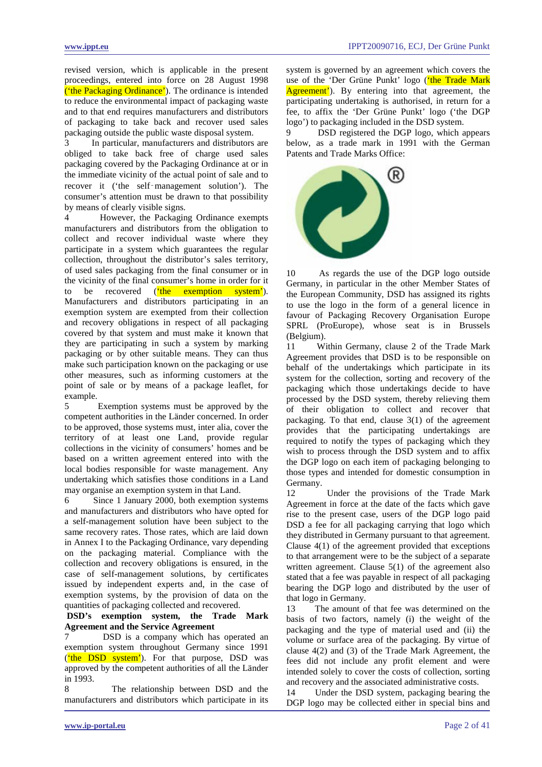revised version, which is applicable in the present proceedings, entered into force on 28 August 1998 ('the Packaging Ordinance'). The ordinance is intended to reduce the environmental impact of packaging waste and to that end requires manufacturers and distributors of packaging to take back and recover used sales packaging outside the public waste disposal system.

3 In particular, manufacturers and distributors are obliged to take back free of charge used sales packaging covered by the Packaging Ordinance at or in the immediate vicinity of the actual point of sale and to recover it ('the self-management solution'). The consumer's attention must be drawn to that possibility by means of clearly visible signs.

4 However, the Packaging Ordinance exempts manufacturers and distributors from the obligation to collect and recover individual waste where they participate in a system which guarantees the regular collection, throughout the distributor's sales territory, of used sales packaging from the final consumer or in the vicinity of the final consumer's home in order for it to be recovered ('the exemption system'). Manufacturers and distributors participating in an exemption system are exempted from their collection and recovery obligations in respect of all packaging covered by that system and must make it known that they are participating in such a system by marking packaging or by other suitable means. They can thus make such participation known on the packaging or use other measures, such as informing customers at the point of sale or by means of a package leaflet, for example.

5 Exemption systems must be approved by the competent authorities in the Länder concerned. In order to be approved, those systems must, inter alia, cover the territory of at least one Land, provide regular collections in the vicinity of consumers' homes and be based on a written agreement entered into with the local bodies responsible for waste management. Any undertaking which satisfies those conditions in a Land may organise an exemption system in that Land.

6 Since 1 January 2000, both exemption systems and manufacturers and distributors who have opted for a self-management solution have been subject to the same recovery rates. Those rates, which are laid down in Annex I to the Packaging Ordinance, vary depending on the packaging material. Compliance with the collection and recovery obligations is ensured, in the case of self-management solutions, by certificates issued by independent experts and, in the case of exemption systems, by the provision of data on the quantities of packaging collected and recovered.

**DSD's exemption system, the Trade Mark Agreement and the Service Agreement**

7 DSD is a company which has operated an exemption system throughout Germany since 1991 ('the DSD system'). For that purpose, DSD was approved by the competent authorities of all the Länder in 1993.

8 The relationship between DSD and the manufacturers and distributors which participate in its system is governed by an agreement which covers the use of the 'Der Grüne Punkt' logo ('the Trade Mark Agreement'). By entering into that agreement, the participating undertaking is authorised, in return for a fee, to affix the 'Der Grüne Punkt' logo ('the DGP logo') to packaging included in the DSD system.

9 DSD registered the DGP logo, which appears below, as a trade mark in 1991 with the German Patents and Trade Marks Office:

10 As regards the use of the DGP logo outside Germany, in particular in the other Member States of the European Community, DSD has assigned its rights to use the logo in the form of a general licence in favour of Packaging Recovery Organisation Europe SPRL (ProEurope), whose seat is in Brussels (Belgium).

11 Within Germany, clause 2 of the Trade Mark Agreement provides that DSD is to be responsible on behalf of the undertakings which participate in its system for the collection, sorting and recovery of the packaging which those undertakings decide to have processed by the DSD system, thereby relieving them of their obligation to collect and recover that packaging. To that end, clause 3(1) of the agreement provides that the participating undertakings are required to notify the types of packaging which they wish to process through the DSD system and to affix the DGP logo on each item of packaging belonging to those types and intended for domestic consumption in Germany.

12 Under the provisions of the Trade Mark Agreement in force at the date of the facts which gave rise to the present case, users of the DGP logo paid DSD a fee for all packaging carrying that logo which they distributed in Germany pursuant to that agreement. Clause 4(1) of the agreement provided that exceptions to that arrangement were to be the subject of a separate written agreement. Clause 5(1) of the agreement also stated that a fee was payable in respect of all packaging bearing the DGP logo and distributed by the user of that logo in Germany.

13 The amount of that fee was determined on the basis of two factors, namely (i) the weight of the packaging and the type of material used and (ii) the volume or surface area of the packaging. By virtue of clause 4(2) and (3) of the Trade Mark Agreement, the fees did not include any profit element and were intended solely to cover the costs of collection, sorting and recovery and the associated administrative costs.

14 Under the DSD system, packaging bearing the DGP logo may be collected either in special bins and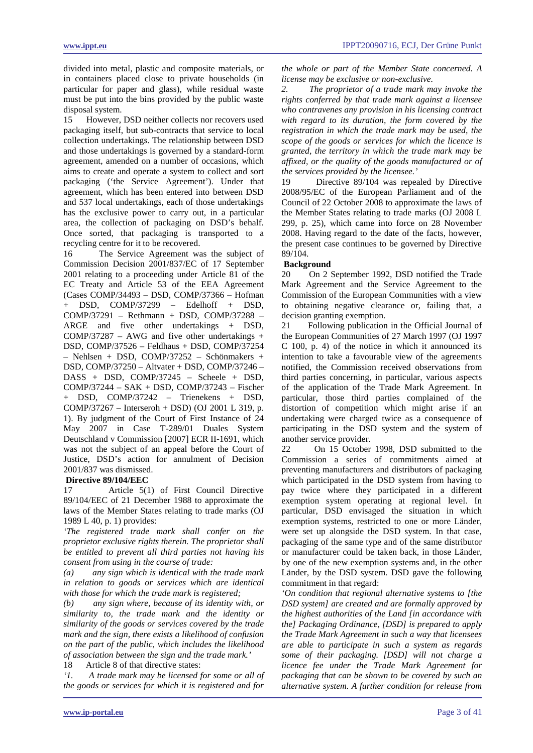divided into metal, plastic and composite materials, or in containers placed close to private households (in particular for paper and glass), while residual waste must be put into the bins provided by the public waste disposal system.

15 However, DSD neither collects nor recovers used packaging itself, but sub-contracts that service to local collection undertakings. The relationship between DSD and those undertakings is governed by a standard-form agreement, amended on a number of occasions, which aims to create and operate a system to collect and sort packaging ('the Service Agreement'). Under that agreement, which has been entered into between DSD and 537 local undertakings, each of those undertakings has the exclusive power to carry out, in a particular area, the collection of packaging on DSD's behalf. Once sorted, that packaging is transported to a recycling centre for it to be recovered.

16 The Service Agreement was the subject of Commission Decision 2001/837/EC of 17 September 2001 relating to a proceeding under Article 81 of the EC Treaty and Article 53 of the EEA Agreement (Cases COMP/34493 – DSD, COMP/37366 – Hofman + DSD, COMP/37299 – Edelhoff + DSD, COMP/37291 – Rethmann + DSD, COMP/37288 – ARGE and five other undertakings + DSD, COMP/37287 – AWG and five other undertakings + DSD, COMP/37526 – Feldhaus + DSD, COMP/37254 – Nehlsen + DSD, COMP/37252 – Schönmakers + DSD, COMP/37250 – Altvater + DSD, COMP/37246 – DASS + DSD, COMP/37245 – Scheele + DSD, COMP/37244 – SAK + DSD, COMP/37243 – Fischer + DSD, COMP/37242 – Trienekens + DSD, COMP/37267 – Interseroh + DSD) (OJ 2001 L 319, p. 1). By judgment of the Court of First Instance of 24 May 2007 in Case T-289/01 Duales System Deutschland v Commission [2007] ECR II-1691, which was not the subject of an appeal before the Court of Justice, DSD's action for annulment of Decision 2001/837 was dismissed.

**Directive 89/104/EEC**

17 Article 5(1) of First Council Directive 89/104/EEC of 21 December 1988 to approximate the laws of the Member States relating to trade marks (OJ 1989 L 40, p. 1) provides:

*'The registered trade mark shall confer on the proprietor exclusive rights therein. The proprietor shall be entitled to prevent all third parties not having his consent from using in the course of trade:*

*(a) any sign which is identical with the trade mark in relation to goods or services which are identical with those for which the trade mark is registered;*

*(b) any sign where, because of its identity with, or similarity to, the trade mark and the identity or similarity of the goods or services covered by the trade mark and the sign, there exists a likelihood of confusion on the part of the public, which includes the likelihood of association between the sign and the trade mark.'*

18 Article 8 of that directive states:

*'1. A trade mark may be licensed for some or all of the goods or services for which it is registered and for the whole or part of the Member State concerned. A license may be exclusive or non-exclusive.*

*2. The proprietor of a trade mark may invoke the rights conferred by that trade mark against a licensee who contravenes any provision in his licensing contract with regard to its duration, the form covered by the registration in which the trade mark may be used, the scope of the goods or services for which the licence is granted, the territory in which the trade mark may be affixed, or the quality of the goods manufactured or of the services provided by the licensee.'*

19 Directive 89/104 was repealed by Directive 2008/95/EC of the European Parliament and of the Council of 22 October 2008 to approximate the laws of the Member States relating to trade marks (OJ 2008 L 299, p. 25), which came into force on 28 November 2008. Having regard to the date of the facts, however, the present case continues to be governed by Directive 89/104.

**Background**

20 On 2 September 1992, DSD notified the Trade Mark Agreement and the Service Agreement to the Commission of the European Communities with a view to obtaining negative clearance or, failing that, a decision granting exemption.

21 Following publication in the Official Journal of the European Communities of 27 March 1997 (OJ 1997 C 100, p. 4) of the notice in which it announced its intention to take a favourable view of the agreements notified, the Commission received observations from third parties concerning, in particular, various aspects of the application of the Trade Mark Agreement. In particular, those third parties complained of the distortion of competition which might arise if an undertaking were charged twice as a consequence of participating in the DSD system and the system of another service provider.

22 On 15 October 1998, DSD submitted to the Commission a series of commitments aimed at preventing manufacturers and distributors of packaging which participated in the DSD system from having to pay twice where they participated in a different exemption system operating at regional level. In particular, DSD envisaged the situation in which exemption systems, restricted to one or more Länder, were set up alongside the DSD system. In that case, packaging of the same type and of the same distributor or manufacturer could be taken back, in those Länder, by one of the new exemption systems and, in the other Länder, by the DSD system. DSD gave the following commitment in that regard:

*'On condition that regional alternative systems to [the DSD system] are created and are formally approved by the highest authorities of the Land [in accordance with the] Packaging Ordinance, [DSD] is prepared to apply the Trade Mark Agreement in such a way that licensees are able to participate in such a system as regards some of their packaging. [DSD] will not charge a licence fee under the Trade Mark Agreement for packaging that can be shown to be covered by such an alternative system. A further condition for release from*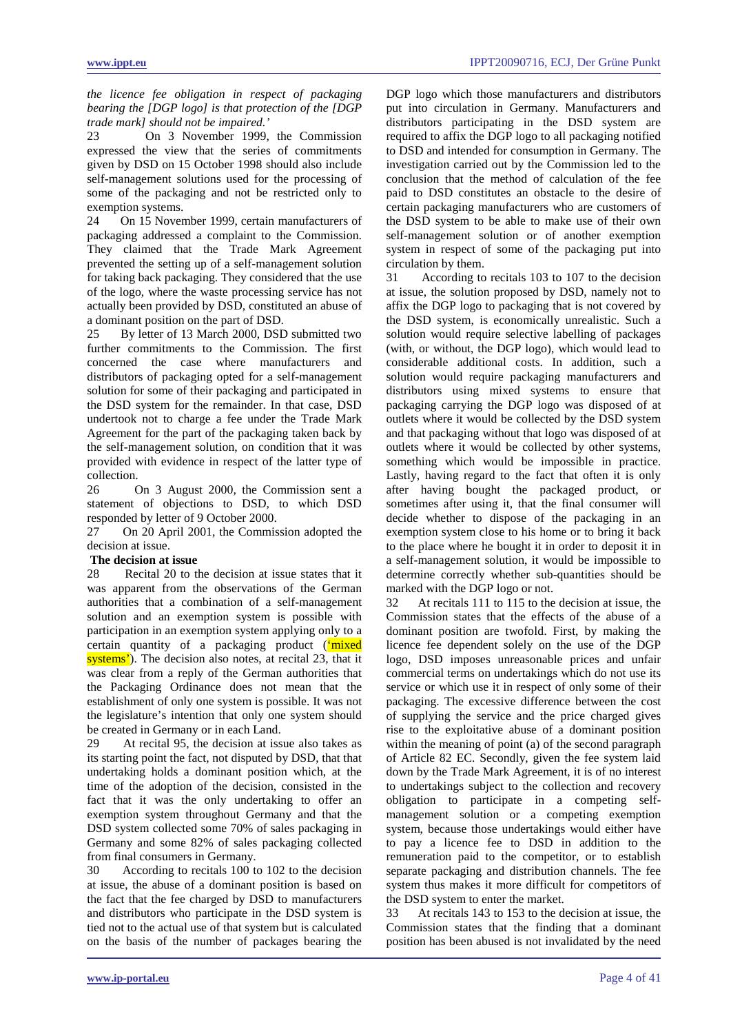*the licence fee obligation in respect of packaging bearing the [DGP logo] is that protection of the [DGP trade mark] should not be impaired.'*

23 On 3 November 1999, the Commission expressed the view that the series of commitments given by DSD on 15 October 1998 should also include self-management solutions used for the processing of some of the packaging and not be restricted only to exemption systems.

24 On 15 November 1999, certain manufacturers of packaging addressed a complaint to the Commission. They claimed that the Trade Mark Agreement prevented the setting up of a self-management solution for taking back packaging. They considered that the use of the logo, where the waste processing service has not actually been provided by DSD, constituted an abuse of a dominant position on the part of DSD.

25 By letter of 13 March 2000, DSD submitted two further commitments to the Commission. The first concerned the case where manufacturers and distributors of packaging opted for a self-management solution for some of their packaging and participated in the DSD system for the remainder. In that case, DSD undertook not to charge a fee under the Trade Mark Agreement for the part of the packaging taken back by the self-management solution, on condition that it was provided with evidence in respect of the latter type of collection.

26 On 3 August 2000, the Commission sent a statement of objections to DSD, to which DSD responded by letter of 9 October 2000.

27 On 20 April 2001, the Commission adopted the decision at issue.

**The decision at issue**

28 Recital 20 to the decision at issue states that it was apparent from the observations of the German authorities that a combination of a self-management solution and an exemption system is possible with participation in an exemption system applying only to a certain quantity of a packaging product ('mixed systems'). The decision also notes, at recital 23, that it was clear from a reply of the German authorities that the Packaging Ordinance does not mean that the establishment of only one system is possible. It was not the legislature's intention that only one system should be created in Germany or in each Land.

29 At recital 95, the decision at issue also takes as its starting point the fact, not disputed by DSD, that that undertaking holds a dominant position which, at the time of the adoption of the decision, consisted in the fact that it was the only undertaking to offer an exemption system throughout Germany and that the DSD system collected some 70% of sales packaging in Germany and some 82% of sales packaging collected from final consumers in Germany.

30 According to recitals 100 to 102 to the decision at issue, the abuse of a dominant position is based on the fact that the fee charged by DSD to manufacturers and distributors who participate in the DSD system is tied not to the actual use of that system but is calculated on the basis of the number of packages bearing the DGP logo which those manufacturers and distributors put into circulation in Germany. Manufacturers and distributors participating in the DSD system are required to affix the DGP logo to all packaging notified to DSD and intended for consumption in Germany. The investigation carried out by the Commission led to the conclusion that the method of calculation of the fee paid to DSD constitutes an obstacle to the desire of certain packaging manufacturers who are customers of the DSD system to be able to make use of their own self-management solution or of another exemption system in respect of some of the packaging put into circulation by them.

31 According to recitals 103 to 107 to the decision at issue, the solution proposed by DSD, namely not to affix the DGP logo to packaging that is not covered by the DSD system, is economically unrealistic. Such a solution would require selective labelling of packages (with, or without, the DGP logo), which would lead to considerable additional costs. In addition, such a solution would require packaging manufacturers and distributors using mixed systems to ensure that packaging carrying the DGP logo was disposed of at outlets where it would be collected by the DSD system and that packaging without that logo was disposed of at outlets where it would be collected by other systems, something which would be impossible in practice. Lastly, having regard to the fact that often it is only after having bought the packaged product, or sometimes after using it, that the final consumer will decide whether to dispose of the packaging in an exemption system close to his home or to bring it back to the place where he bought it in order to deposit it in a self-management solution, it would be impossible to determine correctly whether sub-quantities should be marked with the DGP logo or not.

32 At recitals 111 to 115 to the decision at issue, the Commission states that the effects of the abuse of a dominant position are twofold. First, by making the licence fee dependent solely on the use of the DGP logo, DSD imposes unreasonable prices and unfair commercial terms on undertakings which do not use its service or which use it in respect of only some of their packaging. The excessive difference between the cost of supplying the service and the price charged gives rise to the exploitative abuse of a dominant position within the meaning of point (a) of the second paragraph of Article 82 EC. Secondly, given the fee system laid down by the Trade Mark Agreement, it is of no interest to undertakings subject to the collection and recovery obligation to participate in a competing self-management solution or a competing exemption system, because those undertakings would either have to pay a licence fee to DSD in addition to the remuneration paid to the competitor, or to establish separate packaging and distribution channels. The fee system thus makes it more difficult for competitors of the DSD system to enter the market.

33 At recitals 143 to 153 to the decision at issue, the Commission states that the finding that a dominant position has been abused is not invalidated by the need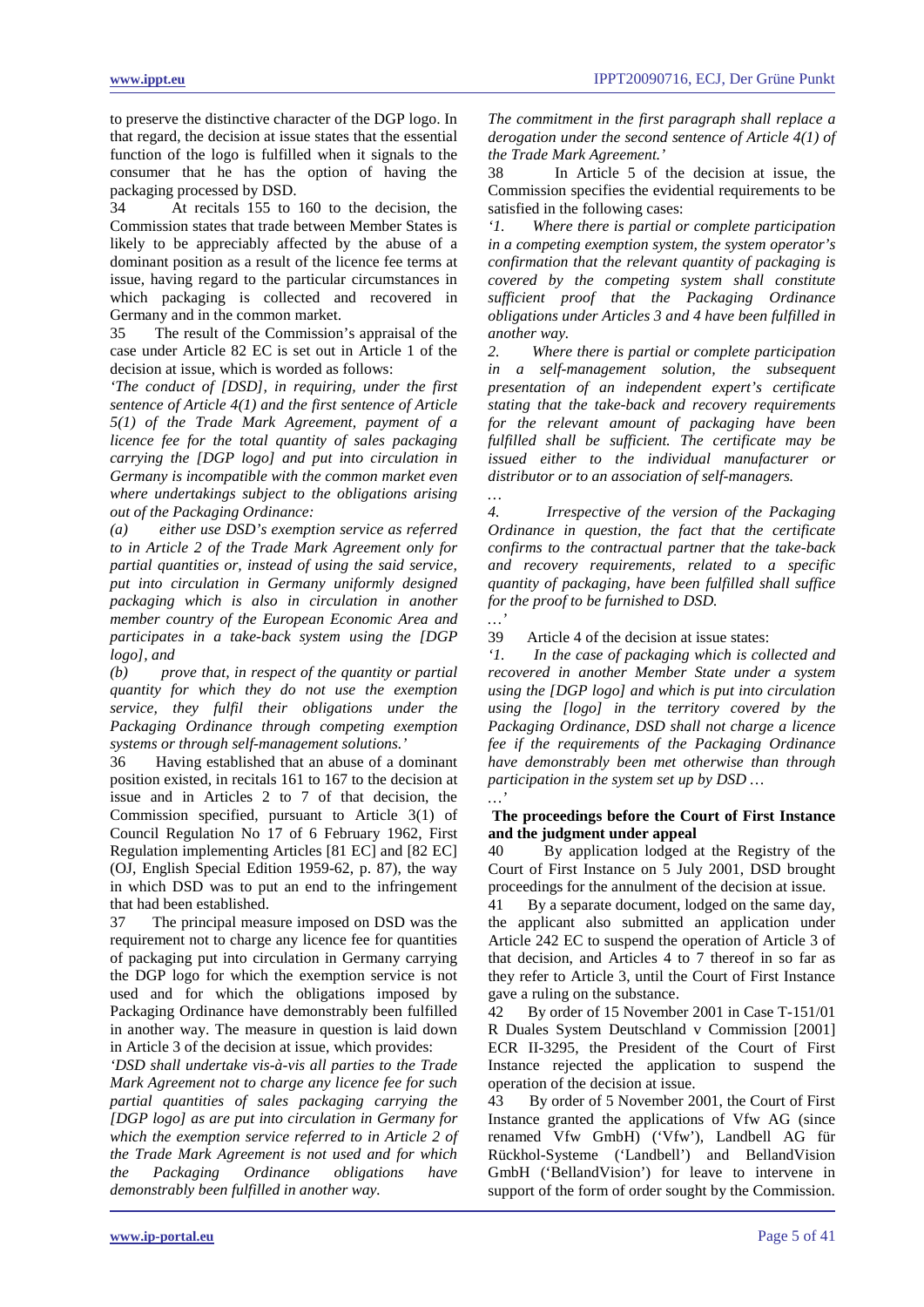to preserve the distinctive character of the DGP logo. In that regard, the decision at issue states that the essential function of the logo is fulfilled when it signals to the consumer that he has the option of having the packaging processed by DSD.

34 At recitals 155 to 160 to the decision, the Commission states that trade between Member States is likely to be appreciably affected by the abuse of a dominant position as a result of the licence fee terms at issue, having regard to the particular circumstances in which packaging is collected and recovered in Germany and in the common market.

35 The result of the Commission's appraisal of the case under Article 82 EC is set out in Article 1 of the decision at issue, which is worded as follows:

*'The conduct of [DSD], in requiring, under the first sentence of Article 4(1) and the first sentence of Article 5(1) of the Trade Mark Agreement, payment of a licence fee for the total quantity of sales packaging carrying the [DGP logo] and put into circulation in Germany is incompatible with the common market even where undertakings subject to the obligations arising out of the Packaging Ordinance:*

*(a) either use DSD's exemption service as referred to in Article 2 of the Trade Mark Agreement only for partial quantities or, instead of using the said service, put into circulation in Germany uniformly designed packaging which is also in circulation in another member country of the European Economic Area and participates in a take-back system using the [DGP logo], and*

*(b) prove that, in respect of the quantity or partial quantity for which they do not use the exemption service, they fulfil their obligations under the Packaging Ordinance through competing exemption systems or through self-management solutions.'*

36 Having established that an abuse of a dominant position existed, in recitals 161 to 167 to the decision at issue and in Articles 2 to 7 of that decision, the Commission specified, pursuant to Article 3(1) of Council Regulation No 17 of 6 February 1962, First Regulation implementing Articles [81 EC] and [82 EC] (OJ, English Special Edition 1959-62, p. 87), the way in which DSD was to put an end to the infringement that had been established.

37 The principal measure imposed on DSD was the requirement not to charge any licence fee for quantities of packaging put into circulation in Germany carrying the DGP logo for which the exemption service is not used and for which the obligations imposed by Packaging Ordinance have demonstrably been fulfilled in another way. The measure in question is laid down in Article 3 of the decision at issue, which provides:

*'DSD shall undertake vis-à-vis all parties to the Trade Mark Agreement not to charge any licence fee for such partial quantities of sales packaging carrying the [DGP logo] as are put into circulation in Germany for which the exemption service referred to in Article 2 of the Trade Mark Agreement is not used and for which the Packaging Ordinance obligations have demonstrably been fulfilled in another way.*

*The commitment in the first paragraph shall replace a derogation under the second sentence of Article 4(1) of the Trade Mark Agreement.'*

38 In Article 5 of the decision at issue, the Commission specifies the evidential requirements to be satisfied in the following cases:

*'1. Where there is partial or complete participation in a competing exemption system, the system operator's confirmation that the relevant quantity of packaging is covered by the competing system shall constitute sufficient proof that the Packaging Ordinance obligations under Articles 3 and 4 have been fulfilled in another way.*

*2. Where there is partial or complete participation in a self-management solution, the subsequent presentation of an independent expert's certificate stating that the take-back and recovery requirements for the relevant amount of packaging have been fulfilled shall be sufficient. The certificate may be issued either to the individual manufacturer or distributor or to an association of self-managers.*

*…*

*4. Irrespective of the version of the Packaging Ordinance in question, the fact that the certificate confirms to the contractual partner that the take-back and recovery requirements, related to a specific quantity of packaging, have been fulfilled shall suffice for the proof to be furnished to DSD.*

*…'*

39 Article 4 of the decision at issue states:

*'1. In the case of packaging which is collected and recovered in another Member State under a system using the [DGP logo] and which is put into circulation using the [logo] in the territory covered by the Packaging Ordinance, DSD shall not charge a licence fee if the requirements of the Packaging Ordinance have demonstrably been met otherwise than through participation in the system set up by DSD …*

*…'*

**The proceedings before the Court of First Instance and the judgment under appeal**

40 By application lodged at the Registry of the Court of First Instance on 5 July 2001, DSD brought proceedings for the annulment of the decision at issue.

41 By a separate document, lodged on the same day, the applicant also submitted an application under Article 242 EC to suspend the operation of Article 3 of that decision, and Articles 4 to 7 thereof in so far as they refer to Article 3, until the Court of First Instance gave a ruling on the substance.

42 By order of 15 November 2001 in Case T-151/01 R Duales System Deutschland v Commission [2001] ECR II-3295, the President of the Court of First Instance rejected the application to suspend the operation of the decision at issue.

43 By order of 5 November 2001, the Court of First Instance granted the applications of Vfw AG (since renamed Vfw GmbH) ('Vfw'), Landbell AG für Rückhol-Systeme ('Landbell') and BellandVision GmbH ('BellandVision') for leave to intervene in support of the form of order sought by the Commission.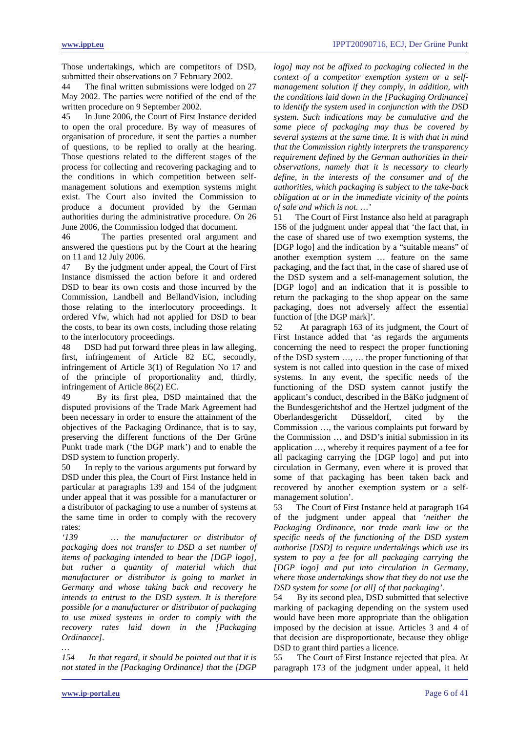Those undertakings, which are competitors of DSD, submitted their observations on 7 February 2002.

44 The final written submissions were lodged on 27 May 2002. The parties were notified of the end of the written procedure on 9 September 2002.

45 In June 2006, the Court of First Instance decided to open the oral procedure. By way of measures of organisation of procedure, it sent the parties a number of questions, to be replied to orally at the hearing. Those questions related to the different stages of the process for collecting and recovering packaging and to the conditions in which competition between self-management solutions and exemption systems might exist. The Court also invited the Commission to produce a document provided by the German authorities during the administrative procedure. On 26 June 2006, the Commission lodged that document.

46 The parties presented oral argument and answered the questions put by the Court at the hearing on 11 and 12 July 2006.

47 By the judgment under appeal, the Court of First Instance dismissed the action before it and ordered DSD to bear its own costs and those incurred by the Commission, Landbell and BellandVision, including those relating to the interlocutory proceedings. It ordered Vfw, which had not applied for DSD to bear the costs, to bear its own costs, including those relating to the interlocutory proceedings.

48 DSD had put forward three pleas in law alleging, first, infringement of Article 82 EC, secondly, infringement of Article 3(1) of Regulation No 17 and of the principle of proportionality and, thirdly, infringement of Article 86(2) EC.

49 By its first plea, DSD maintained that the disputed provisions of the Trade Mark Agreement had been necessary in order to ensure the attainment of the objectives of the Packaging Ordinance, that is to say, preserving the different functions of the Der Grüne Punkt trade mark ('the DGP mark') and to enable the DSD system to function properly.

50 In reply to the various arguments put forward by DSD under this plea, the Court of First Instance held in particular at paragraphs 139 and 154 of the judgment under appeal that it was possible for a manufacturer or a distributor of packaging to use a number of systems at the same time in order to comply with the recovery rates:

*'139 … the manufacturer or distributor of packaging does not transfer to DSD a set number of items of packaging intended to bear the [DGP logo], but rather a quantity of material which that manufacturer or distributor is going to market in Germany and whose taking back and recovery he intends to entrust to the DSD system. It is therefore possible for a manufacturer or distributor of packaging to use mixed systems in order to comply with the recovery rates laid down in the [Packaging Ordinance].*

…

*154 In that regard, it should be pointed out that it is not stated in the [Packaging Ordinance] that the [DGP logo] may not be affixed to packaging collected in the context of a competitor exemption system or a self-management solution if they comply, in addition, with the conditions laid down in the [Packaging Ordinance] to identify the system used in conjunction with the DSD system. Such indications may be cumulative and the same piece of packaging may thus be covered by several systems at the same time. It is with that in mind that the Commission rightly interprets the transparency requirement defined by the German authorities in their observations, namely that it is necessary to clearly define, in the interests of the consumer and of the authorities, which packaging is subject to the take-back obligation at or in the immediate vicinity of the points of sale and which is not. …'*

51 The Court of First Instance also held at paragraph 156 of the judgment under appeal that 'the fact that, in the case of shared use of two exemption systems, the [DGP logo] and the indication by a "suitable means" of another exemption system … feature on the same packaging, and the fact that, in the case of shared use of the DSD system and a self-management solution, the [DGP logo] and an indication that it is possible to return the packaging to the shop appear on the same packaging, does not adversely affect the essential function of [the DGP mark]'.

52 At paragraph 163 of its judgment, the Court of First Instance added that 'as regards the arguments concerning the need to respect the proper functioning of the DSD system …, … the proper functioning of that system is not called into question in the case of mixed systems. In any event, the specific needs of the functioning of the DSD system cannot justify the applicant's conduct, described in the BäKo judgment of the Bundesgerichtshof and the Hertzel judgment of the Oberlandesgericht Düsseldorf, cited by the Commission …, the various complaints put forward by the Commission … and DSD's initial submission in its application …, whereby it requires payment of a fee for all packaging carrying the [DGP logo] and put into circulation in Germany, even where it is proved that some of that packaging has been taken back and recovered by another exemption system or a self-management solution'.

53 The Court of First Instance held at paragraph 164 of the judgment under appeal that *'neither the Packaging Ordinance, nor trade mark law or the specific needs of the functioning of the DSD system authorise [DSD] to require undertakings which use its system to pay a fee for all packaging carrying the [DGP logo] and put into circulation in Germany, where those undertakings show that they do not use the DSD system for some [or all] of that packaging'*.

54 By its second plea, DSD submitted that selective marking of packaging depending on the system used would have been more appropriate than the obligation imposed by the decision at issue. Articles 3 and 4 of that decision are disproportionate, because they oblige DSD to grant third parties a licence.

55 The Court of First Instance rejected that plea. At paragraph 173 of the judgment under appeal, it held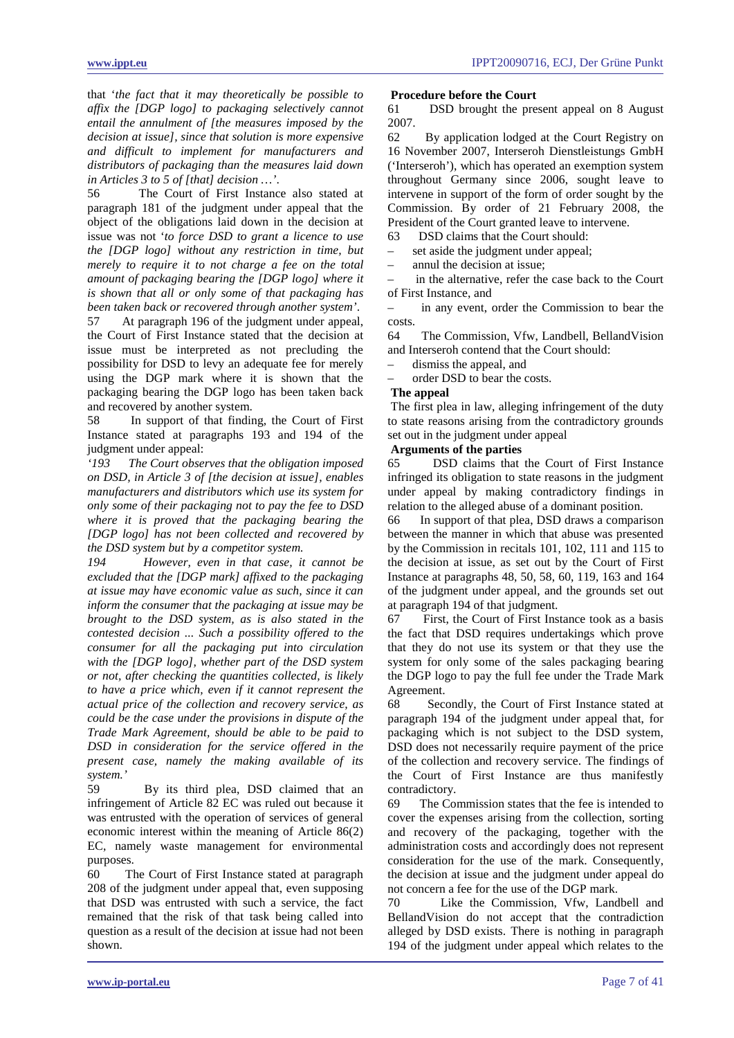that '*the fact that it may theoretically be possible to affix the [DGP logo] to packaging selectively cannot entail the annulment of [the measures imposed by the decision at issue], since that solution is more expensive and difficult to implement for manufacturers and distributors of packaging than the measures laid down in Articles 3 to 5 of [that] decision …*'.

56 The Court of First Instance also stated at paragraph 181 of the judgment under appeal that the object of the obligations laid down in the decision at issue was not '*to force DSD to grant a licence to use the [DGP logo] without any restriction in time, but merely to require it to not charge a fee on the total amount of packaging bearing the [DGP logo] where it is shown that all or only some of that packaging has been taken back or recovered through another system*'.

57 At paragraph 196 of the judgment under appeal, the Court of First Instance stated that the decision at issue must be interpreted as not precluding the possibility for DSD to levy an adequate fee for merely using the DGP mark where it is shown that the packaging bearing the DGP logo has been taken back and recovered by another system.

58 In support of that finding, the Court of First Instance stated at paragraphs 193 and 194 of the judgment under appeal:

'*193 The Court observes that the obligation imposed on DSD, in Article 3 of [the decision at issue], enables manufacturers and distributors which use its system for only some of their packaging not to pay the fee to DSD where it is proved that the packaging bearing the [DGP logo] has not been collected and recovered by the DSD system but by a competitor system.*

*194 However, even in that case, it cannot be excluded that the [DGP mark] affixed to the packaging at issue may have economic value as such, since it can inform the consumer that the packaging at issue may be brought to the DSD system, as is also stated in the contested decision ... Such a possibility offered to the consumer for all the packaging put into circulation with the [DGP logo], whether part of the DSD system or not, after checking the quantities collected, is likely to have a price which, even if it cannot represent the actual price of the collection and recovery service, as could be the case under the provisions in dispute of the Trade Mark Agreement, should be able to be paid to DSD in consideration for the service offered in the present case, namely the making available of its system.*'

59 By its third plea, DSD claimed that an infringement of Article 82 EC was ruled out because it was entrusted with the operation of services of general economic interest within the meaning of Article 86(2) EC, namely waste management for environmental purposes.

60 The Court of First Instance stated at paragraph 208 of the judgment under appeal that, even supposing that DSD was entrusted with such a service, the fact remained that the risk of that task being called into question as a result of the decision at issue had not been shown.

**Procedure before the Court**

61 DSD brought the present appeal on 8 August 2007.

62 By application lodged at the Court Registry on 16 November 2007, Interseroh Dienstleistungs GmbH ('Interseroh'), which has operated an exemption system throughout Germany since 2006, sought leave to intervene in support of the form of order sought by the Commission. By order of 21 February 2008, the President of the Court granted leave to intervene.

63 DSD claims that the Court should:

– set aside the judgment under appeal;
– annul the decision at issue;
– in the alternative, refer the case back to the Court of First Instance, and
– in any event, order the Commission to bear the costs.

64 The Commission, Vfw, Landbell, BellandVision and Interseroh contend that the Court should:

– dismiss the appeal, and
– order DSD to bear the costs.

**The appeal**

The first plea in law, alleging infringement of the duty to state reasons arising from the contradictory grounds set out in the judgment under appeal

**Arguments of the parties**

65 DSD claims that the Court of First Instance infringed its obligation to state reasons in the judgment under appeal by making contradictory findings in relation to the alleged abuse of a dominant position.

66 In support of that plea, DSD draws a comparison between the manner in which that abuse was presented by the Commission in recitals 101, 102, 111 and 115 to the decision at issue, as set out by the Court of First Instance at paragraphs 48, 50, 58, 60, 119, 163 and 164 of the judgment under appeal, and the grounds set out at paragraph 194 of that judgment.

67 First, the Court of First Instance took as a basis the fact that DSD requires undertakings which prove that they do not use its system or that they use the system for only some of the sales packaging bearing the DGP logo to pay the full fee under the Trade Mark Agreement.

68 Secondly, the Court of First Instance stated at paragraph 194 of the judgment under appeal that, for packaging which is not subject to the DSD system, DSD does not necessarily require payment of the price of the collection and recovery service. The findings of the Court of First Instance are thus manifestly contradictory.

69 The Commission states that the fee is intended to cover the expenses arising from the collection, sorting and recovery of the packaging, together with the administration costs and accordingly does not represent consideration for the use of the mark. Consequently, the decision at issue and the judgment under appeal do not concern a fee for the use of the DGP mark.

70 Like the Commission, Vfw, Landbell and BellandVision do not accept that the contradiction alleged by DSD exists. There is nothing in paragraph 194 of the judgment under appeal which relates to the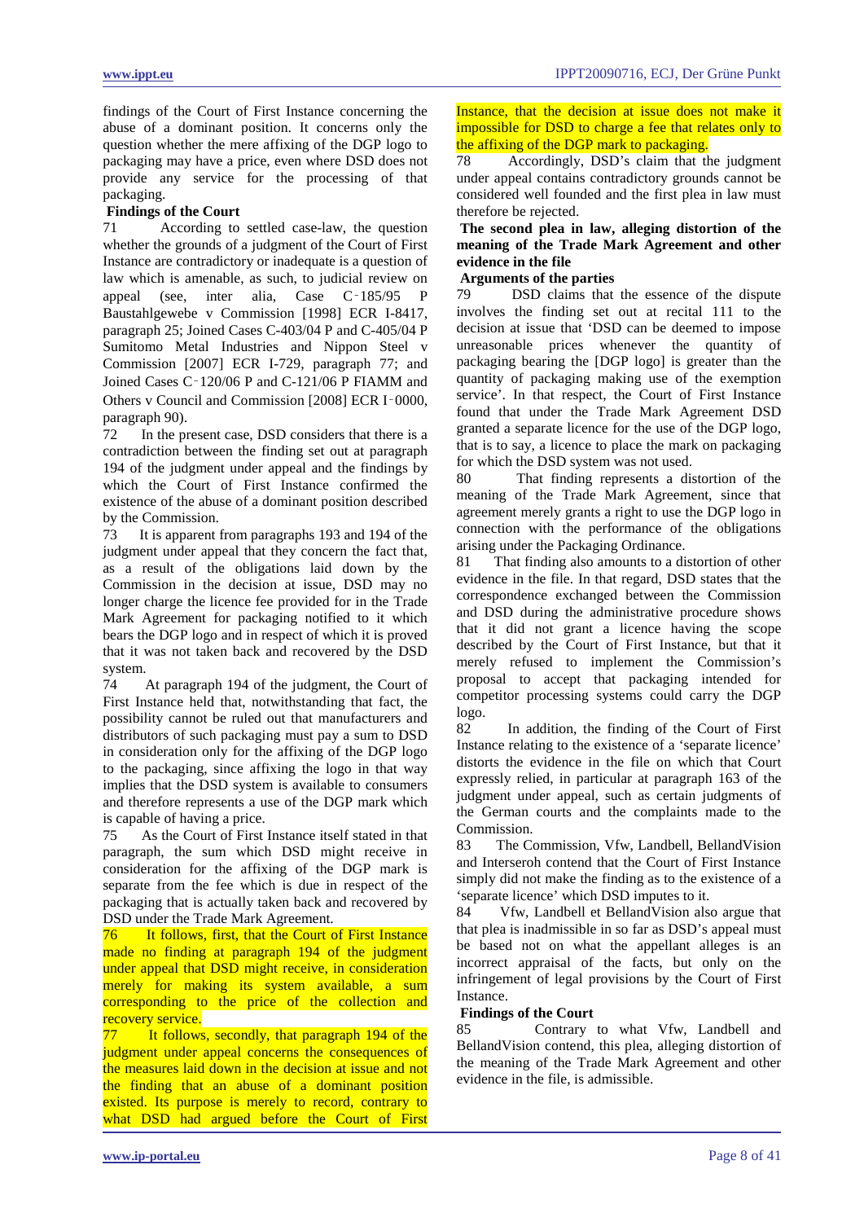findings of the Court of First Instance concerning the abuse of a dominant position. It concerns only the question whether the mere affixing of the DGP logo to packaging may have a price, even where DSD does not provide any service for the processing of that packaging.

**Findings of the Court**

71 According to settled case-law, the question whether the grounds of a judgment of the Court of First Instance are contradictory or inadequate is a question of law which is amenable, as such, to judicial review on appeal (see, inter alia, Case C‑185/95 P Baustahlgewebe v Commission [1998] ECR I-8417, paragraph 25; Joined Cases C-403/04 P and C-405/04 P Sumitomo Metal Industries and Nippon Steel v Commission [2007] ECR I-729, paragraph 77; and Joined Cases C‑120/06 P and C-121/06 P FIAMM and Others v Council and Commission [2008] ECR I‑0000, paragraph 90).

72 In the present case, DSD considers that there is a contradiction between the finding set out at paragraph 194 of the judgment under appeal and the findings by which the Court of First Instance confirmed the existence of the abuse of a dominant position described by the Commission.

73 It is apparent from paragraphs 193 and 194 of the judgment under appeal that they concern the fact that, as a result of the obligations laid down by the Commission in the decision at issue, DSD may no longer charge the licence fee provided for in the Trade Mark Agreement for packaging notified to it which bears the DGP logo and in respect of which it is proved that it was not taken back and recovered by the DSD system.

74 At paragraph 194 of the judgment, the Court of First Instance held that, notwithstanding that fact, the possibility cannot be ruled out that manufacturers and distributors of such packaging must pay a sum to DSD in consideration only for the affixing of the DGP logo to the packaging, since affixing the logo in that way implies that the DSD system is available to consumers and therefore represents a use of the DGP mark which is capable of having a price.

75 As the Court of First Instance itself stated in that paragraph, the sum which DSD might receive in consideration for the affixing of the DGP mark is separate from the fee which is due in respect of the packaging that is actually taken back and recovered by DSD under the Trade Mark Agreement.

76 It follows, first, that the Court of First Instance made no finding at paragraph 194 of the judgment under appeal that DSD might receive, in consideration merely for making its system available, a sum corresponding to the price of the collection and recovery service.

77 It follows, secondly, that paragraph 194 of the judgment under appeal concerns the consequences of the measures laid down in the decision at issue and not the finding that an abuse of a dominant position existed. Its purpose is merely to record, contrary to what DSD had argued before the Court of First Instance, that the decision at issue does not make it impossible for DSD to charge a fee that relates only to the affixing of the DGP mark to packaging.

78 Accordingly, DSD's claim that the judgment under appeal contains contradictory grounds cannot be considered well founded and the first plea in law must therefore be rejected.

**The second plea in law, alleging distortion of the meaning of the Trade Mark Agreement and other evidence in the file**

**Arguments of the parties**

79 DSD claims that the essence of the dispute involves the finding set out at recital 111 to the decision at issue that 'DSD can be deemed to impose unreasonable prices whenever the quantity of packaging bearing the [DGP logo] is greater than the quantity of packaging making use of the exemption service'. In that respect, the Court of First Instance found that under the Trade Mark Agreement DSD granted a separate licence for the use of the DGP logo, that is to say, a licence to place the mark on packaging for which the DSD system was not used.

80 That finding represents a distortion of the meaning of the Trade Mark Agreement, since that agreement merely grants a right to use the DGP logo in connection with the performance of the obligations arising under the Packaging Ordinance.

81 That finding also amounts to a distortion of other evidence in the file. In that regard, DSD states that the correspondence exchanged between the Commission and DSD during the administrative procedure shows that it did not grant a licence having the scope described by the Court of First Instance, but that it merely refused to implement the Commission's proposal to accept that packaging intended for competitor processing systems could carry the DGP logo.

82 In addition, the finding of the Court of First Instance relating to the existence of a 'separate licence' distorts the evidence in the file on which that Court expressly relied, in particular at paragraph 163 of the judgment under appeal, such as certain judgments of the German courts and the complaints made to the Commission.

83 The Commission, Vfw, Landbell, BellandVision and Interseroh contend that the Court of First Instance simply did not make the finding as to the existence of a 'separate licence' which DSD imputes to it.

84 Vfw, Landbell et BellandVision also argue that that plea is inadmissible in so far as DSD's appeal must be based not on what the appellant alleges is an incorrect appraisal of the facts, but only on the infringement of legal provisions by the Court of First Instance.

**Findings of the Court**

85 Contrary to what Vfw, Landbell and BellandVision contend, this plea, alleging distortion of the meaning of the Trade Mark Agreement and other evidence in the file, is admissible.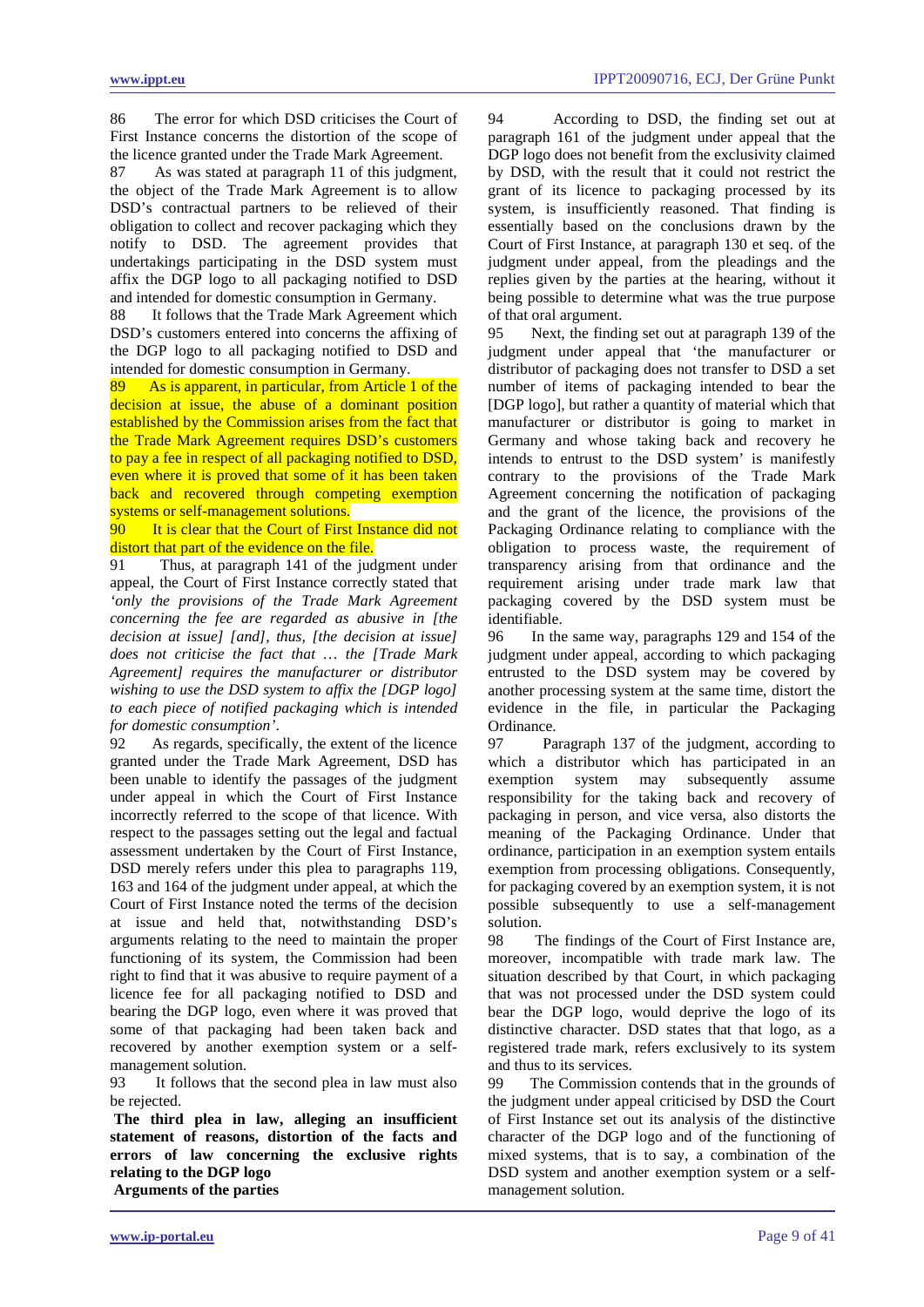86 The error for which DSD criticises the Court of First Instance concerns the distortion of the scope of the licence granted under the Trade Mark Agreement.

87 As was stated at paragraph 11 of this judgment, the object of the Trade Mark Agreement is to allow DSD's contractual partners to be relieved of their obligation to collect and recover packaging which they notify to DSD. The agreement provides that undertakings participating in the DSD system must affix the DGP logo to all packaging notified to DSD and intended for domestic consumption in Germany.

88 It follows that the Trade Mark Agreement which DSD's customers entered into concerns the affixing of the DGP logo to all packaging notified to DSD and intended for domestic consumption in Germany.

89 As is apparent, in particular, from Article 1 of the decision at issue, the abuse of a dominant position established by the Commission arises from the fact that the Trade Mark Agreement requires DSD's customers to pay a fee in respect of all packaging notified to DSD, even where it is proved that some of it has been taken back and recovered through competing exemption systems or self-management solutions.

90 It is clear that the Court of First Instance did not distort that part of the evidence on the file.

91 Thus, at paragraph 141 of the judgment under appeal, the Court of First Instance correctly stated that *'only the provisions of the Trade Mark Agreement concerning the fee are regarded as abusive in [the decision at issue] [and], thus, [the decision at issue] does not criticise the fact that … the [Trade Mark Agreement] requires the manufacturer or distributor wishing to use the DSD system to affix the [DGP logo] to each piece of notified packaging which is intended for domestic consumption'*.

92 As regards, specifically, the extent of the licence granted under the Trade Mark Agreement, DSD has been unable to identify the passages of the judgment under appeal in which the Court of First Instance incorrectly referred to the scope of that licence. With respect to the passages setting out the legal and factual assessment undertaken by the Court of First Instance, DSD merely refers under this plea to paragraphs 119, 163 and 164 of the judgment under appeal, at which the Court of First Instance noted the terms of the decision at issue and held that, notwithstanding DSD's arguments relating to the need to maintain the proper functioning of its system, the Commission had been right to find that it was abusive to require payment of a licence fee for all packaging notified to DSD and bearing the DGP logo, even where it was proved that some of that packaging had been taken back and recovered by another exemption system or a self-management solution.

93 It follows that the second plea in law must also be rejected.

**The third plea in law, alleging an insufficient statement of reasons, distortion of the facts and errors of law concerning the exclusive rights relating to the DGP logo**

**Arguments of the parties**

94 According to DSD, the finding set out at paragraph 161 of the judgment under appeal that the DGP logo does not benefit from the exclusivity claimed by DSD, with the result that it could not restrict the grant of its licence to packaging processed by its system, is insufficiently reasoned. That finding is essentially based on the conclusions drawn by the Court of First Instance, at paragraph 130 et seq. of the judgment under appeal, from the pleadings and the replies given by the parties at the hearing, without it being possible to determine what was the true purpose of that oral argument.

95 Next, the finding set out at paragraph 139 of the judgment under appeal that 'the manufacturer or distributor of packaging does not transfer to DSD a set number of items of packaging intended to bear the [DGP logo], but rather a quantity of material which that manufacturer or distributor is going to market in Germany and whose taking back and recovery he intends to entrust to the DSD system' is manifestly contrary to the provisions of the Trade Mark Agreement concerning the notification of packaging and the grant of the licence, the provisions of the Packaging Ordinance relating to compliance with the obligation to process waste, the requirement of transparency arising from that ordinance and the requirement arising under trade mark law that packaging covered by the DSD system must be identifiable.

96 In the same way, paragraphs 129 and 154 of the judgment under appeal, according to which packaging entrusted to the DSD system may be covered by another processing system at the same time, distort the evidence in the file, in particular the Packaging Ordinance.

97 Paragraph 137 of the judgment, according to which a distributor which has participated in an exemption system may subsequently assume responsibility for the taking back and recovery of packaging in person, and vice versa, also distorts the meaning of the Packaging Ordinance. Under that ordinance, participation in an exemption system entails exemption from processing obligations. Consequently, for packaging covered by an exemption system, it is not possible subsequently to use a self-management solution.

98 The findings of the Court of First Instance are, moreover, incompatible with trade mark law. The situation described by that Court, in which packaging that was not processed under the DSD system could bear the DGP logo, would deprive the logo of its distinctive character. DSD states that that logo, as a registered trade mark, refers exclusively to its system and thus to its services.

99 The Commission contends that in the grounds of the judgment under appeal criticised by DSD the Court of First Instance set out its analysis of the distinctive character of the DGP logo and of the functioning of mixed systems, that is to say, a combination of the DSD system and another exemption system or a self-management solution.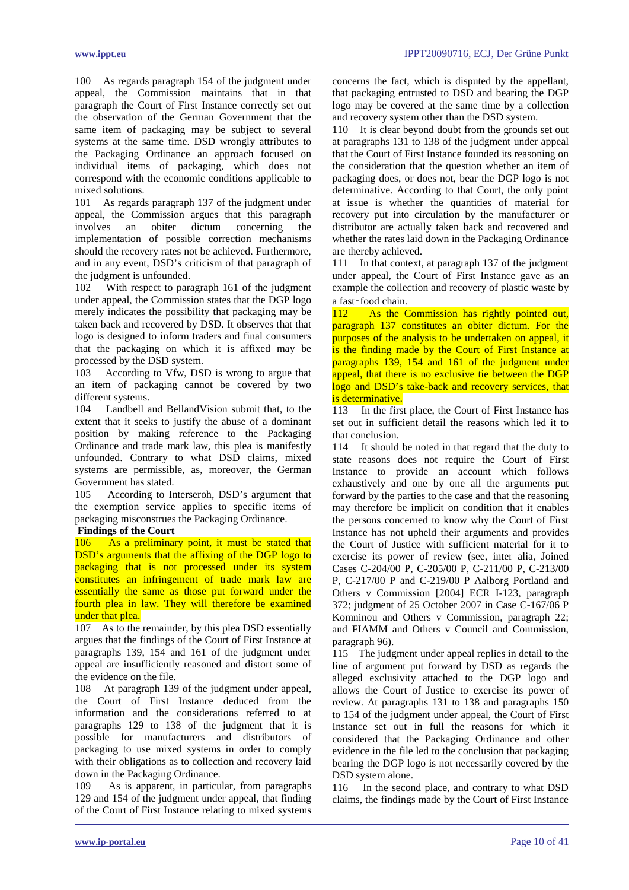100 As regards paragraph 154 of the judgment under appeal, the Commission maintains that in that paragraph the Court of First Instance correctly set out the observation of the German Government that the same item of packaging may be subject to several systems at the same time. DSD wrongly attributes to the Packaging Ordinance an approach focused on individual items of packaging, which does not correspond with the economic conditions applicable to mixed solutions.

101 As regards paragraph 137 of the judgment under appeal, the Commission argues that this paragraph involves an obiter dictum concerning the implementation of possible correction mechanisms should the recovery rates not be achieved. Furthermore, and in any event, DSD's criticism of that paragraph of the judgment is unfounded.

102 With respect to paragraph 161 of the judgment under appeal, the Commission states that the DGP logo merely indicates the possibility that packaging may be taken back and recovered by DSD. It observes that that logo is designed to inform traders and final consumers that the packaging on which it is affixed may be processed by the DSD system.

103 According to Vfw, DSD is wrong to argue that an item of packaging cannot be covered by two different systems.

104 Landbell and BellandVision submit that, to the extent that it seeks to justify the abuse of a dominant position by making reference to the Packaging Ordinance and trade mark law, this plea is manifestly unfounded. Contrary to what DSD claims, mixed systems are permissible, as, moreover, the German Government has stated.

105 According to Interseroh, DSD's argument that the exemption service applies to specific items of packaging misconstrues the Packaging Ordinance.

**Findings of the Court**

106 As a preliminary point, it must be stated that DSD's arguments that the affixing of the DGP logo to packaging that is not processed under its system constitutes an infringement of trade mark law are essentially the same as those put forward under the fourth plea in law. They will therefore be examined under that plea.

107 As to the remainder, by this plea DSD essentially argues that the findings of the Court of First Instance at paragraphs 139, 154 and 161 of the judgment under appeal are insufficiently reasoned and distort some of the evidence on the file.

108 At paragraph 139 of the judgment under appeal, the Court of First Instance deduced from the information and the considerations referred to at paragraphs 129 to 138 of the judgment that it is possible for manufacturers and distributors of packaging to use mixed systems in order to comply with their obligations as to collection and recovery laid down in the Packaging Ordinance.

109 As is apparent, in particular, from paragraphs 129 and 154 of the judgment under appeal, that finding of the Court of First Instance relating to mixed systems concerns the fact, which is disputed by the appellant, that packaging entrusted to DSD and bearing the DGP logo may be covered at the same time by a collection and recovery system other than the DSD system.

110 It is clear beyond doubt from the grounds set out at paragraphs 131 to 138 of the judgment under appeal that the Court of First Instance founded its reasoning on the consideration that the question whether an item of packaging does, or does not, bear the DGP logo is not determinative. According to that Court, the only point at issue is whether the quantities of material for recovery put into circulation by the manufacturer or distributor are actually taken back and recovered and whether the rates laid down in the Packaging Ordinance are thereby achieved.

111 In that context, at paragraph 137 of the judgment under appeal, the Court of First Instance gave as an example the collection and recovery of plastic waste by a fast‑food chain.

112 As the Commission has rightly pointed out, paragraph 137 constitutes an obiter dictum. For the purposes of the analysis to be undertaken on appeal, it is the finding made by the Court of First Instance at paragraphs 139, 154 and 161 of the judgment under appeal, that there is no exclusive tie between the DGP logo and DSD's take-back and recovery services, that is determinative.

113 In the first place, the Court of First Instance has set out in sufficient detail the reasons which led it to that conclusion.

114 It should be noted in that regard that the duty to state reasons does not require the Court of First Instance to provide an account which follows exhaustively and one by one all the arguments put forward by the parties to the case and that the reasoning may therefore be implicit on condition that it enables the persons concerned to know why the Court of First Instance has not upheld their arguments and provides the Court of Justice with sufficient material for it to exercise its power of review (see, inter alia, Joined Cases C-204/00 P, C-205/00 P, C-211/00 P, C-213/00 P, C-217/00 P and C-219/00 P Aalborg Portland and Others v Commission [2004] ECR I-123, paragraph 372; judgment of 25 October 2007 in Case C-167/06 P Komninou and Others v Commission, paragraph 22; and FIAMM and Others v Council and Commission, paragraph 96).

115 The judgment under appeal replies in detail to the line of argument put forward by DSD as regards the alleged exclusivity attached to the DGP logo and allows the Court of Justice to exercise its power of review. At paragraphs 131 to 138 and paragraphs 150 to 154 of the judgment under appeal, the Court of First Instance set out in full the reasons for which it considered that the Packaging Ordinance and other evidence in the file led to the conclusion that packaging bearing the DGP logo is not necessarily covered by the DSD system alone.

116 In the second place, and contrary to what DSD claims, the findings made by the Court of First Instance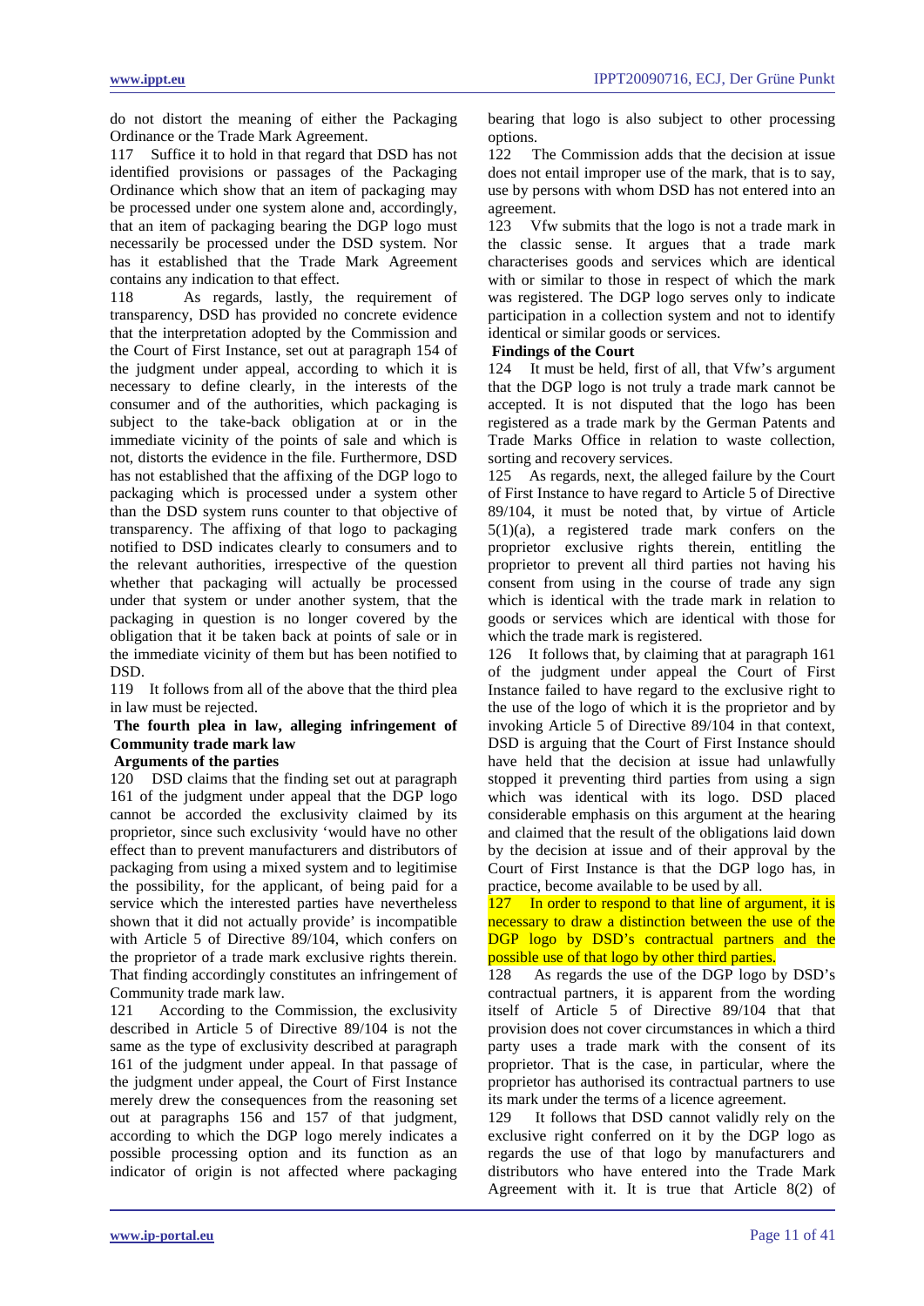do not distort the meaning of either the Packaging Ordinance or the Trade Mark Agreement.

117 Suffice it to hold in that regard that DSD has not identified provisions or passages of the Packaging Ordinance which show that an item of packaging may be processed under one system alone and, accordingly, that an item of packaging bearing the DGP logo must necessarily be processed under the DSD system. Nor has it established that the Trade Mark Agreement contains any indication to that effect.

118 As regards, lastly, the requirement of transparency, DSD has provided no concrete evidence that the interpretation adopted by the Commission and the Court of First Instance, set out at paragraph 154 of the judgment under appeal, according to which it is necessary to define clearly, in the interests of the consumer and of the authorities, which packaging is subject to the take-back obligation at or in the immediate vicinity of the points of sale and which is not, distorts the evidence in the file. Furthermore, DSD has not established that the affixing of the DGP logo to packaging which is processed under a system other than the DSD system runs counter to that objective of transparency. The affixing of that logo to packaging notified to DSD indicates clearly to consumers and to the relevant authorities, irrespective of the question whether that packaging will actually be processed under that system or under another system, that the packaging in question is no longer covered by the obligation that it be taken back at points of sale or in the immediate vicinity of them but has been notified to DSD.

119 It follows from all of the above that the third plea in law must be rejected.

**The fourth plea in law, alleging infringement of Community trade mark law**

**Arguments of the parties**

120 DSD claims that the finding set out at paragraph 161 of the judgment under appeal that the DGP logo cannot be accorded the exclusivity claimed by its proprietor, since such exclusivity 'would have no other effect than to prevent manufacturers and distributors of packaging from using a mixed system and to legitimise the possibility, for the applicant, of being paid for a service which the interested parties have nevertheless shown that it did not actually provide' is incompatible with Article 5 of Directive 89/104, which confers on the proprietor of a trade mark exclusive rights therein. That finding accordingly constitutes an infringement of Community trade mark law.

121 According to the Commission, the exclusivity described in Article 5 of Directive 89/104 is not the same as the type of exclusivity described at paragraph 161 of the judgment under appeal. In that passage of the judgment under appeal, the Court of First Instance merely drew the consequences from the reasoning set out at paragraphs 156 and 157 of that judgment, according to which the DGP logo merely indicates a possible processing option and its function as an indicator of origin is not affected where packaging bearing that logo is also subject to other processing options.

122 The Commission adds that the decision at issue does not entail improper use of the mark, that is to say, use by persons with whom DSD has not entered into an agreement.

123 Vfw submits that the logo is not a trade mark in the classic sense. It argues that a trade mark characterises goods and services which are identical with or similar to those in respect of which the mark was registered. The DGP logo serves only to indicate participation in a collection system and not to identify identical or similar goods or services.

**Findings of the Court**

124 It must be held, first of all, that Vfw's argument that the DGP logo is not truly a trade mark cannot be accepted. It is not disputed that the logo has been registered as a trade mark by the German Patents and Trade Marks Office in relation to waste collection, sorting and recovery services.

125 As regards, next, the alleged failure by the Court of First Instance to have regard to Article 5 of Directive 89/104, it must be noted that, by virtue of Article 5(1)(a), a registered trade mark confers on the proprietor exclusive rights therein, entitling the proprietor to prevent all third parties not having his consent from using in the course of trade any sign which is identical with the trade mark in relation to goods or services which are identical with those for which the trade mark is registered.

126 It follows that, by claiming that at paragraph 161 of the judgment under appeal the Court of First Instance failed to have regard to the exclusive right to the use of the logo of which it is the proprietor and by invoking Article 5 of Directive 89/104 in that context, DSD is arguing that the Court of First Instance should have held that the decision at issue had unlawfully stopped it preventing third parties from using a sign which was identical with its logo. DSD placed considerable emphasis on this argument at the hearing and claimed that the result of the obligations laid down by the decision at issue and of their approval by the Court of First Instance is that the DGP logo has, in practice, become available to be used by all.

127 In order to respond to that line of argument, it is necessary to draw a distinction between the use of the DGP logo by DSD's contractual partners and the possible use of that logo by other third parties.

128 As regards the use of the DGP logo by DSD's contractual partners, it is apparent from the wording itself of Article 5 of Directive 89/104 that that provision does not cover circumstances in which a third party uses a trade mark with the consent of its proprietor. That is the case, in particular, where the proprietor has authorised its contractual partners to use its mark under the terms of a licence agreement.

129 It follows that DSD cannot validly rely on the exclusive right conferred on it by the DGP logo as regards the use of that logo by manufacturers and distributors who have entered into the Trade Mark Agreement with it. It is true that Article 8(2) of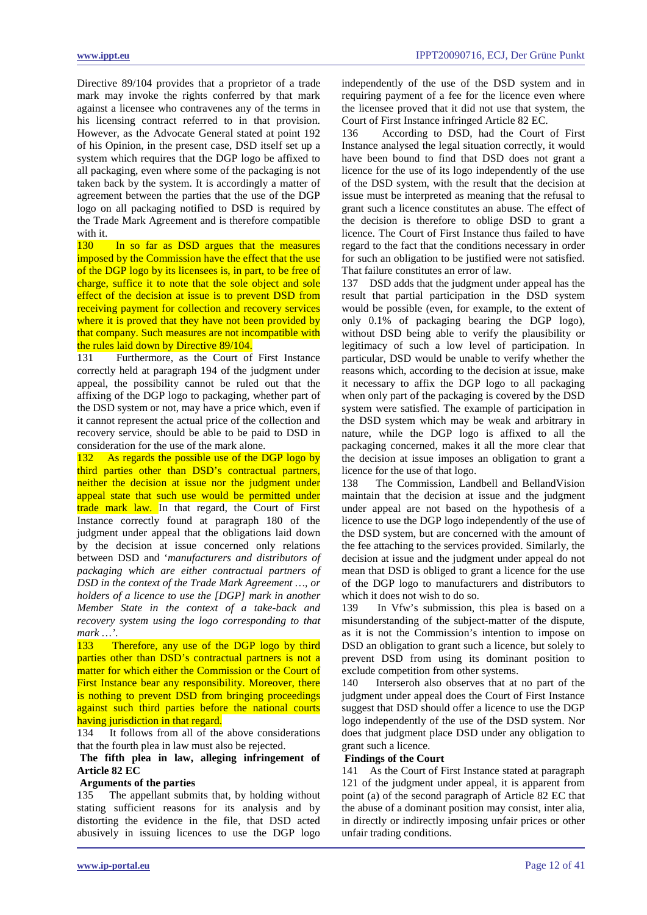Directive 89/104 provides that a proprietor of a trade mark may invoke the rights conferred by that mark against a licensee who contravenes any of the terms in his licensing contract referred to in that provision. However, as the Advocate General stated at point 192 of his Opinion, in the present case, DSD itself set up a system which requires that the DGP logo be affixed to all packaging, even where some of the packaging is not taken back by the system. It is accordingly a matter of agreement between the parties that the use of the DGP logo on all packaging notified to DSD is required by the Trade Mark Agreement and is therefore compatible with it.

130 In so far as DSD argues that the measures imposed by the Commission have the effect that the use of the DGP logo by its licensees is, in part, to be free of charge, suffice it to note that the sole object and sole effect of the decision at issue is to prevent DSD from receiving payment for collection and recovery services where it is proved that they have not been provided by that company. Such measures are not incompatible with the rules laid down by Directive 89/104.

131 Furthermore, as the Court of First Instance correctly held at paragraph 194 of the judgment under appeal, the possibility cannot be ruled out that the affixing of the DGP logo to packaging, whether part of the DSD system or not, may have a price which, even if it cannot represent the actual price of the collection and recovery service, should be able to be paid to DSD in consideration for the use of the mark alone.

132 As regards the possible use of the DGP logo by third parties other than DSD's contractual partners, neither the decision at issue nor the judgment under appeal state that such use would be permitted under trade mark law. In that regard, the Court of First Instance correctly found at paragraph 180 of the judgment under appeal that the obligations laid down by the decision at issue concerned only relations between DSD and '*manufacturers and distributors of packaging which are either contractual partners of DSD in the context of the Trade Mark Agreement …, or holders of a licence to use the [DGP] mark in another Member State in the context of a take-back and recovery system using the logo corresponding to that mark …*'.

133 Therefore, any use of the DGP logo by third parties other than DSD's contractual partners is not a matter for which either the Commission or the Court of First Instance bear any responsibility. Moreover, there is nothing to prevent DSD from bringing proceedings against such third parties before the national courts having jurisdiction in that regard.

134 It follows from all of the above considerations that the fourth plea in law must also be rejected.

**The fifth plea in law, alleging infringement of Article 82 EC**

**Arguments of the parties**

135 The appellant submits that, by holding without stating sufficient reasons for its analysis and by distorting the evidence in the file, that DSD acted abusively in issuing licences to use the DGP logo independently of the use of the DSD system and in requiring payment of a fee for the licence even where the licensee proved that it did not use that system, the Court of First Instance infringed Article 82 EC.

136 According to DSD, had the Court of First Instance analysed the legal situation correctly, it would have been bound to find that DSD does not grant a licence for the use of its logo independently of the use of the DSD system, with the result that the decision at issue must be interpreted as meaning that the refusal to grant such a licence constitutes an abuse. The effect of the decision is therefore to oblige DSD to grant a licence. The Court of First Instance thus failed to have regard to the fact that the conditions necessary in order for such an obligation to be justified were not satisfied. That failure constitutes an error of law.

137 DSD adds that the judgment under appeal has the result that partial participation in the DSD system would be possible (even, for example, to the extent of only 0.1% of packaging bearing the DGP logo), without DSD being able to verify the plausibility or legitimacy of such a low level of participation. In particular, DSD would be unable to verify whether the reasons which, according to the decision at issue, make it necessary to affix the DGP logo to all packaging when only part of the packaging is covered by the DSD system were satisfied. The example of participation in the DSD system which may be weak and arbitrary in nature, while the DGP logo is affixed to all the packaging concerned, makes it all the more clear that the decision at issue imposes an obligation to grant a licence for the use of that logo.

138 The Commission, Landbell and BellandVision maintain that the decision at issue and the judgment under appeal are not based on the hypothesis of a licence to use the DGP logo independently of the use of the DSD system, but are concerned with the amount of the fee attaching to the services provided. Similarly, the decision at issue and the judgment under appeal do not mean that DSD is obliged to grant a licence for the use of the DGP logo to manufacturers and distributors to which it does not wish to do so.

139 In Vfw's submission, this plea is based on a misunderstanding of the subject-matter of the dispute, as it is not the Commission's intention to impose on DSD an obligation to grant such a licence, but solely to prevent DSD from using its dominant position to exclude competition from other systems.

140 Interseroh also observes that at no part of the judgment under appeal does the Court of First Instance suggest that DSD should offer a licence to use the DGP logo independently of the use of the DSD system. Nor does that judgment place DSD under any obligation to grant such a licence.

**Findings of the Court**

141 As the Court of First Instance stated at paragraph 121 of the judgment under appeal, it is apparent from point (a) of the second paragraph of Article 82 EC that the abuse of a dominant position may consist, inter alia, in directly or indirectly imposing unfair prices or other unfair trading conditions.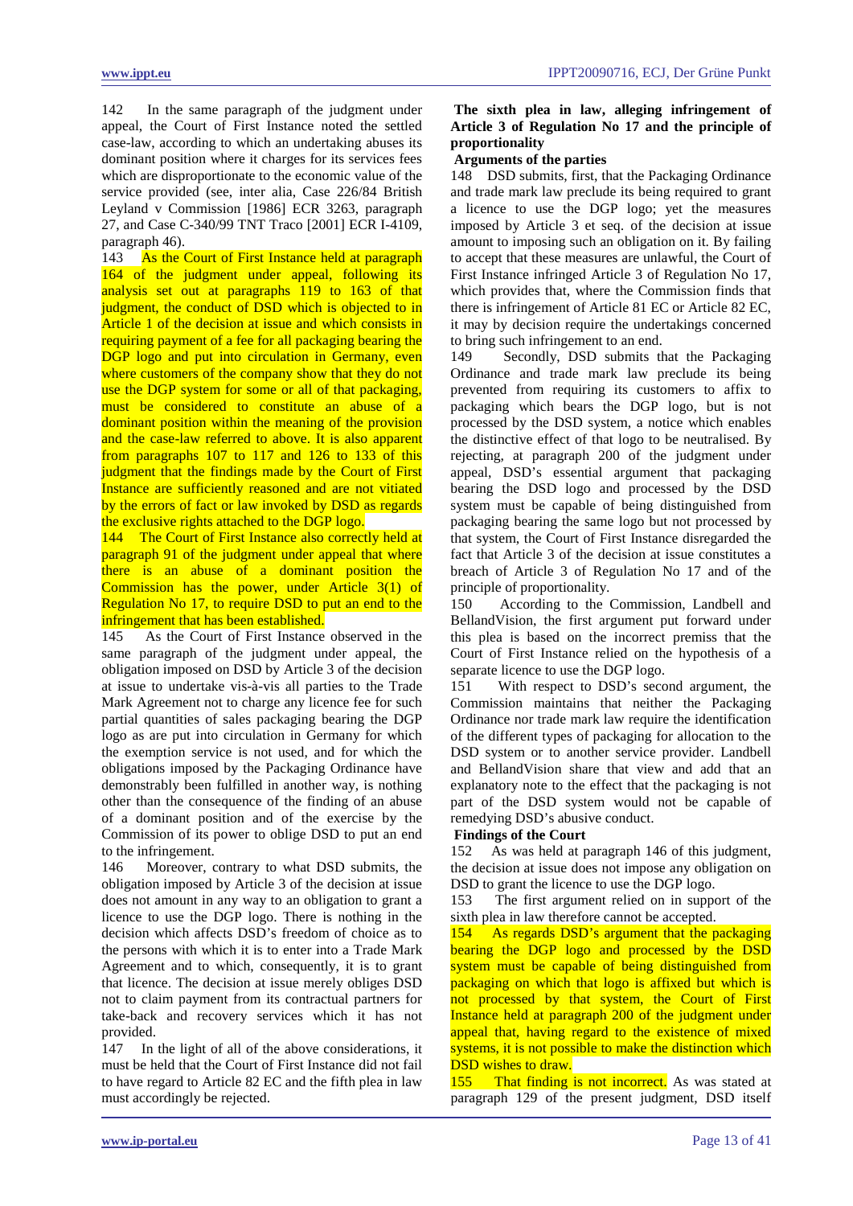142 In the same paragraph of the judgment under appeal, the Court of First Instance noted the settled case-law, according to which an undertaking abuses its dominant position where it charges for its services fees which are disproportionate to the economic value of the service provided (see, inter alia, Case 226/84 British Leyland v Commission [1986] ECR 3263, paragraph 27, and Case C-340/99 TNT Traco [2001] ECR I-4109, paragraph 46).

143 As the Court of First Instance held at paragraph 164 of the judgment under appeal, following its analysis set out at paragraphs 119 to 163 of that judgment, the conduct of DSD which is objected to in Article 1 of the decision at issue and which consists in requiring payment of a fee for all packaging bearing the DGP logo and put into circulation in Germany, even where customers of the company show that they do not use the DGP system for some or all of that packaging, must be considered to constitute an abuse of a dominant position within the meaning of the provision and the case-law referred to above. It is also apparent from paragraphs 107 to 117 and 126 to 133 of this judgment that the findings made by the Court of First Instance are sufficiently reasoned and are not vitiated by the errors of fact or law invoked by DSD as regards the exclusive rights attached to the DGP logo.

144 The Court of First Instance also correctly held at paragraph 91 of the judgment under appeal that where there is an abuse of a dominant position the Commission has the power, under Article 3(1) of Regulation No 17, to require DSD to put an end to the infringement that has been established.

145 As the Court of First Instance observed in the same paragraph of the judgment under appeal, the obligation imposed on DSD by Article 3 of the decision at issue to undertake vis-à-vis all parties to the Trade Mark Agreement not to charge any licence fee for such partial quantities of sales packaging bearing the DGP logo as are put into circulation in Germany for which the exemption service is not used, and for which the obligations imposed by the Packaging Ordinance have demonstrably been fulfilled in another way, is nothing other than the consequence of the finding of an abuse of a dominant position and of the exercise by the Commission of its power to oblige DSD to put an end to the infringement.

146 Moreover, contrary to what DSD submits, the obligation imposed by Article 3 of the decision at issue does not amount in any way to an obligation to grant a licence to use the DGP logo. There is nothing in the decision which affects DSD's freedom of choice as to the persons with which it is to enter into a Trade Mark Agreement and to which, consequently, it is to grant that licence. The decision at issue merely obliges DSD not to claim payment from its contractual partners for take-back and recovery services which it has not provided.

147 In the light of all of the above considerations, it must be held that the Court of First Instance did not fail to have regard to Article 82 EC and the fifth plea in law must accordingly be rejected.

**The sixth plea in law, alleging infringement of Article 3 of Regulation No 17 and the principle of proportionality**

**Arguments of the parties**

148 DSD submits, first, that the Packaging Ordinance and trade mark law preclude its being required to grant a licence to use the DGP logo; yet the measures imposed by Article 3 et seq. of the decision at issue amount to imposing such an obligation on it. By failing to accept that these measures are unlawful, the Court of First Instance infringed Article 3 of Regulation No 17, which provides that, where the Commission finds that there is infringement of Article 81 EC or Article 82 EC, it may by decision require the undertakings concerned to bring such infringement to an end.

149 Secondly, DSD submits that the Packaging Ordinance and trade mark law preclude its being prevented from requiring its customers to affix to packaging which bears the DGP logo, but is not processed by the DSD system, a notice which enables the distinctive effect of that logo to be neutralised. By rejecting, at paragraph 200 of the judgment under appeal, DSD's essential argument that packaging bearing the DSD logo and processed by the DSD system must be capable of being distinguished from packaging bearing the same logo but not processed by that system, the Court of First Instance disregarded the fact that Article 3 of the decision at issue constitutes a breach of Article 3 of Regulation No 17 and of the principle of proportionality.

150 According to the Commission, Landbell and BellandVision, the first argument put forward under this plea is based on the incorrect premiss that the Court of First Instance relied on the hypothesis of a separate licence to use the DGP logo.

151 With respect to DSD's second argument, the Commission maintains that neither the Packaging Ordinance nor trade mark law require the identification of the different types of packaging for allocation to the DSD system or to another service provider. Landbell and BellandVision share that view and add that an explanatory note to the effect that the packaging is not part of the DSD system would not be capable of remedying DSD's abusive conduct.

**Findings of the Court**

152 As was held at paragraph 146 of this judgment, the decision at issue does not impose any obligation on DSD to grant the licence to use the DGP logo.

153 The first argument relied on in support of the sixth plea in law therefore cannot be accepted.

154 As regards DSD's argument that the packaging bearing the DGP logo and processed by the DSD system must be capable of being distinguished from packaging on which that logo is affixed but which is not processed by that system, the Court of First Instance held at paragraph 200 of the judgment under appeal that, having regard to the existence of mixed systems, it is not possible to make the distinction which DSD wishes to draw.

155 That finding is not incorrect. As was stated at paragraph 129 of the present judgment, DSD itself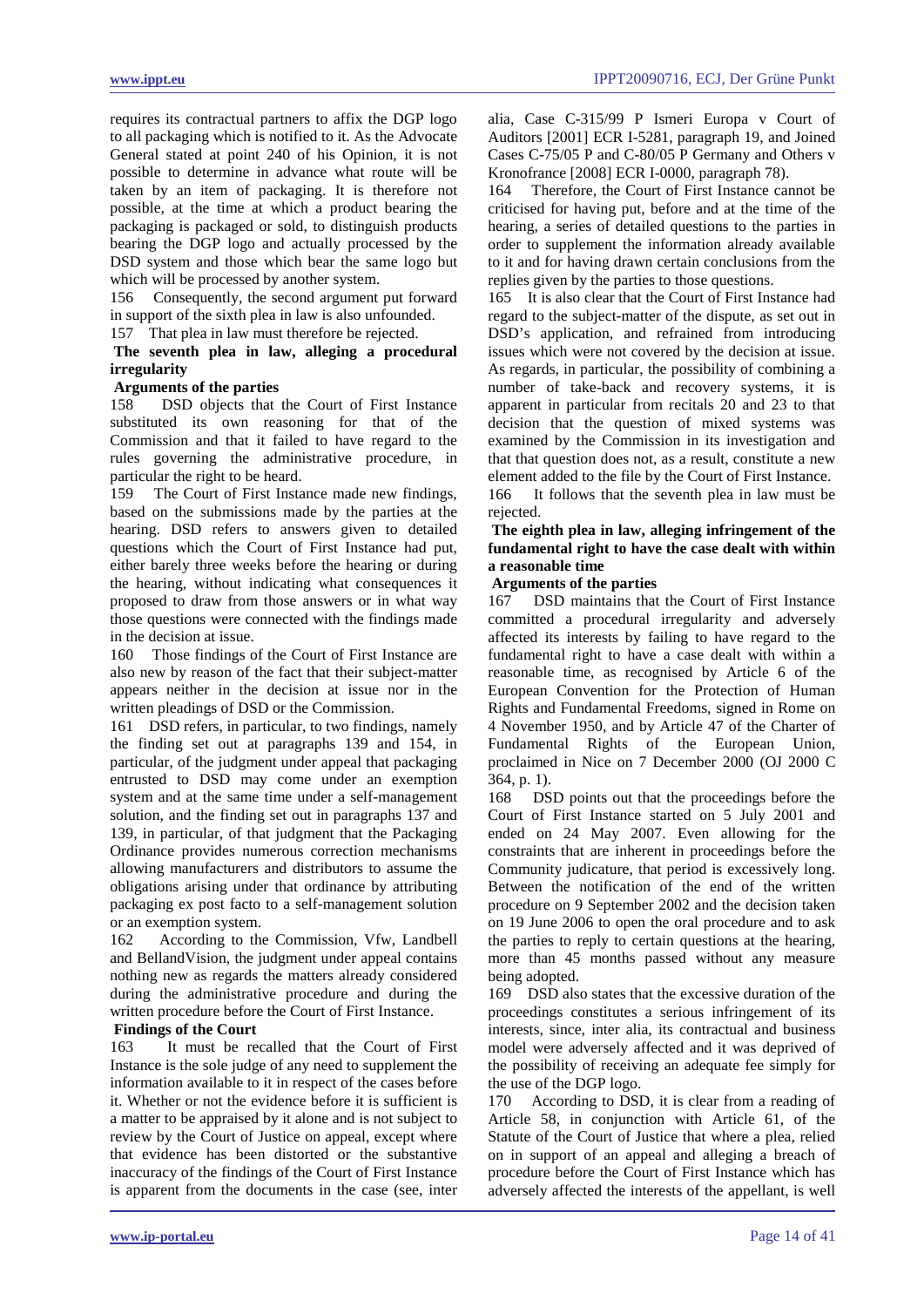requires its contractual partners to affix the DGP logo to all packaging which is notified to it. As the Advocate General stated at point 240 of his Opinion, it is not possible to determine in advance what route will be taken by an item of packaging. It is therefore not possible, at the time at which a product bearing the packaging is packaged or sold, to distinguish products bearing the DGP logo and actually processed by the DSD system and those which bear the same logo but which will be processed by another system.

156 Consequently, the second argument put forward in support of the sixth plea in law is also unfounded.

157 That plea in law must therefore be rejected.

**The seventh plea in law, alleging a procedural irregularity**

**Arguments of the parties**

158 DSD objects that the Court of First Instance substituted its own reasoning for that of the Commission and that it failed to have regard to the rules governing the administrative procedure, in particular the right to be heard.

159 The Court of First Instance made new findings, based on the submissions made by the parties at the hearing. DSD refers to answers given to detailed questions which the Court of First Instance had put, either barely three weeks before the hearing or during the hearing, without indicating what consequences it proposed to draw from those answers or in what way those questions were connected with the findings made in the decision at issue.

160 Those findings of the Court of First Instance are also new by reason of the fact that their subject-matter appears neither in the decision at issue nor in the written pleadings of DSD or the Commission.

161 DSD refers, in particular, to two findings, namely the finding set out at paragraphs 139 and 154, in particular, of the judgment under appeal that packaging entrusted to DSD may come under an exemption system and at the same time under a self-management solution, and the finding set out in paragraphs 137 and 139, in particular, of that judgment that the Packaging Ordinance provides numerous correction mechanisms allowing manufacturers and distributors to assume the obligations arising under that ordinance by attributing packaging ex post facto to a self-management solution or an exemption system.

162 According to the Commission, Vfw, Landbell and BellandVision, the judgment under appeal contains nothing new as regards the matters already considered during the administrative procedure and during the written procedure before the Court of First Instance.

**Findings of the Court**

163 It must be recalled that the Court of First Instance is the sole judge of any need to supplement the information available to it in respect of the cases before it. Whether or not the evidence before it is sufficient is a matter to be appraised by it alone and is not subject to review by the Court of Justice on appeal, except where that evidence has been distorted or the substantive inaccuracy of the findings of the Court of First Instance is apparent from the documents in the case (see, inter alia, Case C-315/99 P Ismeri Europa v Court of Auditors [2001] ECR I-5281, paragraph 19, and Joined Cases C-75/05 P and C-80/05 P Germany and Others v Kronofrance [2008] ECR I-0000, paragraph 78).

164 Therefore, the Court of First Instance cannot be criticised for having put, before and at the time of the hearing, a series of detailed questions to the parties in order to supplement the information already available to it and for having drawn certain conclusions from the replies given by the parties to those questions.

165 It is also clear that the Court of First Instance had regard to the subject-matter of the dispute, as set out in DSD's application, and refrained from introducing issues which were not covered by the decision at issue. As regards, in particular, the possibility of combining a number of take-back and recovery systems, it is apparent in particular from recitals 20 and 23 to that decision that the question of mixed systems was examined by the Commission in its investigation and that that question does not, as a result, constitute a new element added to the file by the Court of First Instance.

166 It follows that the seventh plea in law must be rejected.

**The eighth plea in law, alleging infringement of the fundamental right to have the case dealt with within a reasonable time**

**Arguments of the parties**

167 DSD maintains that the Court of First Instance committed a procedural irregularity and adversely affected its interests by failing to have regard to the fundamental right to have a case dealt with within a reasonable time, as recognised by Article 6 of the European Convention for the Protection of Human Rights and Fundamental Freedoms, signed in Rome on 4 November 1950, and by Article 47 of the Charter of Fundamental Rights of the European Union, proclaimed in Nice on 7 December 2000 (OJ 2000 C 364, p. 1).

168 DSD points out that the proceedings before the Court of First Instance started on 5 July 2001 and ended on 24 May 2007. Even allowing for the constraints that are inherent in proceedings before the Community judicature, that period is excessively long. Between the notification of the end of the written procedure on 9 September 2002 and the decision taken on 19 June 2006 to open the oral procedure and to ask the parties to reply to certain questions at the hearing, more than 45 months passed without any measure being adopted.

169 DSD also states that the excessive duration of the proceedings constitutes a serious infringement of its interests, since, inter alia, its contractual and business model were adversely affected and it was deprived of the possibility of receiving an adequate fee simply for the use of the DGP logo.

170 According to DSD, it is clear from a reading of Article 58, in conjunction with Article 61, of the Statute of the Court of Justice that where a plea, relied on in support of an appeal and alleging a breach of procedure before the Court of First Instance which has adversely affected the interests of the appellant, is well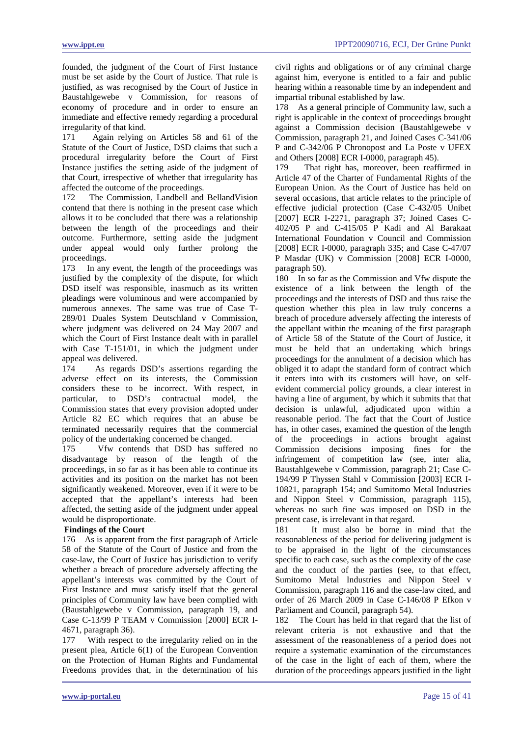founded, the judgment of the Court of First Instance must be set aside by the Court of Justice. That rule is justified, as was recognised by the Court of Justice in Baustahlgewebe v Commission, for reasons of economy of procedure and in order to ensure an immediate and effective remedy regarding a procedural irregularity of that kind.

171 Again relying on Articles 58 and 61 of the Statute of the Court of Justice, DSD claims that such a procedural irregularity before the Court of First Instance justifies the setting aside of the judgment of that Court, irrespective of whether that irregularity has affected the outcome of the proceedings.

172 The Commission, Landbell and BellandVision contend that there is nothing in the present case which allows it to be concluded that there was a relationship between the length of the proceedings and their outcome. Furthermore, setting aside the judgment under appeal would only further prolong the proceedings.

173 In any event, the length of the proceedings was justified by the complexity of the dispute, for which DSD itself was responsible, inasmuch as its written pleadings were voluminous and were accompanied by numerous annexes. The same was true of Case T-289/01 Duales System Deutschland v Commission, where judgment was delivered on 24 May 2007 and which the Court of First Instance dealt with in parallel with Case T-151/01, in which the judgment under appeal was delivered.

174 As regards DSD's assertions regarding the adverse effect on its interests, the Commission considers these to be incorrect. With respect, in particular, to DSD's contractual model, the Commission states that every provision adopted under Article 82 EC which requires that an abuse be terminated necessarily requires that the commercial policy of the undertaking concerned be changed.

175 Vfw contends that DSD has suffered no disadvantage by reason of the length of the proceedings, in so far as it has been able to continue its activities and its position on the market has not been significantly weakened. Moreover, even if it were to be accepted that the appellant's interests had been affected, the setting aside of the judgment under appeal would be disproportionate.

**Findings of the Court**

176 As is apparent from the first paragraph of Article 58 of the Statute of the Court of Justice and from the case-law, the Court of Justice has jurisdiction to verify whether a breach of procedure adversely affecting the appellant's interests was committed by the Court of First Instance and must satisfy itself that the general principles of Community law have been complied with (Baustahlgewebe v Commission, paragraph 19, and Case C-13/99 P TEAM v Commission [2000] ECR I-4671, paragraph 36).

177 With respect to the irregularity relied on in the present plea, Article 6(1) of the European Convention on the Protection of Human Rights and Fundamental Freedoms provides that, in the determination of his civil rights and obligations or of any criminal charge against him, everyone is entitled to a fair and public hearing within a reasonable time by an independent and impartial tribunal established by law.

178 As a general principle of Community law, such a right is applicable in the context of proceedings brought against a Commission decision (Baustahlgewebe v Commission, paragraph 21, and Joined Cases C-341/06 P and C-342/06 P Chronopost and La Poste v UFEX and Others [2008] ECR I-0000, paragraph 45).

179 That right has, moreover, been reaffirmed in Article 47 of the Charter of Fundamental Rights of the European Union. As the Court of Justice has held on several occasions, that article relates to the principle of effective judicial protection (Case C-432/05 Unibet [2007] ECR I-2271, paragraph 37; Joined Cases C-402/05 P and C-415/05 P Kadi and Al Barakaat International Foundation v Council and Commission [2008] ECR I-0000, paragraph 335; and Case C-47/07 P Masdar (UK) v Commission [2008] ECR I-0000, paragraph 50).

180 In so far as the Commission and Vfw dispute the existence of a link between the length of the proceedings and the interests of DSD and thus raise the question whether this plea in law truly concerns a breach of procedure adversely affecting the interests of the appellant within the meaning of the first paragraph of Article 58 of the Statute of the Court of Justice, it must be held that an undertaking which brings proceedings for the annulment of a decision which has obliged it to adapt the standard form of contract which it enters into with its customers will have, on self-evident commercial policy grounds, a clear interest in having a line of argument, by which it submits that that decision is unlawful, adjudicated upon within a reasonable period. The fact that the Court of Justice has, in other cases, examined the question of the length of the proceedings in actions brought against Commission decisions imposing fines for the infringement of competition law (see, inter alia, Baustahlgewebe v Commission, paragraph 21; Case C-194/99 P Thyssen Stahl v Commission [2003] ECR I-10821, paragraph 154; and Sumitomo Metal Industries and Nippon Steel v Commission, paragraph 115), whereas no such fine was imposed on DSD in the present case, is irrelevant in that regard.

181 It must also be borne in mind that the reasonableness of the period for delivering judgment is to be appraised in the light of the circumstances specific to each case, such as the complexity of the case and the conduct of the parties (see, to that effect, Sumitomo Metal Industries and Nippon Steel v Commission, paragraph 116 and the case-law cited, and order of 26 March 2009 in Case C-146/08 P Efkon v Parliament and Council, paragraph 54).

182 The Court has held in that regard that the list of relevant criteria is not exhaustive and that the assessment of the reasonableness of a period does not require a systematic examination of the circumstances of the case in the light of each of them, where the duration of the proceedings appears justified in the light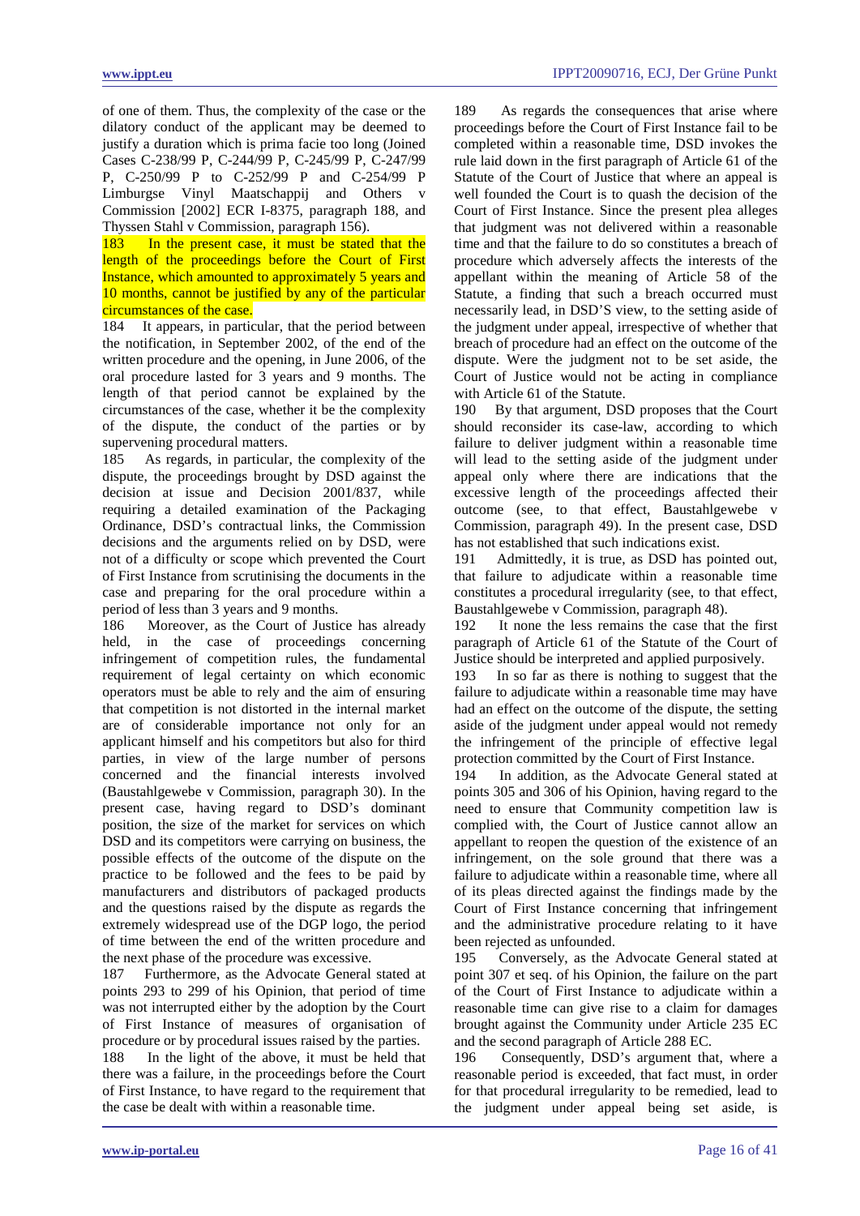of one of them. Thus, the complexity of the case or the dilatory conduct of the applicant may be deemed to justify a duration which is prima facie too long (Joined Cases C-238/99 P, C-244/99 P, C-245/99 P, C-247/99 P, C-250/99 P to C-252/99 P and C-254/99 P Limburgse Vinyl Maatschappij and Others v Commission [2002] ECR I-8375, paragraph 188, and Thyssen Stahl v Commission, paragraph 156).

183 In the present case, it must be stated that the length of the proceedings before the Court of First Instance, which amounted to approximately 5 years and 10 months, cannot be justified by any of the particular circumstances of the case.

184 It appears, in particular, that the period between the notification, in September 2002, of the end of the written procedure and the opening, in June 2006, of the oral procedure lasted for 3 years and 9 months. The length of that period cannot be explained by the circumstances of the case, whether it be the complexity of the dispute, the conduct of the parties or by supervening procedural matters.

185 As regards, in particular, the complexity of the dispute, the proceedings brought by DSD against the decision at issue and Decision 2001/837, while requiring a detailed examination of the Packaging Ordinance, DSD's contractual links, the Commission decisions and the arguments relied on by DSD, were not of a difficulty or scope which prevented the Court of First Instance from scrutinising the documents in the case and preparing for the oral procedure within a period of less than 3 years and 9 months.

186 Moreover, as the Court of Justice has already held, in the case of proceedings concerning infringement of competition rules, the fundamental requirement of legal certainty on which economic operators must be able to rely and the aim of ensuring that competition is not distorted in the internal market are of considerable importance not only for an applicant himself and his competitors but also for third parties, in view of the large number of persons concerned and the financial interests involved (Baustahlgewebe v Commission, paragraph 30). In the present case, having regard to DSD's dominant position, the size of the market for services on which DSD and its competitors were carrying on business, the possible effects of the outcome of the dispute on the practice to be followed and the fees to be paid by manufacturers and distributors of packaged products and the questions raised by the dispute as regards the extremely widespread use of the DGP logo, the period of time between the end of the written procedure and the next phase of the procedure was excessive.

187 Furthermore, as the Advocate General stated at points 293 to 299 of his Opinion, that period of time was not interrupted either by the adoption by the Court of First Instance of measures of organisation of procedure or by procedural issues raised by the parties.

188 In the light of the above, it must be held that there was a failure, in the proceedings before the Court of First Instance, to have regard to the requirement that the case be dealt with within a reasonable time.

189 As regards the consequences that arise where proceedings before the Court of First Instance fail to be completed within a reasonable time, DSD invokes the rule laid down in the first paragraph of Article 61 of the Statute of the Court of Justice that where an appeal is well founded the Court is to quash the decision of the Court of First Instance. Since the present plea alleges that judgment was not delivered within a reasonable time and that the failure to do so constitutes a breach of procedure which adversely affects the interests of the appellant within the meaning of Article 58 of the Statute, a finding that such a breach occurred must necessarily lead, in DSD'S view, to the setting aside of the judgment under appeal, irrespective of whether that breach of procedure had an effect on the outcome of the dispute. Were the judgment not to be set aside, the Court of Justice would not be acting in compliance with Article 61 of the Statute.

190 By that argument, DSD proposes that the Court should reconsider its case-law, according to which failure to deliver judgment within a reasonable time will lead to the setting aside of the judgment under appeal only where there are indications that the excessive length of the proceedings affected their outcome (see, to that effect, Baustahlgewebe v Commission, paragraph 49). In the present case, DSD has not established that such indications exist.

191 Admittedly, it is true, as DSD has pointed out, that failure to adjudicate within a reasonable time constitutes a procedural irregularity (see, to that effect, Baustahlgewebe v Commission, paragraph 48).

192 It none the less remains the case that the first paragraph of Article 61 of the Statute of the Court of Justice should be interpreted and applied purposively.

193 In so far as there is nothing to suggest that the failure to adjudicate within a reasonable time may have had an effect on the outcome of the dispute, the setting aside of the judgment under appeal would not remedy the infringement of the principle of effective legal protection committed by the Court of First Instance.

194 In addition, as the Advocate General stated at points 305 and 306 of his Opinion, having regard to the need to ensure that Community competition law is complied with, the Court of Justice cannot allow an appellant to reopen the question of the existence of an infringement, on the sole ground that there was a failure to adjudicate within a reasonable time, where all of its pleas directed against the findings made by the Court of First Instance concerning that infringement and the administrative procedure relating to it have been rejected as unfounded.

195 Conversely, as the Advocate General stated at point 307 et seq. of his Opinion, the failure on the part of the Court of First Instance to adjudicate within a reasonable time can give rise to a claim for damages brought against the Community under Article 235 EC and the second paragraph of Article 288 EC.

196 Consequently, DSD's argument that, where a reasonable period is exceeded, that fact must, in order for that procedural irregularity to be remedied, lead to the judgment under appeal being set aside, is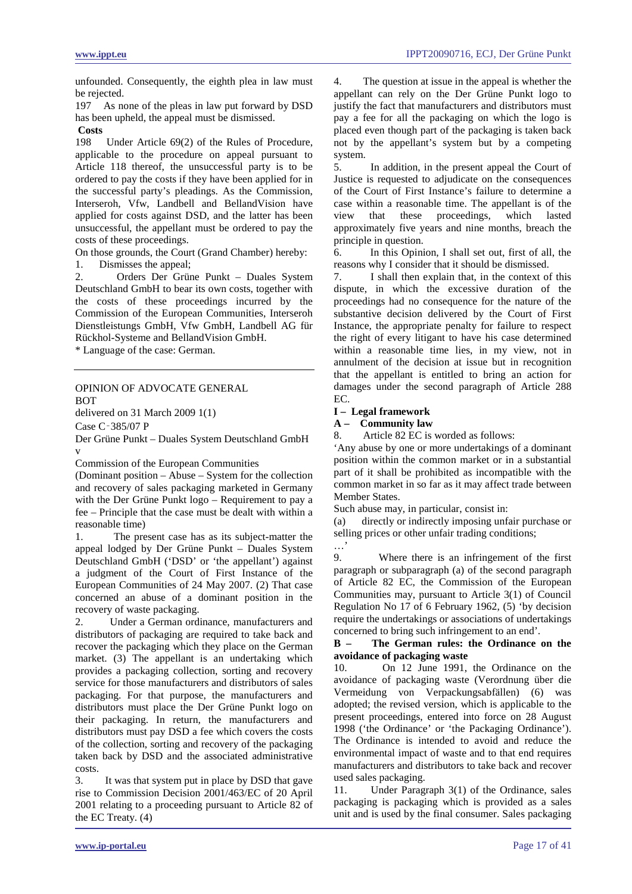unfounded. Consequently, the eighth plea in law must be rejected.

197 As none of the pleas in law put forward by DSD has been upheld, the appeal must be dismissed.

**Costs**

198 Under Article 69(2) of the Rules of Procedure, applicable to the procedure on appeal pursuant to Article 118 thereof, the unsuccessful party is to be ordered to pay the costs if they have been applied for in the successful party's pleadings. As the Commission, Interseroh, Vfw, Landbell and BellandVision have applied for costs against DSD, and the latter has been unsuccessful, the appellant must be ordered to pay the costs of these proceedings.

On those grounds, the Court (Grand Chamber) hereby:

1. Dismisses the appeal;
2. Orders Der Grüne Punkt – Duales System Deutschland GmbH to bear its own costs, together with the costs of these proceedings incurred by the Commission of the European Communities, Interseroh Dienstleistungs GmbH, Vfw GmbH, Landbell AG für Rückhol-Systeme and BellandVision GmbH.

\* Language of the case: German.

---

OPINION OF ADVOCATE GENERAL BOT

delivered on 31 March 2009 1(1)

Case C‑385/07 P

Der Grüne Punkt – Duales System Deutschland GmbH v

Commission of the European Communities

(Dominant position – Abuse – System for the collection and recovery of sales packaging marketed in Germany with the Der Grüne Punkt logo – Requirement to pay a fee – Principle that the case must be dealt with within a reasonable time)

1. The present case has as its subject-matter the appeal lodged by Der Grüne Punkt – Duales System Deutschland GmbH ('DSD' or 'the appellant') against a judgment of the Court of First Instance of the European Communities of 24 May 2007. (2) That case concerned an abuse of a dominant position in the recovery of waste packaging.

2. Under a German ordinance, manufacturers and distributors of packaging are required to take back and recover the packaging which they place on the German market. (3) The appellant is an undertaking which provides a packaging collection, sorting and recovery service for those manufacturers and distributors of sales packaging. For that purpose, the manufacturers and distributors must place the Der Grüne Punkt logo on their packaging. In return, the manufacturers and distributors must pay DSD a fee which covers the costs of the collection, sorting and recovery of the packaging taken back by DSD and the associated administrative costs.

3. It was that system put in place by DSD that gave rise to Commission Decision 2001/463/EC of 20 April 2001 relating to a proceeding pursuant to Article 82 of the EC Treaty. (4)

4. The question at issue in the appeal is whether the appellant can rely on the Der Grüne Punkt logo to justify the fact that manufacturers and distributors must pay a fee for all the packaging on which the logo is placed even though part of the packaging is taken back not by the appellant's system but by a competing system.

5. In addition, in the present appeal the Court of Justice is requested to adjudicate on the consequences of the Court of First Instance's failure to determine a case within a reasonable time. The appellant is of the view that these proceedings, which lasted approximately five years and nine months, breach the principle in question.

6. In this Opinion, I shall set out, first of all, the reasons why I consider that it should be dismissed.

7. I shall then explain that, in the context of this dispute, in which the excessive duration of the proceedings had no consequence for the nature of the substantive decision delivered by the Court of First Instance, the appropriate penalty for failure to respect the right of every litigant to have his case determined within a reasonable time lies, in my view, not in annulment of the decision at issue but in recognition that the appellant is entitled to bring an action for damages under the second paragraph of Article 288 EC.

## I – Legal framework

### A – Community law

8. Article 82 EC is worded as follows:

'Any abuse by one or more undertakings of a dominant position within the common market or in a substantial part of it shall be prohibited as incompatible with the common market in so far as it may affect trade between Member States.

Such abuse may, in particular, consist in:

(a) directly or indirectly imposing unfair purchase or selling prices or other unfair trading conditions;

…'

9. Where there is an infringement of the first paragraph or subparagraph (a) of the second paragraph of Article 82 EC, the Commission of the European Communities may, pursuant to Article 3(1) of Council Regulation No 17 of 6 February 1962, (5) 'by decision require the undertakings or associations of undertakings concerned to bring such infringement to an end'.

### B – The German rules: the Ordinance on the avoidance of packaging waste

10. On 12 June 1991, the Ordinance on the avoidance of packaging waste (Verordnung über die Vermeidung von Verpackungsabfällen) (6) was adopted; the revised version, which is applicable to the present proceedings, entered into force on 28 August 1998 ('the Ordinance' or 'the Packaging Ordinance'). The Ordinance is intended to avoid and reduce the environmental impact of waste and to that end requires manufacturers and distributors to take back and recover used sales packaging.

11. Under Paragraph 3(1) of the Ordinance, sales packaging is packaging which is provided as a sales unit and is used by the final consumer. Sales packaging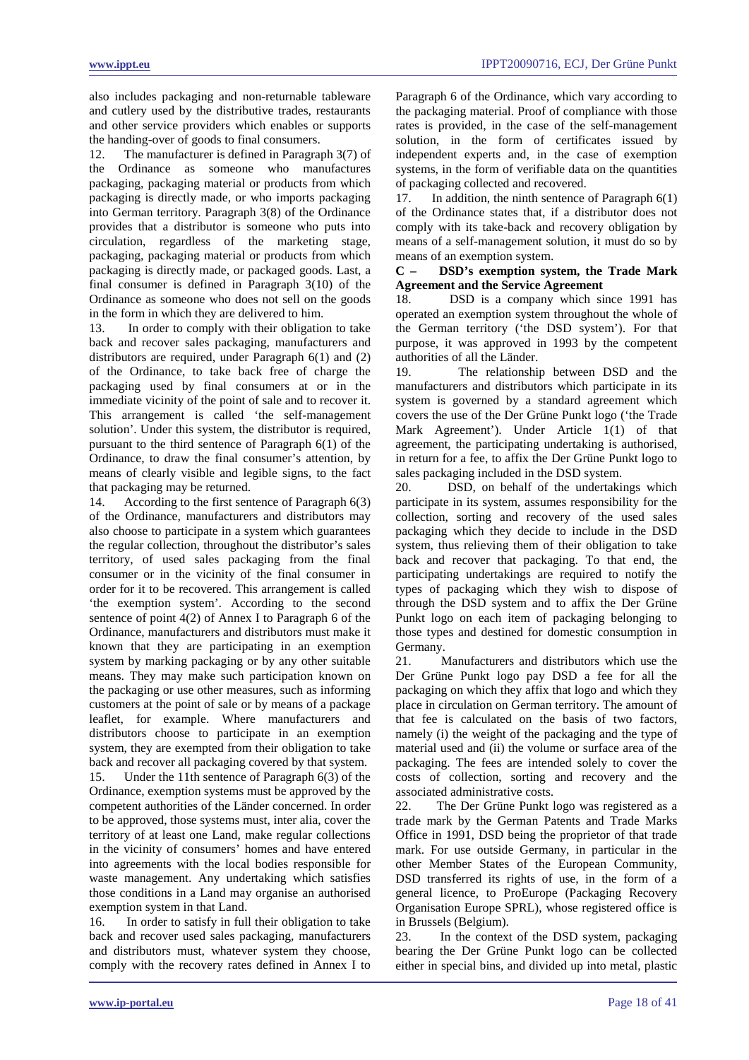also includes packaging and non-returnable tableware and cutlery used by the distributive trades, restaurants and other service providers which enables or supports the handing-over of goods to final consumers.

12. The manufacturer is defined in Paragraph 3(7) of the Ordinance as someone who manufactures packaging, packaging material or products from which packaging is directly made, or who imports packaging into German territory. Paragraph 3(8) of the Ordinance provides that a distributor is someone who puts into circulation, regardless of the marketing stage, packaging, packaging material or products from which packaging is directly made, or packaged goods. Last, a final consumer is defined in Paragraph 3(10) of the Ordinance as someone who does not sell on the goods in the form in which they are delivered to him.

13. In order to comply with their obligation to take back and recover sales packaging, manufacturers and distributors are required, under Paragraph 6(1) and (2) of the Ordinance, to take back free of charge the packaging used by final consumers at or in the immediate vicinity of the point of sale and to recover it. This arrangement is called 'the self-management solution'. Under this system, the distributor is required, pursuant to the third sentence of Paragraph 6(1) of the Ordinance, to draw the final consumer's attention, by means of clearly visible and legible signs, to the fact that packaging may be returned.

14. According to the first sentence of Paragraph 6(3) of the Ordinance, manufacturers and distributors may also choose to participate in a system which guarantees the regular collection, throughout the distributor's sales territory, of used sales packaging from the final consumer or in the vicinity of the final consumer in order for it to be recovered. This arrangement is called 'the exemption system'. According to the second sentence of point 4(2) of Annex I to Paragraph 6 of the Ordinance, manufacturers and distributors must make it known that they are participating in an exemption system by marking packaging or by any other suitable means. They may make such participation known on the packaging or use other measures, such as informing customers at the point of sale or by means of a package leaflet, for example. Where manufacturers and distributors choose to participate in an exemption system, they are exempted from their obligation to take back and recover all packaging covered by that system.

15. Under the 11th sentence of Paragraph 6(3) of the Ordinance, exemption systems must be approved by the competent authorities of the Länder concerned. In order to be approved, those systems must, inter alia, cover the territory of at least one Land, make regular collections in the vicinity of consumers' homes and have entered into agreements with the local bodies responsible for waste management. Any undertaking which satisfies those conditions in a Land may organise an authorised exemption system in that Land.

16. In order to satisfy in full their obligation to take back and recover used sales packaging, manufacturers and distributors must, whatever system they choose, comply with the recovery rates defined in Annex I to Paragraph 6 of the Ordinance, which vary according to the packaging material. Proof of compliance with those rates is provided, in the case of the self-management solution, in the form of certificates issued by independent experts and, in the case of exemption systems, in the form of verifiable data on the quantities of packaging collected and recovered.

17. In addition, the ninth sentence of Paragraph 6(1) of the Ordinance states that, if a distributor does not comply with its take-back and recovery obligation by means of a self-management solution, it must do so by means of an exemption system.

**C – DSD's exemption system, the Trade Mark Agreement and the Service Agreement**

18. DSD is a company which since 1991 has operated an exemption system throughout the whole of the German territory ('the DSD system'). For that purpose, it was approved in 1993 by the competent authorities of all the Länder.

19. The relationship between DSD and the manufacturers and distributors which participate in its system is governed by a standard agreement which covers the use of the Der Grüne Punkt logo ('the Trade Mark Agreement'). Under Article 1(1) of that agreement, the participating undertaking is authorised, in return for a fee, to affix the Der Grüne Punkt logo to sales packaging included in the DSD system.

20. DSD, on behalf of the undertakings which participate in its system, assumes responsibility for the collection, sorting and recovery of the used sales packaging which they decide to include in the DSD system, thus relieving them of their obligation to take back and recover that packaging. To that end, the participating undertakings are required to notify the types of packaging which they wish to dispose of through the DSD system and to affix the Der Grüne Punkt logo on each item of packaging belonging to those types and destined for domestic consumption in Germany.

21. Manufacturers and distributors which use the Der Grüne Punkt logo pay DSD a fee for all the packaging on which they affix that logo and which they place in circulation on German territory. The amount of that fee is calculated on the basis of two factors, namely (i) the weight of the packaging and the type of material used and (ii) the volume or surface area of the packaging. The fees are intended solely to cover the costs of collection, sorting and recovery and the associated administrative costs.

22. The Der Grüne Punkt logo was registered as a trade mark by the German Patents and Trade Marks Office in 1991, DSD being the proprietor of that trade mark. For use outside Germany, in particular in the other Member States of the European Community, DSD transferred its rights of use, in the form of a general licence, to ProEurope (Packaging Recovery Organisation Europe SPRL), whose registered office is in Brussels (Belgium).

23. In the context of the DSD system, packaging bearing the Der Grüne Punkt logo can be collected either in special bins, and divided up into metal, plastic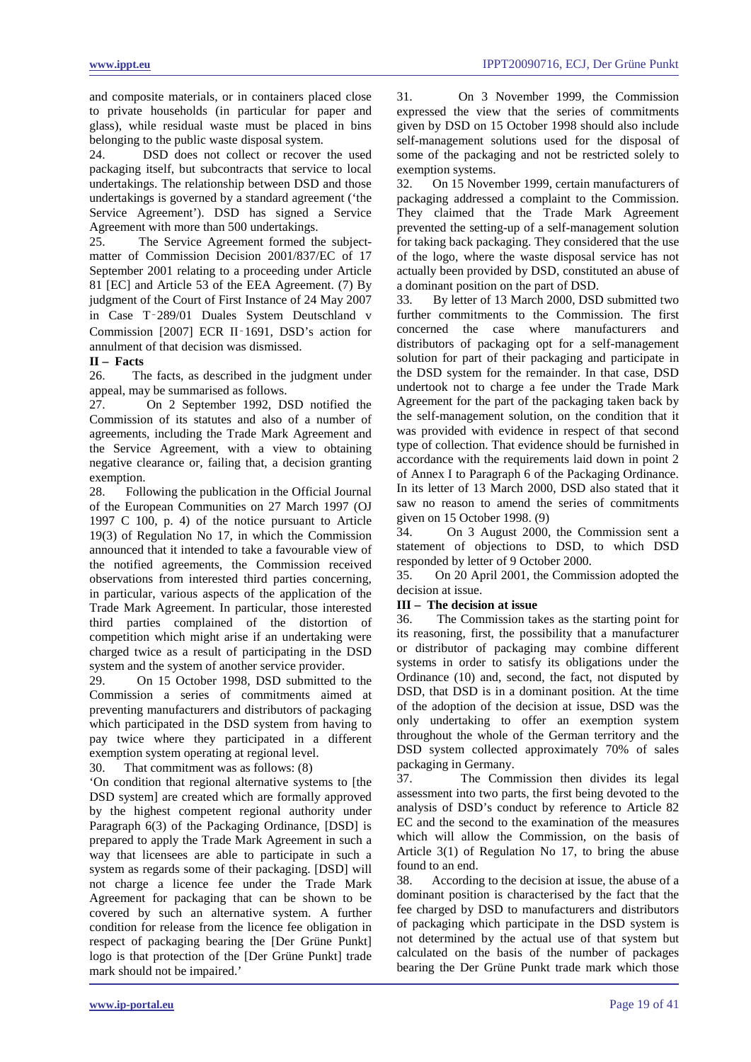and composite materials, or in containers placed close to private households (in particular for paper and glass), while residual waste must be placed in bins belonging to the public waste disposal system.

24. DSD does not collect or recover the used packaging itself, but subcontracts that service to local undertakings. The relationship between DSD and those undertakings is governed by a standard agreement ('the Service Agreement'). DSD has signed a Service Agreement with more than 500 undertakings.

25. The Service Agreement formed the subject-matter of Commission Decision 2001/837/EC of 17 September 2001 relating to a proceeding under Article 81 [EC] and Article 53 of the EEA Agreement. (7) By judgment of the Court of First Instance of 24 May 2007 in Case T‑289/01 Duales System Deutschland v Commission [2007] ECR II‑1691, DSD's action for annulment of that decision was dismissed.

## II – Facts

26. The facts, as described in the judgment under appeal, may be summarised as follows.

27. On 2 September 1992, DSD notified the Commission of its statutes and also of a number of agreements, including the Trade Mark Agreement and the Service Agreement, with a view to obtaining negative clearance or, failing that, a decision granting exemption.

28. Following the publication in the Official Journal of the European Communities on 27 March 1997 (OJ 1997 C 100, p. 4) of the notice pursuant to Article 19(3) of Regulation No 17, in which the Commission announced that it intended to take a favourable view of the notified agreements, the Commission received observations from interested third parties concerning, in particular, various aspects of the application of the Trade Mark Agreement. In particular, those interested third parties complained of the distortion of competition which might arise if an undertaking were charged twice as a result of participating in the DSD system and the system of another service provider.

29. On 15 October 1998, DSD submitted to the Commission a series of commitments aimed at preventing manufacturers and distributors of packaging which participated in the DSD system from having to pay twice where they participated in a different exemption system operating at regional level.

30. That commitment was as follows: (8)

'On condition that regional alternative systems to [the DSD system] are created which are formally approved by the highest competent regional authority under Paragraph 6(3) of the Packaging Ordinance, [DSD] is prepared to apply the Trade Mark Agreement in such a way that licensees are able to participate in such a system as regards some of their packaging. [DSD] will not charge a licence fee under the Trade Mark Agreement for packaging that can be shown to be covered by such an alternative system. A further condition for release from the licence fee obligation in respect of packaging bearing the [Der Grüne Punkt] logo is that protection of the [Der Grüne Punkt] trade mark should not be impaired.'

31. On 3 November 1999, the Commission expressed the view that the series of commitments given by DSD on 15 October 1998 should also include self-management solutions used for the disposal of some of the packaging and not be restricted solely to exemption systems.

32. On 15 November 1999, certain manufacturers of packaging addressed a complaint to the Commission. They claimed that the Trade Mark Agreement prevented the setting-up of a self-management solution for taking back packaging. They considered that the use of the logo, where the waste disposal service has not actually been provided by DSD, constituted an abuse of a dominant position on the part of DSD.

33. By letter of 13 March 2000, DSD submitted two further commitments to the Commission. The first concerned the case where manufacturers and distributors of packaging opt for a self-management solution for part of their packaging and participate in the DSD system for the remainder. In that case, DSD undertook not to charge a fee under the Trade Mark Agreement for the part of the packaging taken back by the self-management solution, on the condition that it was provided with evidence in respect of that second type of collection. That evidence should be furnished in accordance with the requirements laid down in point 2 of Annex I to Paragraph 6 of the Packaging Ordinance. In its letter of 13 March 2000, DSD also stated that it saw no reason to amend the series of commitments given on 15 October 1998. (9)

34. On 3 August 2000, the Commission sent a statement of objections to DSD, to which DSD responded by letter of 9 October 2000.

35. On 20 April 2001, the Commission adopted the decision at issue.

## III – The decision at issue

36. The Commission takes as the starting point for its reasoning, first, the possibility that a manufacturer or distributor of packaging may combine different systems in order to satisfy its obligations under the Ordinance (10) and, second, the fact, not disputed by DSD, that DSD is in a dominant position. At the time of the adoption of the decision at issue, DSD was the only undertaking to offer an exemption system throughout the whole of the German territory and the DSD system collected approximately 70% of sales packaging in Germany.

37. The Commission then divides its legal assessment into two parts, the first being devoted to the analysis of DSD's conduct by reference to Article 82 EC and the second to the examination of the measures which will allow the Commission, on the basis of Article 3(1) of Regulation No 17, to bring the abuse found to an end.

38. According to the decision at issue, the abuse of a dominant position is characterised by the fact that the fee charged by DSD to manufacturers and distributors of packaging which participate in the DSD system is not determined by the actual use of that system but calculated on the basis of the number of packages bearing the Der Grüne Punkt trade mark which those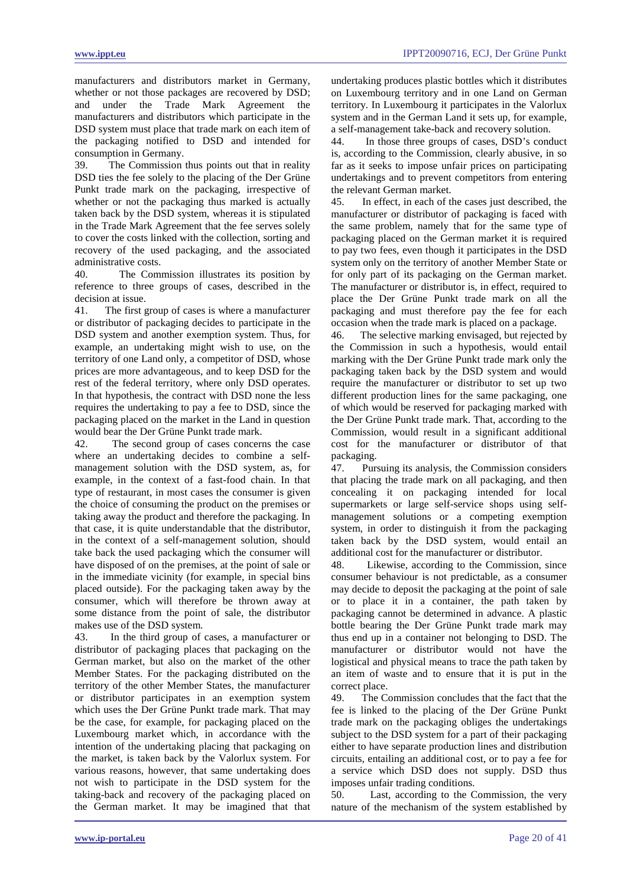manufacturers and distributors market in Germany, whether or not those packages are recovered by DSD; and under the Trade Mark Agreement the manufacturers and distributors which participate in the DSD system must place that trade mark on each item of the packaging notified to DSD and intended for consumption in Germany.

39. The Commission thus points out that in reality DSD ties the fee solely to the placing of the Der Grüne Punkt trade mark on the packaging, irrespective of whether or not the packaging thus marked is actually taken back by the DSD system, whereas it is stipulated in the Trade Mark Agreement that the fee serves solely to cover the costs linked with the collection, sorting and recovery of the used packaging, and the associated administrative costs.

40. The Commission illustrates its position by reference to three groups of cases, described in the decision at issue.

41. The first group of cases is where a manufacturer or distributor of packaging decides to participate in the DSD system and another exemption system. Thus, for example, an undertaking might wish to use, on the territory of one Land only, a competitor of DSD, whose prices are more advantageous, and to keep DSD for the rest of the federal territory, where only DSD operates. In that hypothesis, the contract with DSD none the less requires the undertaking to pay a fee to DSD, since the packaging placed on the market in the Land in question would bear the Der Grüne Punkt trade mark.

42. The second group of cases concerns the case where an undertaking decides to combine a self-management solution with the DSD system, as, for example, in the context of a fast-food chain. In that type of restaurant, in most cases the consumer is given the choice of consuming the product on the premises or taking away the product and therefore the packaging. In that case, it is quite understandable that the distributor, in the context of a self-management solution, should take back the used packaging which the consumer will have disposed of on the premises, at the point of sale or in the immediate vicinity (for example, in special bins placed outside). For the packaging taken away by the consumer, which will therefore be thrown away at some distance from the point of sale, the distributor makes use of the DSD system.

43. In the third group of cases, a manufacturer or distributor of packaging places that packaging on the German market, but also on the market of the other Member States. For the packaging distributed on the territory of the other Member States, the manufacturer or distributor participates in an exemption system which uses the Der Grüne Punkt trade mark. That may be the case, for example, for packaging placed on the Luxembourg market which, in accordance with the intention of the undertaking placing that packaging on the market, is taken back by the Valorlux system. For various reasons, however, that same undertaking does not wish to participate in the DSD system for the taking-back and recovery of the packaging placed on the German market. It may be imagined that that undertaking produces plastic bottles which it distributes on Luxembourg territory and in one Land on German territory. In Luxembourg it participates in the Valorlux system and in the German Land it sets up, for example, a self-management take-back and recovery solution.

44. In those three groups of cases, DSD's conduct is, according to the Commission, clearly abusive, in so far as it seeks to impose unfair prices on participating undertakings and to prevent competitors from entering the relevant German market.

45. In effect, in each of the cases just described, the manufacturer or distributor of packaging is faced with the same problem, namely that for the same type of packaging placed on the German market it is required to pay two fees, even though it participates in the DSD system only on the territory of another Member State or for only part of its packaging on the German market. The manufacturer or distributor is, in effect, required to place the Der Grüne Punkt trade mark on all the packaging and must therefore pay the fee for each occasion when the trade mark is placed on a package.

46. The selective marking envisaged, but rejected by the Commission in such a hypothesis, would entail marking with the Der Grüne Punkt trade mark only the packaging taken back by the DSD system and would require the manufacturer or distributor to set up two different production lines for the same packaging, one of which would be reserved for packaging marked with the Der Grüne Punkt trade mark. That, according to the Commission, would result in a significant additional cost for the manufacturer or distributor of that packaging.

47. Pursuing its analysis, the Commission considers that placing the trade mark on all packaging, and then concealing it on packaging intended for local supermarkets or large self-service shops using self-management solutions or a competing exemption system, in order to distinguish it from the packaging taken back by the DSD system, would entail an additional cost for the manufacturer or distributor.

48. Likewise, according to the Commission, since consumer behaviour is not predictable, as a consumer may decide to deposit the packaging at the point of sale or to place it in a container, the path taken by packaging cannot be determined in advance. A plastic bottle bearing the Der Grüne Punkt trade mark may thus end up in a container not belonging to DSD. The manufacturer or distributor would not have the logistical and physical means to trace the path taken by an item of waste and to ensure that it is put in the correct place.

49. The Commission concludes that the fact that the fee is linked to the placing of the Der Grüne Punkt trade mark on the packaging obliges the undertakings subject to the DSD system for a part of their packaging either to have separate production lines and distribution circuits, entailing an additional cost, or to pay a fee for a service which DSD does not supply. DSD thus imposes unfair trading conditions.

50. Last, according to the Commission, the very nature of the mechanism of the system established by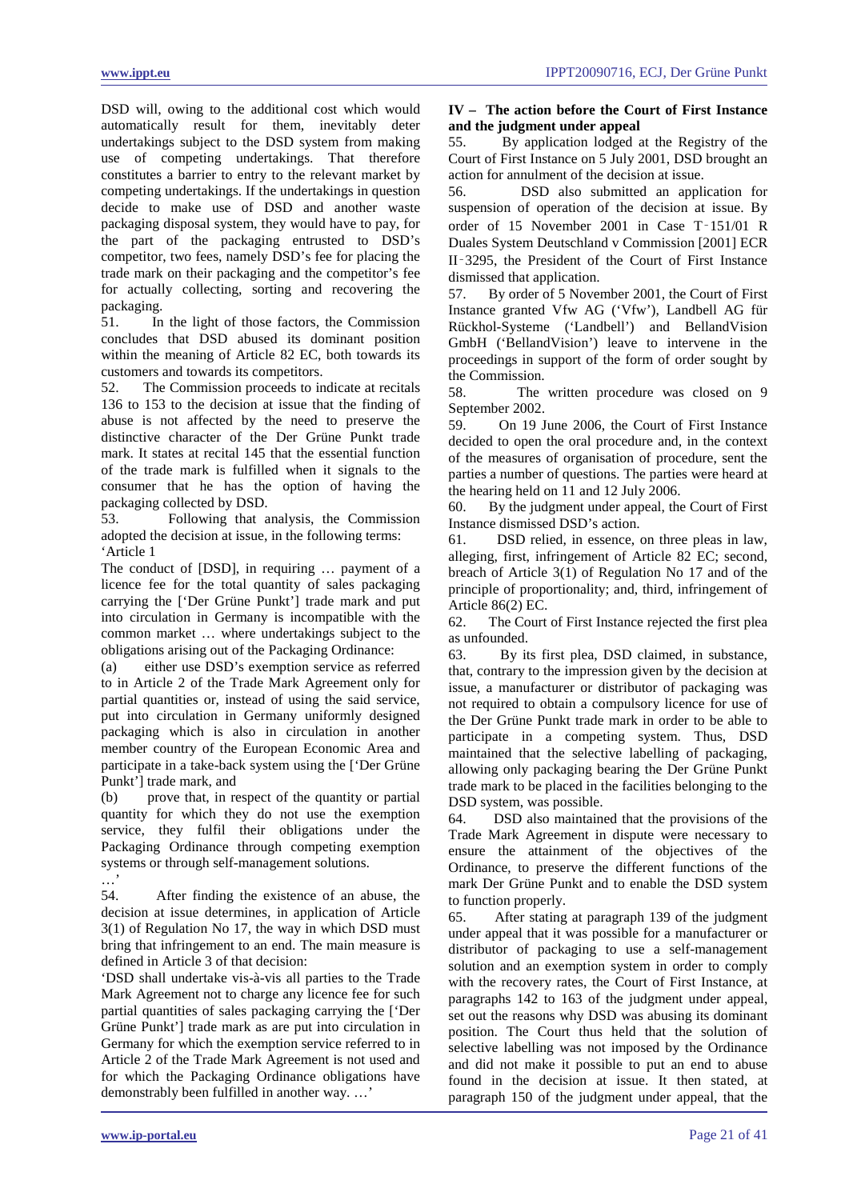DSD will, owing to the additional cost which would automatically result for them, inevitably deter undertakings subject to the DSD system from making use of competing undertakings. That therefore constitutes a barrier to entry to the relevant market by competing undertakings. If the undertakings in question decide to make use of DSD and another waste packaging disposal system, they would have to pay, for the part of the packaging entrusted to DSD's competitor, two fees, namely DSD's fee for placing the trade mark on their packaging and the competitor's fee for actually collecting, sorting and recovering the packaging.

51. In the light of those factors, the Commission concludes that DSD abused its dominant position within the meaning of Article 82 EC, both towards its customers and towards its competitors.

52. The Commission proceeds to indicate at recitals 136 to 153 to the decision at issue that the finding of abuse is not affected by the need to preserve the distinctive character of the Der Grüne Punkt trade mark. It states at recital 145 that the essential function of the trade mark is fulfilled when it signals to the consumer that he has the option of having the packaging collected by DSD.

53. Following that analysis, the Commission adopted the decision at issue, in the following terms:

'Article 1

The conduct of [DSD], in requiring … payment of a licence fee for the total quantity of sales packaging carrying the ['Der Grüne Punkt'] trade mark and put into circulation in Germany is incompatible with the common market … where undertakings subject to the obligations arising out of the Packaging Ordinance:

(a) either use DSD's exemption service as referred to in Article 2 of the Trade Mark Agreement only for partial quantities or, instead of using the said service, put into circulation in Germany uniformly designed packaging which is also in circulation in another member country of the European Economic Area and participate in a take-back system using the ['Der Grüne Punkt'] trade mark, and

(b) prove that, in respect of the quantity or partial quantity for which they do not use the exemption service, they fulfil their obligations under the Packaging Ordinance through competing exemption systems or through self-management solutions.

…'

54. After finding the existence of an abuse, the decision at issue determines, in application of Article 3(1) of Regulation No 17, the way in which DSD must bring that infringement to an end. The main measure is defined in Article 3 of that decision:

'DSD shall undertake vis-à-vis all parties to the Trade Mark Agreement not to charge any licence fee for such partial quantities of sales packaging carrying the ['Der Grüne Punkt'] trade mark as are put into circulation in Germany for which the exemption service referred to in Article 2 of the Trade Mark Agreement is not used and for which the Packaging Ordinance obligations have demonstrably been fulfilled in another way. …'

### IV – The action before the Court of First Instance and the judgment under appeal

55. By application lodged at the Registry of the Court of First Instance on 5 July 2001, DSD brought an action for annulment of the decision at issue.

56. DSD also submitted an application for suspension of operation of the decision at issue. By order of 15 November 2001 in Case T‑151/01 R Duales System Deutschland v Commission [2001] ECR II‑3295, the President of the Court of First Instance dismissed that application.

57. By order of 5 November 2001, the Court of First Instance granted Vfw AG ('Vfw'), Landbell AG für Rückhol-Systeme ('Landbell') and BellandVision GmbH ('BellandVision') leave to intervene in the proceedings in support of the form of order sought by the Commission.

58. The written procedure was closed on 9 September 2002.

59. On 19 June 2006, the Court of First Instance decided to open the oral procedure and, in the context of the measures of organisation of procedure, sent the parties a number of questions. The parties were heard at the hearing held on 11 and 12 July 2006.

60. By the judgment under appeal, the Court of First Instance dismissed DSD's action.

61. DSD relied, in essence, on three pleas in law, alleging, first, infringement of Article 82 EC; second, breach of Article 3(1) of Regulation No 17 and of the principle of proportionality; and, third, infringement of Article 86(2) EC.

62. The Court of First Instance rejected the first plea as unfounded.

63. By its first plea, DSD claimed, in substance, that, contrary to the impression given by the decision at issue, a manufacturer or distributor of packaging was not required to obtain a compulsory licence for use of the Der Grüne Punkt trade mark in order to be able to participate in a competing system. Thus, DSD maintained that the selective labelling of packaging, allowing only packaging bearing the Der Grüne Punkt trade mark to be placed in the facilities belonging to the DSD system, was possible.

64. DSD also maintained that the provisions of the Trade Mark Agreement in dispute were necessary to ensure the attainment of the objectives of the Ordinance, to preserve the different functions of the mark Der Grüne Punkt and to enable the DSD system to function properly.

65. After stating at paragraph 139 of the judgment under appeal that it was possible for a manufacturer or distributor of packaging to use a self-management solution and an exemption system in order to comply with the recovery rates, the Court of First Instance, at paragraphs 142 to 163 of the judgment under appeal, set out the reasons why DSD was abusing its dominant position. The Court thus held that the solution of selective labelling was not imposed by the Ordinance and did not make it possible to put an end to abuse found in the decision at issue. It then stated, at paragraph 150 of the judgment under appeal, that the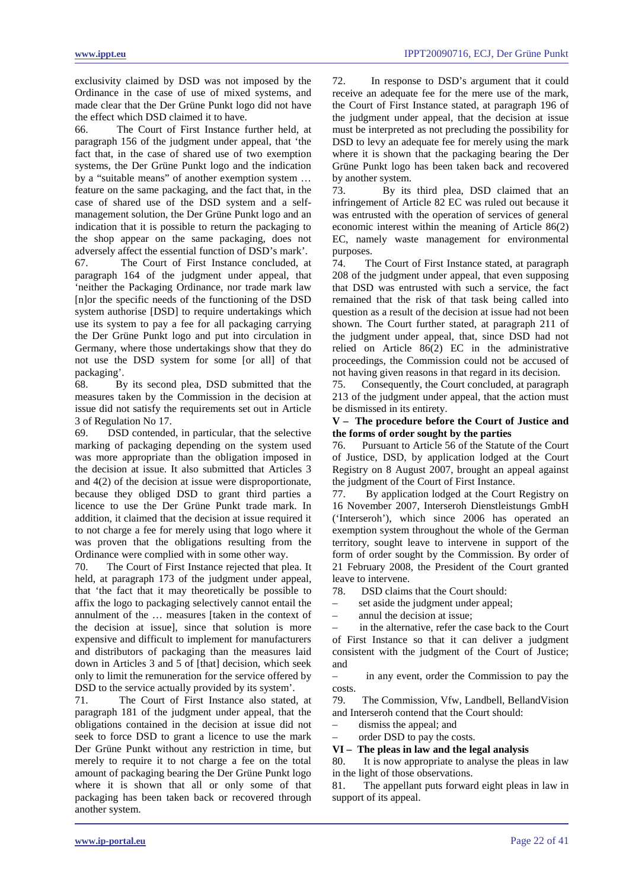exclusivity claimed by DSD was not imposed by the Ordinance in the case of use of mixed systems, and made clear that the Der Grüne Punkt logo did not have the effect which DSD claimed it to have.

66. The Court of First Instance further held, at paragraph 156 of the judgment under appeal, that 'the fact that, in the case of shared use of two exemption systems, the Der Grüne Punkt logo and the indication by a "suitable means" of another exemption system … feature on the same packaging, and the fact that, in the case of shared use of the DSD system and a self-management solution, the Der Grüne Punkt logo and an indication that it is possible to return the packaging to the shop appear on the same packaging, does not adversely affect the essential function of DSD's mark'.

67. The Court of First Instance concluded, at paragraph 164 of the judgment under appeal, that 'neither the Packaging Ordinance, nor trade mark law [n]or the specific needs of the functioning of the DSD system authorise [DSD] to require undertakings which use its system to pay a fee for all packaging carrying the Der Grüne Punkt logo and put into circulation in Germany, where those undertakings show that they do not use the DSD system for some [or all] of that packaging'.

68. By its second plea, DSD submitted that the measures taken by the Commission in the decision at issue did not satisfy the requirements set out in Article 3 of Regulation No 17.

69. DSD contended, in particular, that the selective marking of packaging depending on the system used was more appropriate than the obligation imposed in the decision at issue. It also submitted that Articles 3 and 4(2) of the decision at issue were disproportionate, because they obliged DSD to grant third parties a licence to use the Der Grüne Punkt trade mark. In addition, it claimed that the decision at issue required it to not charge a fee for merely using that logo where it was proven that the obligations resulting from the Ordinance were complied with in some other way.

70. The Court of First Instance rejected that plea. It held, at paragraph 173 of the judgment under appeal, that 'the fact that it may theoretically be possible to affix the logo to packaging selectively cannot entail the annulment of the … measures [taken in the context of the decision at issue], since that solution is more expensive and difficult to implement for manufacturers and distributors of packaging than the measures laid down in Articles 3 and 5 of [that] decision, which seek only to limit the remuneration for the service offered by DSD to the service actually provided by its system'.

71. The Court of First Instance also stated, at paragraph 181 of the judgment under appeal, that the obligations contained in the decision at issue did not seek to force DSD to grant a licence to use the mark Der Grüne Punkt without any restriction in time, but merely to require it to not charge a fee on the total amount of packaging bearing the Der Grüne Punkt logo where it is shown that all or only some of that packaging has been taken back or recovered through another system.

72. In response to DSD's argument that it could receive an adequate fee for the mere use of the mark, the Court of First Instance stated, at paragraph 196 of the judgment under appeal, that the decision at issue must be interpreted as not precluding the possibility for DSD to levy an adequate fee for merely using the mark where it is shown that the packaging bearing the Der Grüne Punkt logo has been taken back and recovered by another system.

73. By its third plea, DSD claimed that an infringement of Article 82 EC was ruled out because it was entrusted with the operation of services of general economic interest within the meaning of Article 86(2) EC, namely waste management for environmental purposes.

74. The Court of First Instance stated, at paragraph 208 of the judgment under appeal, that even supposing that DSD was entrusted with such a service, the fact remained that the risk of that task being called into question as a result of the decision at issue had not been shown. The Court further stated, at paragraph 211 of the judgment under appeal, that, since DSD had not relied on Article 86(2) EC in the administrative proceedings, the Commission could not be accused of not having given reasons in that regard in its decision.

75. Consequently, the Court concluded, at paragraph 213 of the judgment under appeal, that the action must be dismissed in its entirety.

**V – The procedure before the Court of Justice and the forms of order sought by the parties**

76. Pursuant to Article 56 of the Statute of the Court of Justice, DSD, by application lodged at the Court Registry on 8 August 2007, brought an appeal against the judgment of the Court of First Instance.

77. By application lodged at the Court Registry on 16 November 2007, Interseroh Dienstleistungs GmbH ('Interseroh'), which since 2006 has operated an exemption system throughout the whole of the German territory, sought leave to intervene in support of the form of order sought by the Commission. By order of 21 February 2008, the President of the Court granted leave to intervene.

78. DSD claims that the Court should:

– set aside the judgment under appeal;
– annul the decision at issue;
– in the alternative, refer the case back to the Court of First Instance so that it can deliver a judgment consistent with the judgment of the Court of Justice; and
– in any event, order the Commission to pay the costs.

79. The Commission, Vfw, Landbell, BellandVision and Interseroh contend that the Court should:

– dismiss the appeal; and
– order DSD to pay the costs.

**VI – The pleas in law and the legal analysis**

80. It is now appropriate to analyse the pleas in law in the light of those observations.

81. The appellant puts forward eight pleas in law in support of its appeal.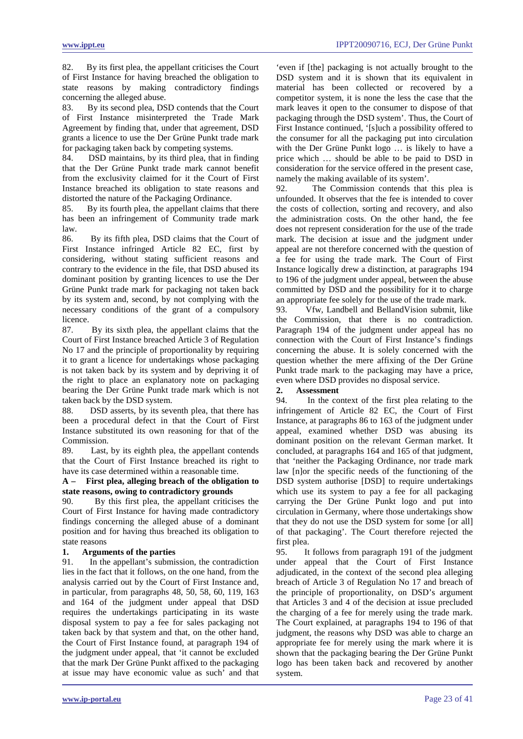82. By its first plea, the appellant criticises the Court of First Instance for having breached the obligation to state reasons by making contradictory findings concerning the alleged abuse.

83. By its second plea, DSD contends that the Court of First Instance misinterpreted the Trade Mark Agreement by finding that, under that agreement, DSD grants a licence to use the Der Grüne Punkt trade mark for packaging taken back by competing systems.

84. DSD maintains, by its third plea, that in finding that the Der Grüne Punkt trade mark cannot benefit from the exclusivity claimed for it the Court of First Instance breached its obligation to state reasons and distorted the nature of the Packaging Ordinance.

85. By its fourth plea, the appellant claims that there has been an infringement of Community trade mark law.

86. By its fifth plea, DSD claims that the Court of First Instance infringed Article 82 EC, first by considering, without stating sufficient reasons and contrary to the evidence in the file, that DSD abused its dominant position by granting licences to use the Der Grüne Punkt trade mark for packaging not taken back by its system and, second, by not complying with the necessary conditions of the grant of a compulsory licence.

87. By its sixth plea, the appellant claims that the Court of First Instance breached Article 3 of Regulation No 17 and the principle of proportionality by requiring it to grant a licence for undertakings whose packaging is not taken back by its system and by depriving it of the right to place an explanatory note on packaging bearing the Der Grüne Punkt trade mark which is not taken back by the DSD system.

88. DSD asserts, by its seventh plea, that there has been a procedural defect in that the Court of First Instance substituted its own reasoning for that of the Commission.

89. Last, by its eighth plea, the appellant contends that the Court of First Instance breached its right to have its case determined within a reasonable time.

### A – First plea, alleging breach of the obligation to state reasons, owing to contradictory grounds

90. By this first plea, the appellant criticises the Court of First Instance for having made contradictory findings concerning the alleged abuse of a dominant position and for having thus breached its obligation to state reasons

#### 1. Arguments of the parties

91. In the appellant's submission, the contradiction lies in the fact that it follows, on the one hand, from the analysis carried out by the Court of First Instance and, in particular, from paragraphs 48, 50, 58, 60, 119, 163 and 164 of the judgment under appeal that DSD requires the undertakings participating in its waste disposal system to pay a fee for sales packaging not taken back by that system and that, on the other hand, the Court of First Instance found, at paragraph 194 of the judgment under appeal, that 'it cannot be excluded that the mark Der Grüne Punkt affixed to the packaging at issue may have economic value as such' and that 'even if [the] packaging is not actually brought to the DSD system and it is shown that its equivalent in material has been collected or recovered by a competitor system, it is none the less the case that the mark leaves it open to the consumer to dispose of that packaging through the DSD system'. Thus, the Court of First Instance continued, '[s]uch a possibility offered to the consumer for all the packaging put into circulation with the Der Grüne Punkt logo … is likely to have a price which … should be able to be paid to DSD in consideration for the service offered in the present case, namely the making available of its system'.

92. The Commission contends that this plea is unfounded. It observes that the fee is intended to cover the costs of collection, sorting and recovery, and also the administration costs. On the other hand, the fee does not represent consideration for the use of the trade mark. The decision at issue and the judgment under appeal are not therefore concerned with the question of a fee for using the trade mark. The Court of First Instance logically drew a distinction, at paragraphs 194 to 196 of the judgment under appeal, between the abuse committed by DSD and the possibility for it to charge an appropriate fee solely for the use of the trade mark.

93. Vfw, Landbell and BellandVision submit, like the Commission, that there is no contradiction. Paragraph 194 of the judgment under appeal has no connection with the Court of First Instance's findings concerning the abuse. It is solely concerned with the question whether the mere affixing of the Der Grüne Punkt trade mark to the packaging may have a price, even where DSD provides no disposal service.

#### 2. Assessment

94. In the context of the first plea relating to the infringement of Article 82 EC, the Court of First Instance, at paragraphs 86 to 163 of the judgment under appeal, examined whether DSD was abusing its dominant position on the relevant German market. It concluded, at paragraphs 164 and 165 of that judgment, that 'neither the Packaging Ordinance, nor trade mark law [n]or the specific needs of the functioning of the DSD system authorise [DSD] to require undertakings which use its system to pay a fee for all packaging carrying the Der Grüne Punkt logo and put into circulation in Germany, where those undertakings show that they do not use the DSD system for some [or all] of that packaging'. The Court therefore rejected the first plea.

95. It follows from paragraph 191 of the judgment under appeal that the Court of First Instance adjudicated, in the context of the second plea alleging breach of Article 3 of Regulation No 17 and breach of the principle of proportionality, on DSD's argument that Articles 3 and 4 of the decision at issue precluded the charging of a fee for merely using the trade mark. The Court explained, at paragraphs 194 to 196 of that judgment, the reasons why DSD was able to charge an appropriate fee for merely using the mark where it is shown that the packaging bearing the Der Grüne Punkt logo has been taken back and recovered by another system.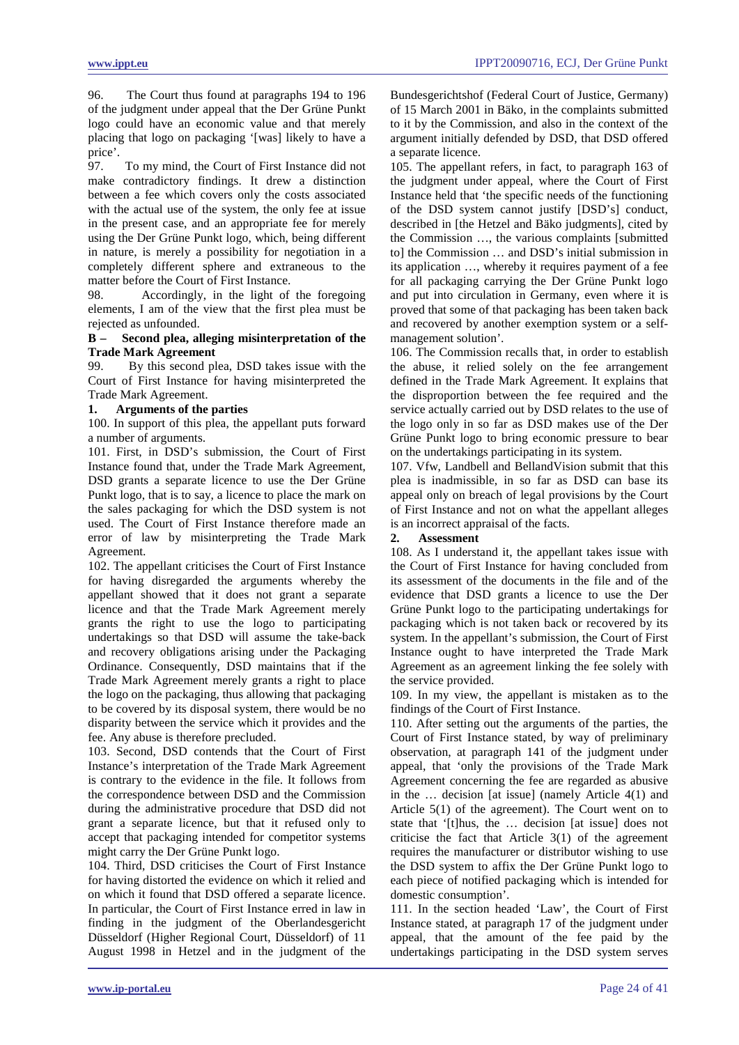96. The Court thus found at paragraphs 194 to 196 of the judgment under appeal that the Der Grüne Punkt logo could have an economic value and that merely placing that logo on packaging '[was] likely to have a price'.

97. To my mind, the Court of First Instance did not make contradictory findings. It drew a distinction between a fee which covers only the costs associated with the actual use of the system, the only fee at issue in the present case, and an appropriate fee for merely using the Der Grüne Punkt logo, which, being different in nature, is merely a possibility for negotiation in a completely different sphere and extraneous to the matter before the Court of First Instance.

98. Accordingly, in the light of the foregoing elements, I am of the view that the first plea must be rejected as unfounded.

### B – Second plea, alleging misinterpretation of the Trade Mark Agreement

99. By this second plea, DSD takes issue with the Court of First Instance for having misinterpreted the Trade Mark Agreement.

#### 1. Arguments of the parties

100. In support of this plea, the appellant puts forward a number of arguments.

101. First, in DSD's submission, the Court of First Instance found that, under the Trade Mark Agreement, DSD grants a separate licence to use the Der Grüne Punkt logo, that is to say, a licence to place the mark on the sales packaging for which the DSD system is not used. The Court of First Instance therefore made an error of law by misinterpreting the Trade Mark Agreement.

102. The appellant criticises the Court of First Instance for having disregarded the arguments whereby the appellant showed that it does not grant a separate licence and that the Trade Mark Agreement merely grants the right to use the logo to participating undertakings so that DSD will assume the take-back and recovery obligations arising under the Packaging Ordinance. Consequently, DSD maintains that if the Trade Mark Agreement merely grants a right to place the logo on the packaging, thus allowing that packaging to be covered by its disposal system, there would be no disparity between the service which it provides and the fee. Any abuse is therefore precluded.

103. Second, DSD contends that the Court of First Instance's interpretation of the Trade Mark Agreement is contrary to the evidence in the file. It follows from the correspondence between DSD and the Commission during the administrative procedure that DSD did not grant a separate licence, but that it refused only to accept that packaging intended for competitor systems might carry the Der Grüne Punkt logo.

104. Third, DSD criticises the Court of First Instance for having distorted the evidence on which it relied and on which it found that DSD offered a separate licence. In particular, the Court of First Instance erred in law in finding in the judgment of the Oberlandesgericht Düsseldorf (Higher Regional Court, Düsseldorf) of 11 August 1998 in Hetzel and in the judgment of the Bundesgerichtshof (Federal Court of Justice, Germany) of 15 March 2001 in Bäko, in the complaints submitted to it by the Commission, and also in the context of the argument initially defended by DSD, that DSD offered a separate licence.

105. The appellant refers, in fact, to paragraph 163 of the judgment under appeal, where the Court of First Instance held that 'the specific needs of the functioning of the DSD system cannot justify [DSD's] conduct, described in [the Hetzel and Bäko judgments], cited by the Commission …, the various complaints [submitted to] the Commission … and DSD's initial submission in its application …, whereby it requires payment of a fee for all packaging carrying the Der Grüne Punkt logo and put into circulation in Germany, even where it is proved that some of that packaging has been taken back and recovered by another exemption system or a self-management solution'.

106. The Commission recalls that, in order to establish the abuse, it relied solely on the fee arrangement defined in the Trade Mark Agreement. It explains that the disproportion between the fee required and the service actually carried out by DSD relates to the use of the logo only in so far as DSD makes use of the Der Grüne Punkt logo to bring economic pressure to bear on the undertakings participating in its system.

107. Vfw, Landbell and BellandVision submit that this plea is inadmissible, in so far as DSD can base its appeal only on breach of legal provisions by the Court of First Instance and not on what the appellant alleges is an incorrect appraisal of the facts.

#### 2. Assessment

108. As I understand it, the appellant takes issue with the Court of First Instance for having concluded from its assessment of the documents in the file and of the evidence that DSD grants a licence to use the Der Grüne Punkt logo to the participating undertakings for packaging which is not taken back or recovered by its system. In the appellant's submission, the Court of First Instance ought to have interpreted the Trade Mark Agreement as an agreement linking the fee solely with the service provided.

109. In my view, the appellant is mistaken as to the findings of the Court of First Instance.

110. After setting out the arguments of the parties, the Court of First Instance stated, by way of preliminary observation, at paragraph 141 of the judgment under appeal, that 'only the provisions of the Trade Mark Agreement concerning the fee are regarded as abusive in the … decision [at issue] (namely Article 4(1) and Article 5(1) of the agreement). The Court went on to state that '[t]hus, the … decision [at issue] does not criticise the fact that Article 3(1) of the agreement requires the manufacturer or distributor wishing to use the DSD system to affix the Der Grüne Punkt logo to each piece of notified packaging which is intended for domestic consumption'.

111. In the section headed 'Law', the Court of First Instance stated, at paragraph 17 of the judgment under appeal, that the amount of the fee paid by the undertakings participating in the DSD system serves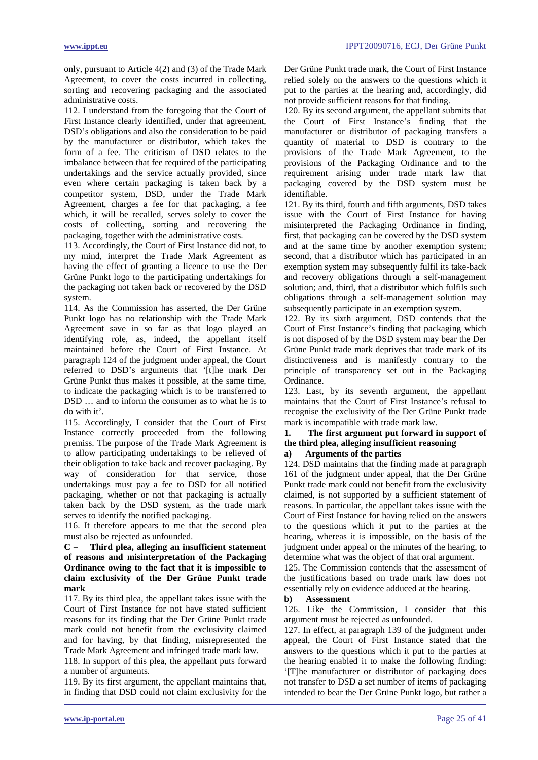only, pursuant to Article 4(2) and (3) of the Trade Mark Agreement, to cover the costs incurred in collecting, sorting and recovering packaging and the associated administrative costs.

112. I understand from the foregoing that the Court of First Instance clearly identified, under that agreement, DSD's obligations and also the consideration to be paid by the manufacturer or distributor, which takes the form of a fee. The criticism of DSD relates to the imbalance between that fee required of the participating undertakings and the service actually provided, since even where certain packaging is taken back by a competitor system, DSD, under the Trade Mark Agreement, charges a fee for that packaging, a fee which, it will be recalled, serves solely to cover the costs of collecting, sorting and recovering the packaging, together with the administrative costs.

113. Accordingly, the Court of First Instance did not, to my mind, interpret the Trade Mark Agreement as having the effect of granting a licence to use the Der Grüne Punkt logo to the participating undertakings for the packaging not taken back or recovered by the DSD system.

114. As the Commission has asserted, the Der Grüne Punkt logo has no relationship with the Trade Mark Agreement save in so far as that logo played an identifying role, as, indeed, the appellant itself maintained before the Court of First Instance. At paragraph 124 of the judgment under appeal, the Court referred to DSD's arguments that '[t]he mark Der Grüne Punkt thus makes it possible, at the same time, to indicate the packaging which is to be transferred to DSD … and to inform the consumer as to what he is to do with it'.

115. Accordingly, I consider that the Court of First Instance correctly proceeded from the following premiss. The purpose of the Trade Mark Agreement is to allow participating undertakings to be relieved of their obligation to take back and recover packaging. By way of consideration for that service, those undertakings must pay a fee to DSD for all notified packaging, whether or not that packaging is actually taken back by the DSD system, as the trade mark serves to identify the notified packaging.

116. It therefore appears to me that the second plea must also be rejected as unfounded.

### C – Third plea, alleging an insufficient statement of reasons and misinterpretation of the Packaging Ordinance owing to the fact that it is impossible to claim exclusivity of the Der Grüne Punkt trade mark

117. By its third plea, the appellant takes issue with the Court of First Instance for not have stated sufficient reasons for its finding that the Der Grüne Punkt trade mark could not benefit from the exclusivity claimed and for having, by that finding, misrepresented the Trade Mark Agreement and infringed trade mark law.

118. In support of this plea, the appellant puts forward a number of arguments.

119. By its first argument, the appellant maintains that, in finding that DSD could not claim exclusivity for the Der Grüne Punkt trade mark, the Court of First Instance relied solely on the answers to the questions which it put to the parties at the hearing and, accordingly, did not provide sufficient reasons for that finding.

120. By its second argument, the appellant submits that the Court of First Instance's finding that the manufacturer or distributor of packaging transfers a quantity of material to DSD is contrary to the provisions of the Trade Mark Agreement, to the provisions of the Packaging Ordinance and to the requirement arising under trade mark law that packaging covered by the DSD system must be identifiable.

121. By its third, fourth and fifth arguments, DSD takes issue with the Court of First Instance for having misinterpreted the Packaging Ordinance in finding, first, that packaging can be covered by the DSD system and at the same time by another exemption system; second, that a distributor which has participated in an exemption system may subsequently fulfil its take-back and recovery obligations through a self-management solution; and, third, that a distributor which fulfils such obligations through a self-management solution may subsequently participate in an exemption system.

122. By its sixth argument, DSD contends that the Court of First Instance's finding that packaging which is not disposed of by the DSD system may bear the Der Grüne Punkt trade mark deprives that trade mark of its distinctiveness and is manifestly contrary to the principle of transparency set out in the Packaging Ordinance.

123. Last, by its seventh argument, the appellant maintains that the Court of First Instance's refusal to recognise the exclusivity of the Der Grüne Punkt trade mark is incompatible with trade mark law.

#### 1. The first argument put forward in support of the third plea, alleging insufficient reasoning

##### a) Arguments of the parties

124. DSD maintains that the finding made at paragraph 161 of the judgment under appeal, that the Der Grüne Punkt trade mark could not benefit from the exclusivity claimed, is not supported by a sufficient statement of reasons. In particular, the appellant takes issue with the Court of First Instance for having relied on the answers to the questions which it put to the parties at the hearing, whereas it is impossible, on the basis of the judgment under appeal or the minutes of the hearing, to determine what was the object of that oral argument.

125. The Commission contends that the assessment of the justifications based on trade mark law does not essentially rely on evidence adduced at the hearing.

##### b) Assessment

126. Like the Commission, I consider that this argument must be rejected as unfounded.

127. In effect, at paragraph 139 of the judgment under appeal, the Court of First Instance stated that the answers to the questions which it put to the parties at the hearing enabled it to make the following finding: '[T]he manufacturer or distributor of packaging does not transfer to DSD a set number of items of packaging intended to bear the Der Grüne Punkt logo, but rather a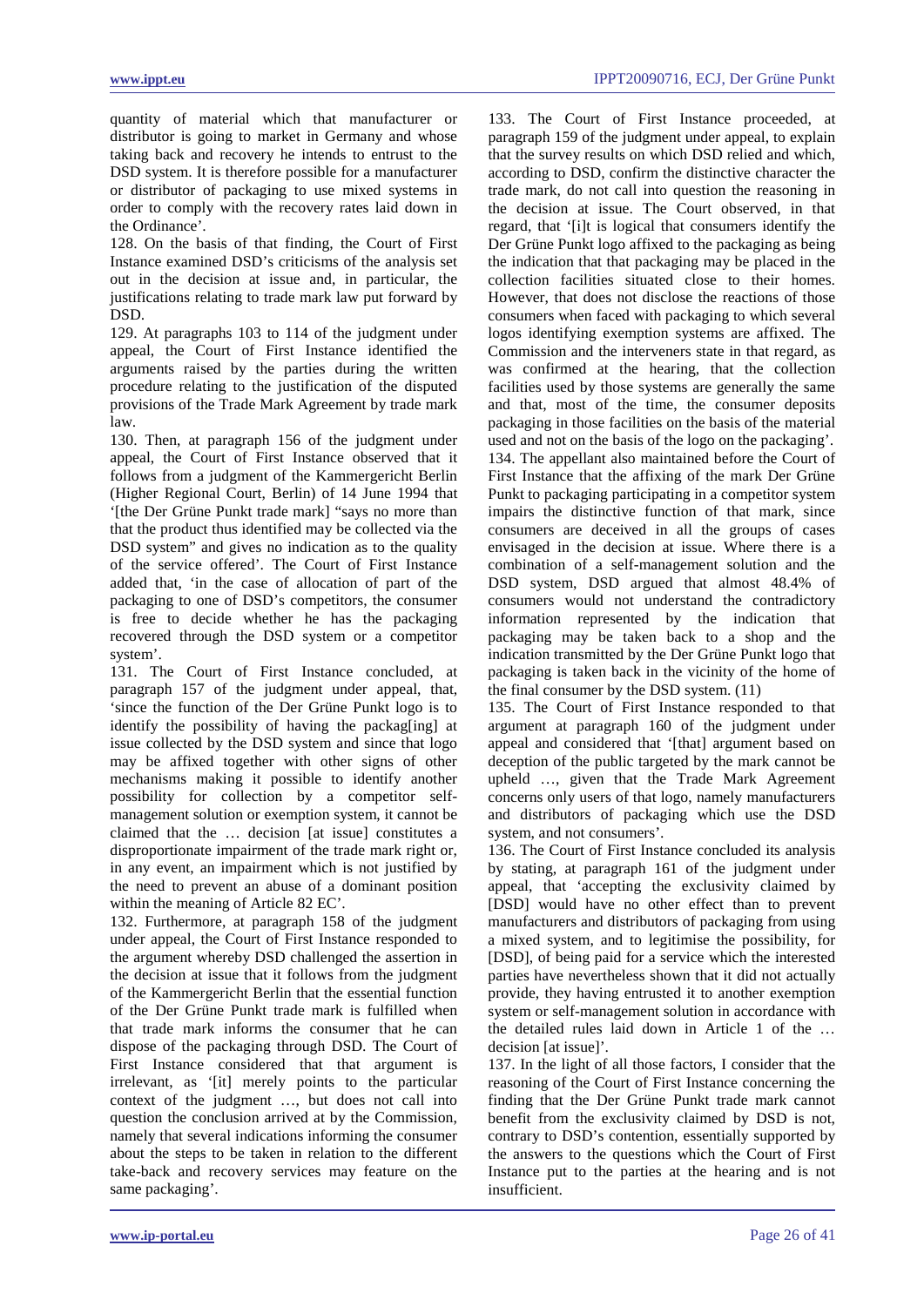quantity of material which that manufacturer or distributor is going to market in Germany and whose taking back and recovery he intends to entrust to the DSD system. It is therefore possible for a manufacturer or distributor of packaging to use mixed systems in order to comply with the recovery rates laid down in the Ordinance'.

128. On the basis of that finding, the Court of First Instance examined DSD's criticisms of the analysis set out in the decision at issue and, in particular, the justifications relating to trade mark law put forward by DSD.

129. At paragraphs 103 to 114 of the judgment under appeal, the Court of First Instance identified the arguments raised by the parties during the written procedure relating to the justification of the disputed provisions of the Trade Mark Agreement by trade mark law.

130. Then, at paragraph 156 of the judgment under appeal, the Court of First Instance observed that it follows from a judgment of the Kammergericht Berlin (Higher Regional Court, Berlin) of 14 June 1994 that '[the Der Grüne Punkt trade mark] "says no more than that the product thus identified may be collected via the DSD system" and gives no indication as to the quality of the service offered'. The Court of First Instance added that, 'in the case of allocation of part of the packaging to one of DSD's competitors, the consumer is free to decide whether he has the packaging recovered through the DSD system or a competitor system'.

131. The Court of First Instance concluded, at paragraph 157 of the judgment under appeal, that, 'since the function of the Der Grüne Punkt logo is to identify the possibility of having the packag[ing] at issue collected by the DSD system and since that logo may be affixed together with other signs of other mechanisms making it possible to identify another possibility for collection by a competitor self-management solution or exemption system, it cannot be claimed that the … decision [at issue] constitutes a disproportionate impairment of the trade mark right or, in any event, an impairment which is not justified by the need to prevent an abuse of a dominant position within the meaning of Article 82 EC'.

132. Furthermore, at paragraph 158 of the judgment under appeal, the Court of First Instance responded to the argument whereby DSD challenged the assertion in the decision at issue that it follows from the judgment of the Kammergericht Berlin that the essential function of the Der Grüne Punkt trade mark is fulfilled when that trade mark informs the consumer that he can dispose of the packaging through DSD. The Court of First Instance considered that that argument is irrelevant, as '[it] merely points to the particular context of the judgment …, but does not call into question the conclusion arrived at by the Commission, namely that several indications informing the consumer about the steps to be taken in relation to the different take-back and recovery services may feature on the same packaging'.

133. The Court of First Instance proceeded, at paragraph 159 of the judgment under appeal, to explain that the survey results on which DSD relied and which, according to DSD, confirm the distinctive character the trade mark, do not call into question the reasoning in the decision at issue. The Court observed, in that regard, that '[i]t is logical that consumers identify the Der Grüne Punkt logo affixed to the packaging as being the indication that that packaging may be placed in the collection facilities situated close to their homes. However, that does not disclose the reactions of those consumers when faced with packaging to which several logos identifying exemption systems are affixed. The Commission and the interveners state in that regard, as was confirmed at the hearing, that the collection facilities used by those systems are generally the same and that, most of the time, the consumer deposits packaging in those facilities on the basis of the material used and not on the basis of the logo on the packaging'.

134. The appellant also maintained before the Court of First Instance that the affixing of the mark Der Grüne Punkt to packaging participating in a competitor system impairs the distinctive function of that mark, since consumers are deceived in all the groups of cases envisaged in the decision at issue. Where there is a combination of a self-management solution and the DSD system, DSD argued that almost 48.4% of consumers would not understand the contradictory information represented by the indication that packaging may be taken back to a shop and the indication transmitted by the Der Grüne Punkt logo that packaging is taken back in the vicinity of the home of the final consumer by the DSD system. (11)

135. The Court of First Instance responded to that argument at paragraph 160 of the judgment under appeal and considered that '[that] argument based on deception of the public targeted by the mark cannot be upheld …, given that the Trade Mark Agreement concerns only users of that logo, namely manufacturers and distributors of packaging which use the DSD system, and not consumers'.

136. The Court of First Instance concluded its analysis by stating, at paragraph 161 of the judgment under appeal, that 'accepting the exclusivity claimed by [DSD] would have no other effect than to prevent manufacturers and distributors of packaging from using a mixed system, and to legitimise the possibility, for [DSD], of being paid for a service which the interested parties have nevertheless shown that it did not actually provide, they having entrusted it to another exemption system or self-management solution in accordance with the detailed rules laid down in Article 1 of the … decision [at issue]'.

137. In the light of all those factors, I consider that the reasoning of the Court of First Instance concerning the finding that the Der Grüne Punkt trade mark cannot benefit from the exclusivity claimed by DSD is not, contrary to DSD's contention, essentially supported by the answers to the questions which the Court of First Instance put to the parties at the hearing and is not insufficient.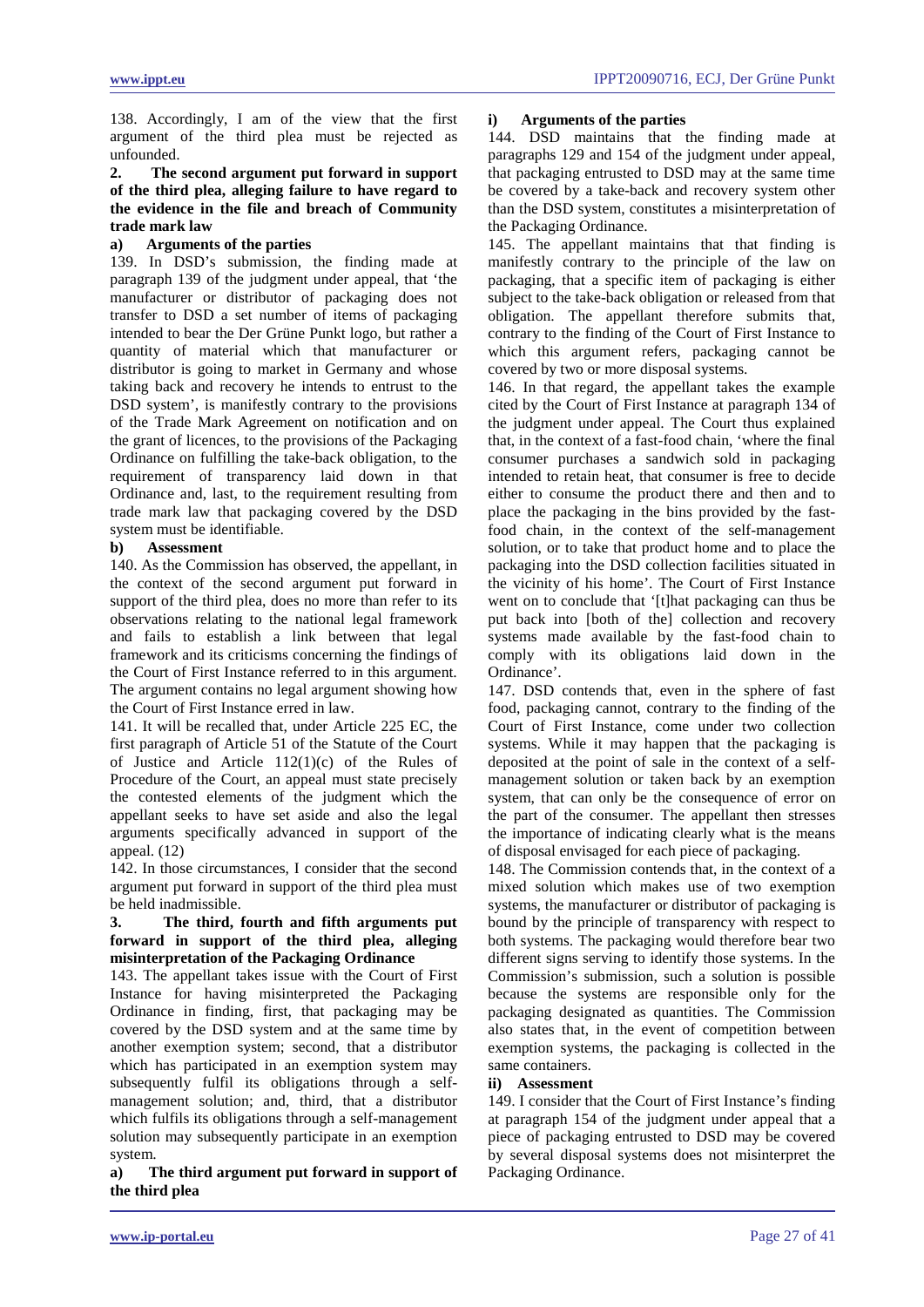138. Accordingly, I am of the view that the first argument of the third plea must be rejected as unfounded.

**2. The second argument put forward in support of the third plea, alleging failure to have regard to the evidence in the file and breach of Community trade mark law**

**a) Arguments of the parties**

139. In DSD's submission, the finding made at paragraph 139 of the judgment under appeal, that 'the manufacturer or distributor of packaging does not transfer to DSD a set number of items of packaging intended to bear the Der Grüne Punkt logo, but rather a quantity of material which that manufacturer or distributor is going to market in Germany and whose taking back and recovery he intends to entrust to the DSD system', is manifestly contrary to the provisions of the Trade Mark Agreement on notification and on the grant of licences, to the provisions of the Packaging Ordinance on fulfilling the take-back obligation, to the requirement of transparency laid down in that Ordinance and, last, to the requirement resulting from trade mark law that packaging covered by the DSD system must be identifiable.

**b) Assessment**

140. As the Commission has observed, the appellant, in the context of the second argument put forward in support of the third plea, does no more than refer to its observations relating to the national legal framework and fails to establish a link between that legal framework and its criticisms concerning the findings of the Court of First Instance referred to in this argument. The argument contains no legal argument showing how the Court of First Instance erred in law.

141. It will be recalled that, under Article 225 EC, the first paragraph of Article 51 of the Statute of the Court of Justice and Article 112(1)(c) of the Rules of Procedure of the Court, an appeal must state precisely the contested elements of the judgment which the appellant seeks to have set aside and also the legal arguments specifically advanced in support of the appeal. (12)

142. In those circumstances, I consider that the second argument put forward in support of the third plea must be held inadmissible.

**3. The third, fourth and fifth arguments put forward in support of the third plea, alleging misinterpretation of the Packaging Ordinance**

143. The appellant takes issue with the Court of First Instance for having misinterpreted the Packaging Ordinance in finding, first, that packaging may be covered by the DSD system and at the same time by another exemption system; second, that a distributor which has participated in an exemption system may subsequently fulfil its obligations through a self-management solution; and, third, that a distributor which fulfils its obligations through a self-management solution may subsequently participate in an exemption system.

**a) The third argument put forward in support of the third plea**

**i) Arguments of the parties**

144. DSD maintains that the finding made at paragraphs 129 and 154 of the judgment under appeal, that packaging entrusted to DSD may at the same time be covered by a take-back and recovery system other than the DSD system, constitutes a misinterpretation of the Packaging Ordinance.

145. The appellant maintains that that finding is manifestly contrary to the principle of the law on packaging, that a specific item of packaging is either subject to the take-back obligation or released from that obligation. The appellant therefore submits that, contrary to the finding of the Court of First Instance to which this argument refers, packaging cannot be covered by two or more disposal systems.

146. In that regard, the appellant takes the example cited by the Court of First Instance at paragraph 134 of the judgment under appeal. The Court thus explained that, in the context of a fast-food chain, 'where the final consumer purchases a sandwich sold in packaging intended to retain heat, that consumer is free to decide either to consume the product there and then and to place the packaging in the bins provided by the fast-food chain, in the context of the self-management solution, or to take that product home and to place the packaging into the DSD collection facilities situated in the vicinity of his home'. The Court of First Instance went on to conclude that '[t]hat packaging can thus be put back into [both of the] collection and recovery systems made available by the fast-food chain to comply with its obligations laid down in the Ordinance'.

147. DSD contends that, even in the sphere of fast food, packaging cannot, contrary to the finding of the Court of First Instance, come under two collection systems. While it may happen that the packaging is deposited at the point of sale in the context of a self-management solution or taken back by an exemption system, that can only be the consequence of error on the part of the consumer. The appellant then stresses the importance of indicating clearly what is the means of disposal envisaged for each piece of packaging.

148. The Commission contends that, in the context of a mixed solution which makes use of two exemption systems, the manufacturer or distributor of packaging is bound by the principle of transparency with respect to both systems. The packaging would therefore bear two different signs serving to identify those systems. In the Commission's submission, such a solution is possible because the systems are responsible only for the packaging designated as quantities. The Commission also states that, in the event of competition between exemption systems, the packaging is collected in the same containers.

**ii) Assessment**

149. I consider that the Court of First Instance's finding at paragraph 154 of the judgment under appeal that a piece of packaging entrusted to DSD may be covered by several disposal systems does not misinterpret the Packaging Ordinance.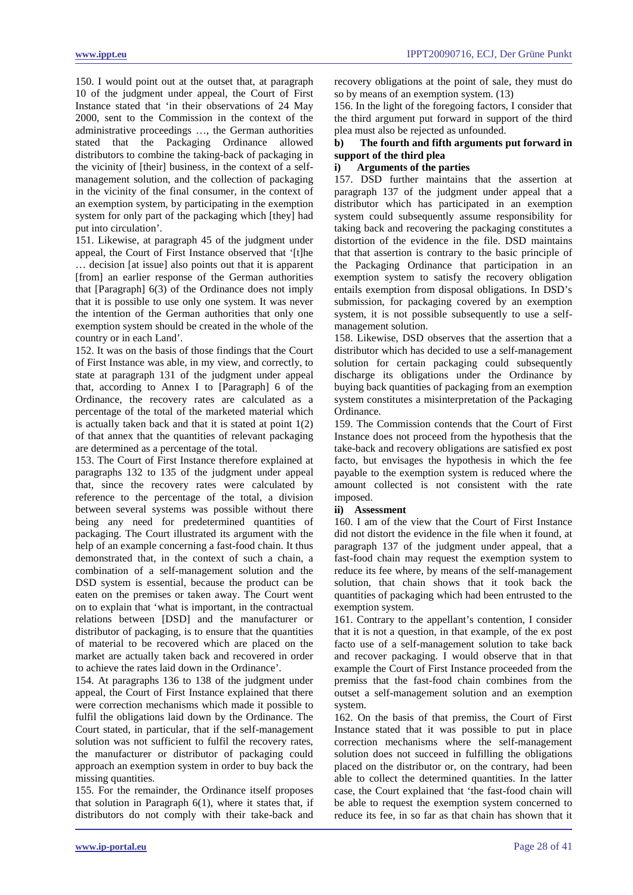150. I would point out at the outset that, at paragraph 10 of the judgment under appeal, the Court of First Instance stated that 'in their observations of 24 May 2000, sent to the Commission in the context of the administrative proceedings …, the German authorities stated that the Packaging Ordinance allowed distributors to combine the taking-back of packaging in the vicinity of [their] business, in the context of a self-management solution, and the collection of packaging in the vicinity of the final consumer, in the context of an exemption system, by participating in the exemption system for only part of the packaging which [they] had put into circulation'.

151. Likewise, at paragraph 45 of the judgment under appeal, the Court of First Instance observed that '[t]he … decision [at issue] also points out that it is apparent [from] an earlier response of the German authorities that [Paragraph] 6(3) of the Ordinance does not imply that it is possible to use only one system. It was never the intention of the German authorities that only one exemption system should be created in the whole of the country or in each Land'.

152. It was on the basis of those findings that the Court of First Instance was able, in my view, and correctly, to state at paragraph 131 of the judgment under appeal that, according to Annex I to [Paragraph] 6 of the Ordinance, the recovery rates are calculated as a percentage of the total of the marketed material which is actually taken back and that it is stated at point 1(2) of that annex that the quantities of relevant packaging are determined as a percentage of the total.

153. The Court of First Instance therefore explained at paragraphs 132 to 135 of the judgment under appeal that, since the recovery rates were calculated by reference to the percentage of the total, a division between several systems was possible without there being any need for predetermined quantities of packaging. The Court illustrated its argument with the help of an example concerning a fast-food chain. It thus demonstrated that, in the context of such a chain, a combination of a self-management solution and the DSD system is essential, because the product can be eaten on the premises or taken away. The Court went on to explain that 'what is important, in the contractual relations between [DSD] and the manufacturer or distributor of packaging, is to ensure that the quantities of material to be recovered which are placed on the market are actually taken back and recovered in order to achieve the rates laid down in the Ordinance'.

154. At paragraphs 136 to 138 of the judgment under appeal, the Court of First Instance explained that there were correction mechanisms which made it possible to fulfil the obligations laid down by the Ordinance. The Court stated, in particular, that if the self-management solution was not sufficient to fulfil the recovery rates, the manufacturer or distributor of packaging could approach an exemption system in order to buy back the missing quantities.

155. For the remainder, the Ordinance itself proposes that solution in Paragraph 6(1), where it states that, if distributors do not comply with their take-back and recovery obligations at the point of sale, they must do so by means of an exemption system. (13)

156. In the light of the foregoing factors, I consider that the third argument put forward in support of the third plea must also be rejected as unfounded.

**b) The fourth and fifth arguments put forward in support of the third plea**

**i) Arguments of the parties**

157. DSD further maintains that the assertion at paragraph 137 of the judgment under appeal that a distributor which has participated in an exemption system could subsequently assume responsibility for taking back and recovering the packaging constitutes a distortion of the evidence in the file. DSD maintains that that assertion is contrary to the basic principle of the Packaging Ordinance that participation in an exemption system to satisfy the recovery obligation entails exemption from disposal obligations. In DSD's submission, for packaging covered by an exemption system, it is not possible subsequently to use a self-management solution.

158. Likewise, DSD observes that the assertion that a distributor which has decided to use a self-management solution for certain packaging could subsequently discharge its obligations under the Ordinance by buying back quantities of packaging from an exemption system constitutes a misinterpretation of the Packaging Ordinance.

159. The Commission contends that the Court of First Instance does not proceed from the hypothesis that the take-back and recovery obligations are satisfied ex post facto, but envisages the hypothesis in which the fee payable to the exemption system is reduced where the amount collected is not consistent with the rate imposed.

**ii) Assessment**

160. I am of the view that the Court of First Instance did not distort the evidence in the file when it found, at paragraph 137 of the judgment under appeal, that a fast-food chain may request the exemption system to reduce its fee where, by means of the self-management solution, that chain shows that it took back the quantities of packaging which had been entrusted to the exemption system.

161. Contrary to the appellant's contention, I consider that it is not a question, in that example, of the ex post facto use of a self-management solution to take back and recover packaging. I would observe that in that example the Court of First Instance proceeded from the premiss that the fast-food chain combines from the outset a self-management solution and an exemption system.

162. On the basis of that premiss, the Court of First Instance stated that it was possible to put in place correction mechanisms where the self-management solution does not succeed in fulfilling the obligations placed on the distributor or, on the contrary, had been able to collect the determined quantities. In the latter case, the Court explained that 'the fast-food chain will be able to request the exemption system concerned to reduce its fee, in so far as that chain has shown that it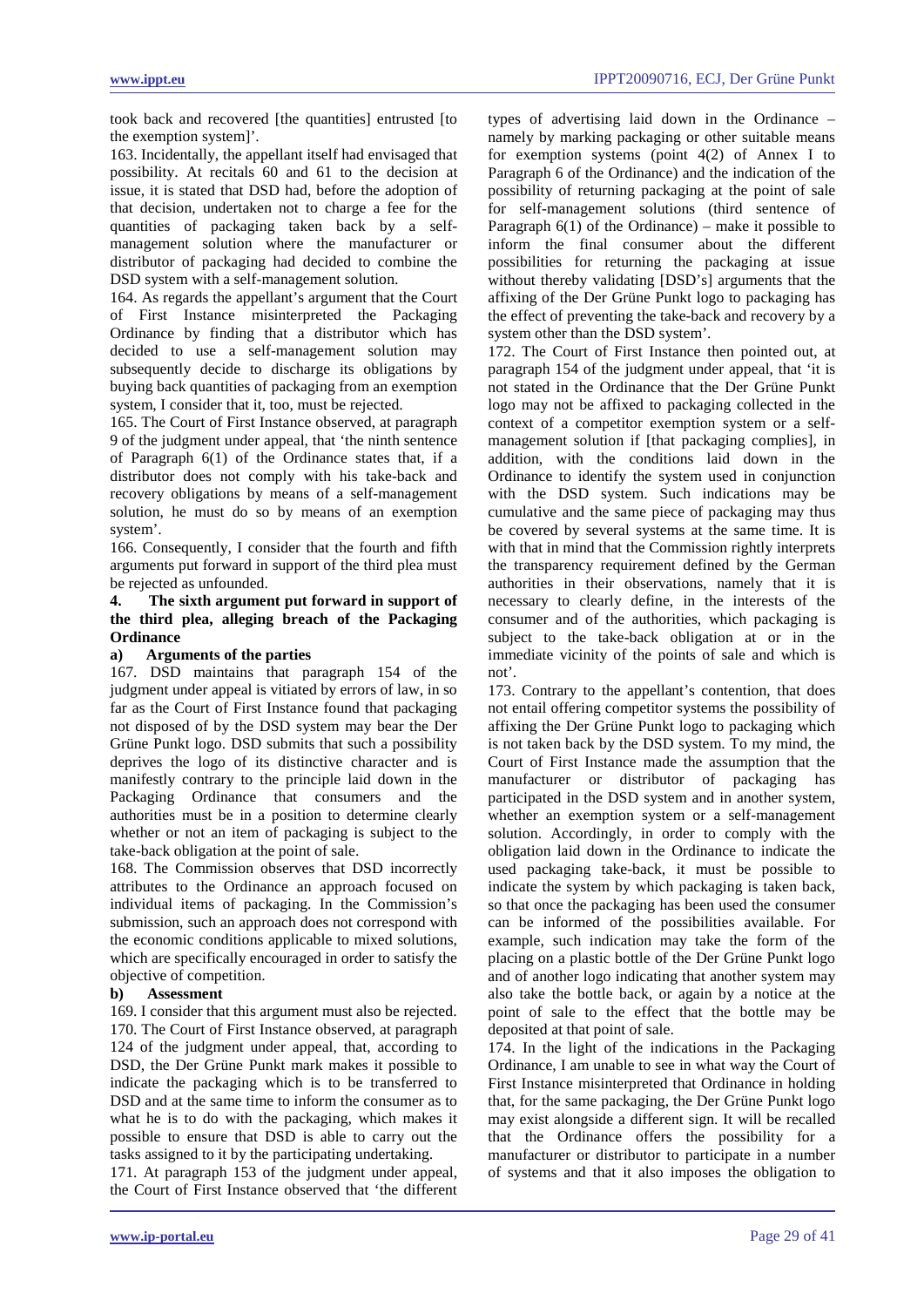took back and recovered [the quantities] entrusted [to the exemption system]'.

163. Incidentally, the appellant itself had envisaged that possibility. At recitals 60 and 61 to the decision at issue, it is stated that DSD had, before the adoption of that decision, undertaken not to charge a fee for the quantities of packaging taken back by a self-management solution where the manufacturer or distributor of packaging had decided to combine the DSD system with a self-management solution.

164. As regards the appellant's argument that the Court of First Instance misinterpreted the Packaging Ordinance by finding that a distributor which has decided to use a self-management solution may subsequently decide to discharge its obligations by buying back quantities of packaging from an exemption system, I consider that it, too, must be rejected.

165. The Court of First Instance observed, at paragraph 9 of the judgment under appeal, that 'the ninth sentence of Paragraph 6(1) of the Ordinance states that, if a distributor does not comply with his take-back and recovery obligations by means of a self-management solution, he must do so by means of an exemption system'.

166. Consequently, I consider that the fourth and fifth arguments put forward in support of the third plea must be rejected as unfounded.

### 4. The sixth argument put forward in support of the third plea, alleging breach of the Packaging Ordinance

#### a) Arguments of the parties

167. DSD maintains that paragraph 154 of the judgment under appeal is vitiated by errors of law, in so far as the Court of First Instance found that packaging not disposed of by the DSD system may bear the Der Grüne Punkt logo. DSD submits that such a possibility deprives the logo of its distinctive character and is manifestly contrary to the principle laid down in the Packaging Ordinance that consumers and the authorities must be in a position to determine clearly whether or not an item of packaging is subject to the take-back obligation at the point of sale.

168. The Commission observes that DSD incorrectly attributes to the Ordinance an approach focused on individual items of packaging. In the Commission's submission, such an approach does not correspond with the economic conditions applicable to mixed solutions, which are specifically encouraged in order to satisfy the objective of competition.

#### b) Assessment

169. I consider that this argument must also be rejected.

170. The Court of First Instance observed, at paragraph 124 of the judgment under appeal, that, according to DSD, the Der Grüne Punkt mark makes it possible to indicate the packaging which is to be transferred to DSD and at the same time to inform the consumer as to what he is to do with the packaging, which makes it possible to ensure that DSD is able to carry out the tasks assigned to it by the participating undertaking.

171. At paragraph 153 of the judgment under appeal, the Court of First Instance observed that 'the different types of advertising laid down in the Ordinance – namely by marking packaging or other suitable means for exemption systems (point 4(2) of Annex I to Paragraph 6 of the Ordinance) and the indication of the possibility of returning packaging at the point of sale for self-management solutions (third sentence of Paragraph 6(1) of the Ordinance) – make it possible to inform the final consumer about the different possibilities for returning the packaging at issue without thereby validating [DSD's] arguments that the affixing of the Der Grüne Punkt logo to packaging has the effect of preventing the take-back and recovery by a system other than the DSD system'.

172. The Court of First Instance then pointed out, at paragraph 154 of the judgment under appeal, that 'it is not stated in the Ordinance that the Der Grüne Punkt logo may not be affixed to packaging collected in the context of a competitor exemption system or a self-management solution if [that packaging complies], in addition, with the conditions laid down in the Ordinance to identify the system used in conjunction with the DSD system. Such indications may be cumulative and the same piece of packaging may thus be covered by several systems at the same time. It is with that in mind that the Commission rightly interprets the transparency requirement defined by the German authorities in their observations, namely that it is necessary to clearly define, in the interests of the consumer and of the authorities, which packaging is subject to the take-back obligation at or in the immediate vicinity of the points of sale and which is not'.

173. Contrary to the appellant's contention, that does not entail offering competitor systems the possibility of affixing the Der Grüne Punkt logo to packaging which is not taken back by the DSD system. To my mind, the Court of First Instance made the assumption that the manufacturer or distributor of packaging has participated in the DSD system and in another system, whether an exemption system or a self-management solution. Accordingly, in order to comply with the obligation laid down in the Ordinance to indicate the used packaging take-back, it must be possible to indicate the system by which packaging is taken back, so that once the packaging has been used the consumer can be informed of the possibilities available. For example, such indication may take the form of the placing on a plastic bottle of the Der Grüne Punkt logo and of another logo indicating that another system may also take the bottle back, or again by a notice at the point of sale to the effect that the bottle may be deposited at that point of sale.

174. In the light of the indications in the Packaging Ordinance, I am unable to see in what way the Court of First Instance misinterpreted that Ordinance in holding that, for the same packaging, the Der Grüne Punkt logo may exist alongside a different sign. It will be recalled that the Ordinance offers the possibility for a manufacturer or distributor to participate in a number of systems and that it also imposes the obligation to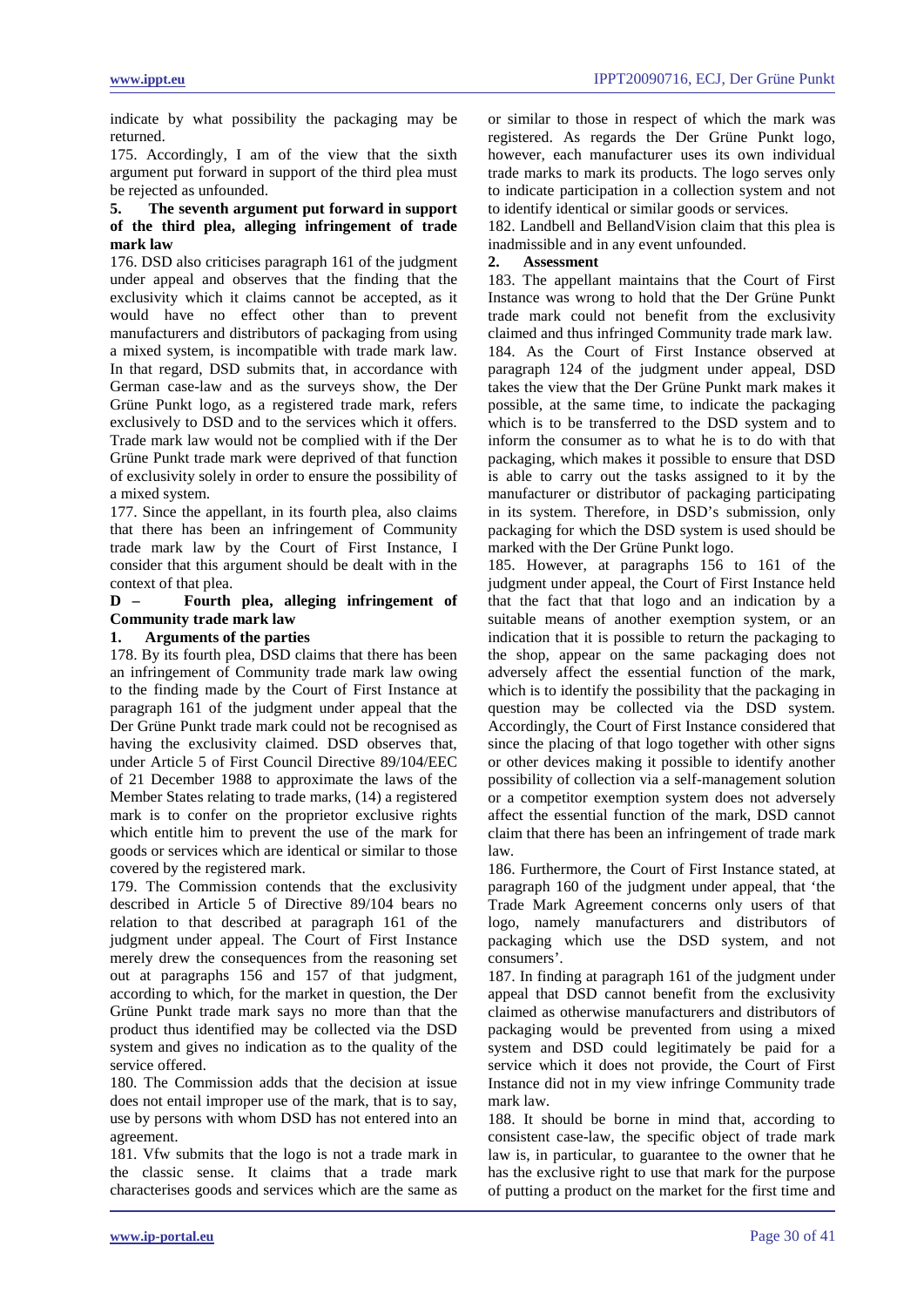indicate by what possibility the packaging may be returned.

175. Accordingly, I am of the view that the sixth argument put forward in support of the third plea must be rejected as unfounded.

**5. The seventh argument put forward in support of the third plea, alleging infringement of trade mark law**

176. DSD also criticises paragraph 161 of the judgment under appeal and observes that the finding that the exclusivity which it claims cannot be accepted, as it would have no effect other than to prevent manufacturers and distributors of packaging from using a mixed system, is incompatible with trade mark law. In that regard, DSD submits that, in accordance with German case-law and as the surveys show, the Der Grüne Punkt logo, as a registered trade mark, refers exclusively to DSD and to the services which it offers. Trade mark law would not be complied with if the Der Grüne Punkt trade mark were deprived of that function of exclusivity solely in order to ensure the possibility of a mixed system.

177. Since the appellant, in its fourth plea, also claims that there has been an infringement of Community trade mark law by the Court of First Instance, I consider that this argument should be dealt with in the context of that plea.

**D – Fourth plea, alleging infringement of Community trade mark law**

**1. Arguments of the parties**

178. By its fourth plea, DSD claims that there has been an infringement of Community trade mark law owing to the finding made by the Court of First Instance at paragraph 161 of the judgment under appeal that the Der Grüne Punkt trade mark could not be recognised as having the exclusivity claimed. DSD observes that, under Article 5 of First Council Directive 89/104/EEC of 21 December 1988 to approximate the laws of the Member States relating to trade marks, (14) a registered mark is to confer on the proprietor exclusive rights which entitle him to prevent the use of the mark for goods or services which are identical or similar to those covered by the registered mark.

179. The Commission contends that the exclusivity described in Article 5 of Directive 89/104 bears no relation to that described at paragraph 161 of the judgment under appeal. The Court of First Instance merely drew the consequences from the reasoning set out at paragraphs 156 and 157 of that judgment, according to which, for the market in question, the Der Grüne Punkt trade mark says no more than that the product thus identified may be collected via the DSD system and gives no indication as to the quality of the service offered.

180. The Commission adds that the decision at issue does not entail improper use of the mark, that is to say, use by persons with whom DSD has not entered into an agreement.

181. Vfw submits that the logo is not a trade mark in the classic sense. It claims that a trade mark characterises goods and services which are the same as or similar to those in respect of which the mark was registered. As regards the Der Grüne Punkt logo, however, each manufacturer uses its own individual trade marks to mark its products. The logo serves only to indicate participation in a collection system and not to identify identical or similar goods or services.

182. Landbell and BellandVision claim that this plea is inadmissible and in any event unfounded.

**2. Assessment**

183. The appellant maintains that the Court of First Instance was wrong to hold that the Der Grüne Punkt trade mark could not benefit from the exclusivity claimed and thus infringed Community trade mark law.

184. As the Court of First Instance observed at paragraph 124 of the judgment under appeal, DSD takes the view that the Der Grüne Punkt mark makes it possible, at the same time, to indicate the packaging which is to be transferred to the DSD system and to inform the consumer as to what he is to do with that packaging, which makes it possible to ensure that DSD is able to carry out the tasks assigned to it by the manufacturer or distributor of packaging participating in its system. Therefore, in DSD's submission, only packaging for which the DSD system is used should be marked with the Der Grüne Punkt logo.

185. However, at paragraphs 156 to 161 of the judgment under appeal, the Court of First Instance held that the fact that that logo and an indication by a suitable means of another exemption system, or an indication that it is possible to return the packaging to the shop, appear on the same packaging does not adversely affect the essential function of the mark, which is to identify the possibility that the packaging in question may be collected via the DSD system. Accordingly, the Court of First Instance considered that since the placing of that logo together with other signs or other devices making it possible to identify another possibility of collection via a self-management solution or a competitor exemption system does not adversely affect the essential function of the mark, DSD cannot claim that there has been an infringement of trade mark law.

186. Furthermore, the Court of First Instance stated, at paragraph 160 of the judgment under appeal, that 'the Trade Mark Agreement concerns only users of that logo, namely manufacturers and distributors of packaging which use the DSD system, and not consumers'.

187. In finding at paragraph 161 of the judgment under appeal that DSD cannot benefit from the exclusivity claimed as otherwise manufacturers and distributors of packaging would be prevented from using a mixed system and DSD could legitimately be paid for a service which it does not provide, the Court of First Instance did not in my view infringe Community trade mark law.

188. It should be borne in mind that, according to consistent case-law, the specific object of trade mark law is, in particular, to guarantee to the owner that he has the exclusive right to use that mark for the purpose of putting a product on the market for the first time and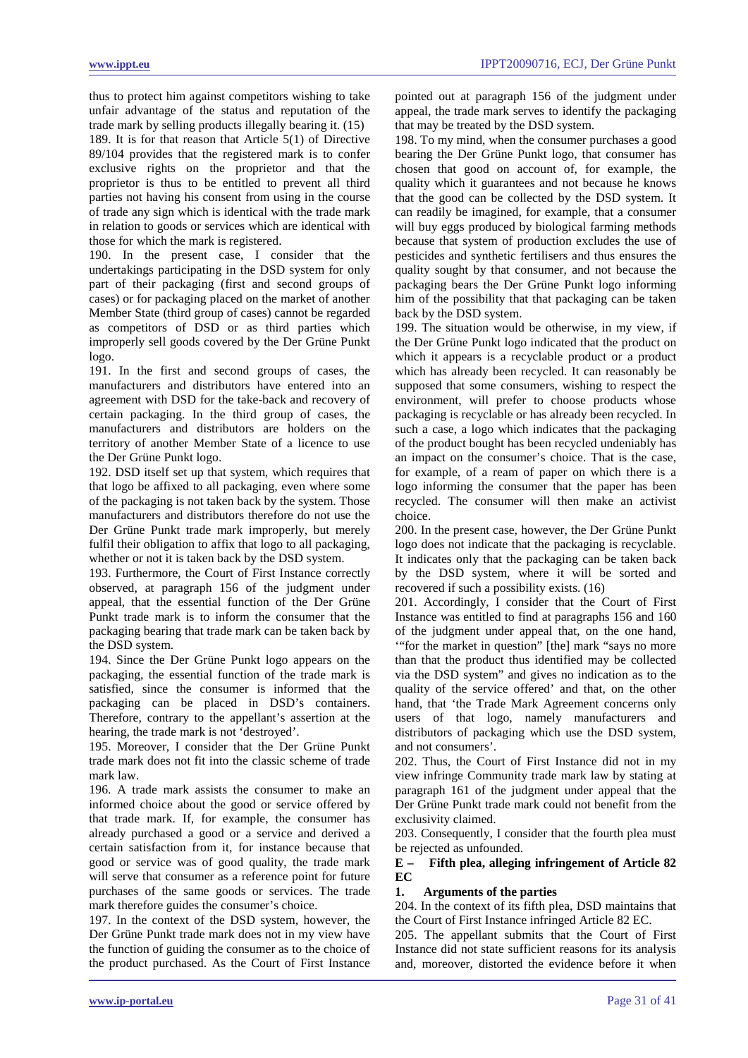thus to protect him against competitors wishing to take unfair advantage of the status and reputation of the trade mark by selling products illegally bearing it. (15)

189. It is for that reason that Article 5(1) of Directive 89/104 provides that the registered mark is to confer exclusive rights on the proprietor and that the proprietor is thus to be entitled to prevent all third parties not having his consent from using in the course of trade any sign which is identical with the trade mark in relation to goods or services which are identical with those for which the mark is registered.

190. In the present case, I consider that the undertakings participating in the DSD system for only part of their packaging (first and second groups of cases) or for packaging placed on the market of another Member State (third group of cases) cannot be regarded as competitors of DSD or as third parties which improperly sell goods covered by the Der Grüne Punkt logo.

191. In the first and second groups of cases, the manufacturers and distributors have entered into an agreement with DSD for the take-back and recovery of certain packaging. In the third group of cases, the manufacturers and distributors are holders on the territory of another Member State of a licence to use the Der Grüne Punkt logo.

192. DSD itself set up that system, which requires that that logo be affixed to all packaging, even where some of the packaging is not taken back by the system. Those manufacturers and distributors therefore do not use the Der Grüne Punkt trade mark improperly, but merely fulfil their obligation to affix that logo to all packaging, whether or not it is taken back by the DSD system.

193. Furthermore, the Court of First Instance correctly observed, at paragraph 156 of the judgment under appeal, that the essential function of the Der Grüne Punkt trade mark is to inform the consumer that the packaging bearing that trade mark can be taken back by the DSD system.

194. Since the Der Grüne Punkt logo appears on the packaging, the essential function of the trade mark is satisfied, since the consumer is informed that the packaging can be placed in DSD's containers. Therefore, contrary to the appellant's assertion at the hearing, the trade mark is not 'destroyed'.

195. Moreover, I consider that the Der Grüne Punkt trade mark does not fit into the classic scheme of trade mark law.

196. A trade mark assists the consumer to make an informed choice about the good or service offered by that trade mark. If, for example, the consumer has already purchased a good or a service and derived a certain satisfaction from it, for instance because that good or service was of good quality, the trade mark will serve that consumer as a reference point for future purchases of the same goods or services. The trade mark therefore guides the consumer's choice.

197. In the context of the DSD system, however, the Der Grüne Punkt trade mark does not in my view have the function of guiding the consumer as to the choice of the product purchased. As the Court of First Instance pointed out at paragraph 156 of the judgment under appeal, the trade mark serves to identify the packaging that may be treated by the DSD system.

198. To my mind, when the consumer purchases a good bearing the Der Grüne Punkt logo, that consumer has chosen that good on account of, for example, the quality which it guarantees and not because he knows that the good can be collected by the DSD system. It can readily be imagined, for example, that a consumer will buy eggs produced by biological farming methods because that system of production excludes the use of pesticides and synthetic fertilisers and thus ensures the quality sought by that consumer, and not because the packaging bears the Der Grüne Punkt logo informing him of the possibility that that packaging can be taken back by the DSD system.

199. The situation would be otherwise, in my view, if the Der Grüne Punkt logo indicated that the product on which it appears is a recyclable product or a product which has already been recycled. It can reasonably be supposed that some consumers, wishing to respect the environment, will prefer to choose products whose packaging is recyclable or has already been recycled. In such a case, a logo which indicates that the packaging of the product bought has been recycled undeniably has an impact on the consumer's choice. That is the case, for example, of a ream of paper on which there is a logo informing the consumer that the paper has been recycled. The consumer will then make an activist choice.

200. In the present case, however, the Der Grüne Punkt logo does not indicate that the packaging is recyclable. It indicates only that the packaging can be taken back by the DSD system, where it will be sorted and recovered if such a possibility exists. (16)

201. Accordingly, I consider that the Court of First Instance was entitled to find at paragraphs 156 and 160 of the judgment under appeal that, on the one hand, '"for the market in question" [the] mark "says no more than that the product thus identified may be collected via the DSD system" and gives no indication as to the quality of the service offered' and that, on the other hand, that 'the Trade Mark Agreement concerns only users of that logo, namely manufacturers and distributors of packaging which use the DSD system, and not consumers'.

202. Thus, the Court of First Instance did not in my view infringe Community trade mark law by stating at paragraph 161 of the judgment under appeal that the Der Grüne Punkt trade mark could not benefit from the exclusivity claimed.

203. Consequently, I consider that the fourth plea must be rejected as unfounded.

### E – Fifth plea, alleging infringement of Article 82 EC

#### 1. Arguments of the parties

204. In the context of its fifth plea, DSD maintains that the Court of First Instance infringed Article 82 EC.

205. The appellant submits that the Court of First Instance did not state sufficient reasons for its analysis and, moreover, distorted the evidence before it when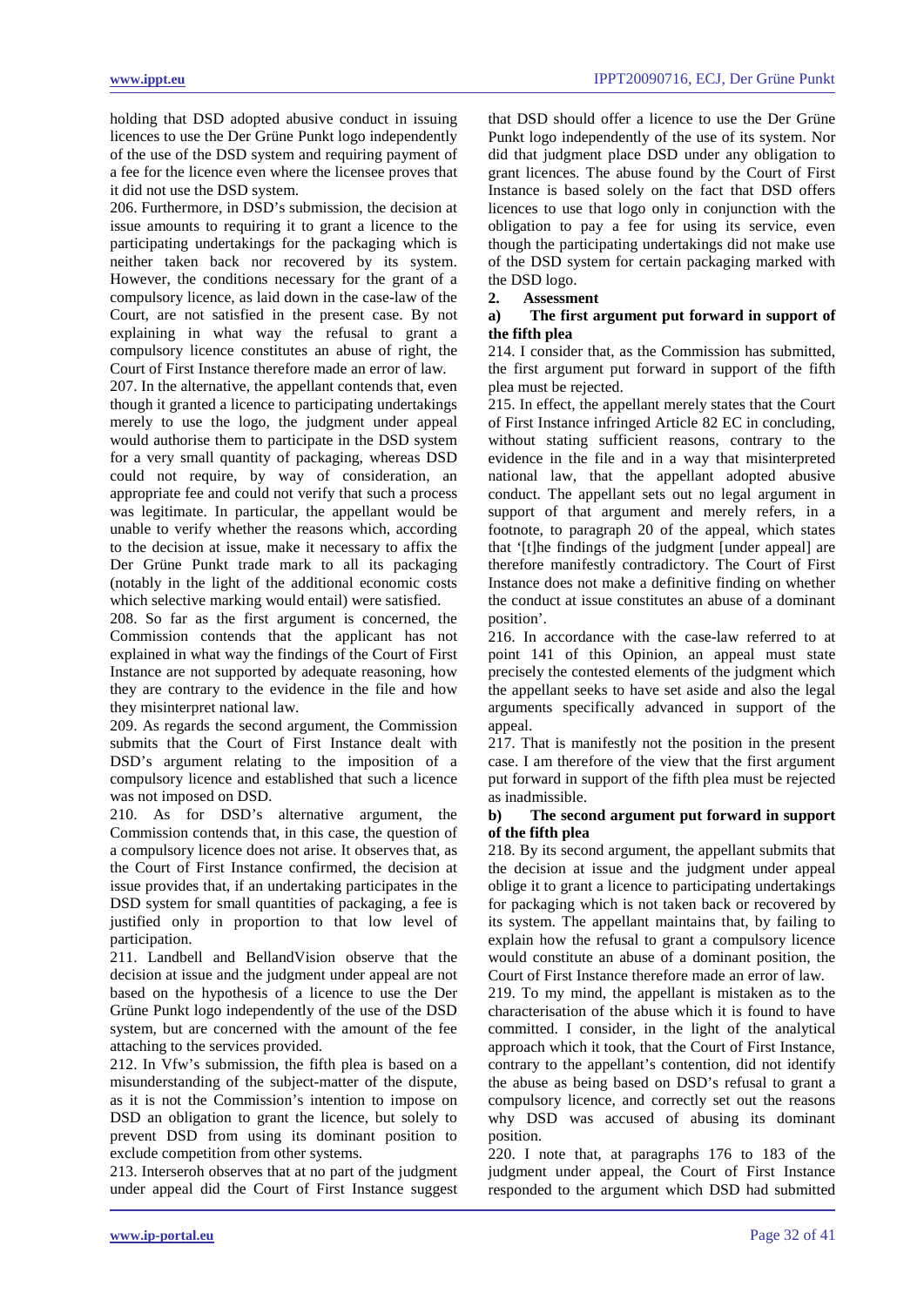holding that DSD adopted abusive conduct in issuing licences to use the Der Grüne Punkt logo independently of the use of the DSD system and requiring payment of a fee for the licence even where the licensee proves that it did not use the DSD system.

206. Furthermore, in DSD's submission, the decision at issue amounts to requiring it to grant a licence to the participating undertakings for the packaging which is neither taken back nor recovered by its system. However, the conditions necessary for the grant of a compulsory licence, as laid down in the case-law of the Court, are not satisfied in the present case. By not explaining in what way the refusal to grant a compulsory licence constitutes an abuse of right, the Court of First Instance therefore made an error of law.

207. In the alternative, the appellant contends that, even though it granted a licence to participating undertakings merely to use the logo, the judgment under appeal would authorise them to participate in the DSD system for a very small quantity of packaging, whereas DSD could not require, by way of consideration, an appropriate fee and could not verify that such a process was legitimate. In particular, the appellant would be unable to verify whether the reasons which, according to the decision at issue, make it necessary to affix the Der Grüne Punkt trade mark to all its packaging (notably in the light of the additional economic costs which selective marking would entail) were satisfied.

208. So far as the first argument is concerned, the Commission contends that the applicant has not explained in what way the findings of the Court of First Instance are not supported by adequate reasoning, how they are contrary to the evidence in the file and how they misinterpret national law.

209. As regards the second argument, the Commission submits that the Court of First Instance dealt with DSD's argument relating to the imposition of a compulsory licence and established that such a licence was not imposed on DSD.

210. As for DSD's alternative argument, the Commission contends that, in this case, the question of a compulsory licence does not arise. It observes that, as the Court of First Instance confirmed, the decision at issue provides that, if an undertaking participates in the DSD system for small quantities of packaging, a fee is justified only in proportion to that low level of participation.

211. Landbell and BellandVision observe that the decision at issue and the judgment under appeal are not based on the hypothesis of a licence to use the Der Grüne Punkt logo independently of the use of the DSD system, but are concerned with the amount of the fee attaching to the services provided.

212. In Vfw's submission, the fifth plea is based on a misunderstanding of the subject-matter of the dispute, as it is not the Commission's intention to impose on DSD an obligation to grant the licence, but solely to prevent DSD from using its dominant position to exclude competition from other systems.

213. Interseroh observes that at no part of the judgment under appeal did the Court of First Instance suggest that DSD should offer a licence to use the Der Grüne Punkt logo independently of the use of its system. Nor did that judgment place DSD under any obligation to grant licences. The abuse found by the Court of First Instance is based solely on the fact that DSD offers licences to use that logo only in conjunction with the obligation to pay a fee for using its service, even though the participating undertakings did not make use of the DSD system for certain packaging marked with the DSD logo.

**2. Assessment**

**a) The first argument put forward in support of the fifth plea**

214. I consider that, as the Commission has submitted, the first argument put forward in support of the fifth plea must be rejected.

215. In effect, the appellant merely states that the Court of First Instance infringed Article 82 EC in concluding, without stating sufficient reasons, contrary to the evidence in the file and in a way that misinterpreted national law, that the appellant adopted abusive conduct. The appellant sets out no legal argument in support of that argument and merely refers, in a footnote, to paragraph 20 of the appeal, which states that '[t]he findings of the judgment [under appeal] are therefore manifestly contradictory. The Court of First Instance does not make a definitive finding on whether the conduct at issue constitutes an abuse of a dominant position'.

216. In accordance with the case-law referred to at point 141 of this Opinion, an appeal must state precisely the contested elements of the judgment which the appellant seeks to have set aside and also the legal arguments specifically advanced in support of the appeal.

217. That is manifestly not the position in the present case. I am therefore of the view that the first argument put forward in support of the fifth plea must be rejected as inadmissible.

**b) The second argument put forward in support of the fifth plea**

218. By its second argument, the appellant submits that the decision at issue and the judgment under appeal oblige it to grant a licence to participating undertakings for packaging which is not taken back or recovered by its system. The appellant maintains that, by failing to explain how the refusal to grant a compulsory licence would constitute an abuse of a dominant position, the Court of First Instance therefore made an error of law.

219. To my mind, the appellant is mistaken as to the characterisation of the abuse which it is found to have committed. I consider, in the light of the analytical approach which it took, that the Court of First Instance, contrary to the appellant's contention, did not identify the abuse as being based on DSD's refusal to grant a compulsory licence, and correctly set out the reasons why DSD was accused of abusing its dominant position.

220. I note that, at paragraphs 176 to 183 of the judgment under appeal, the Court of First Instance responded to the argument which DSD had submitted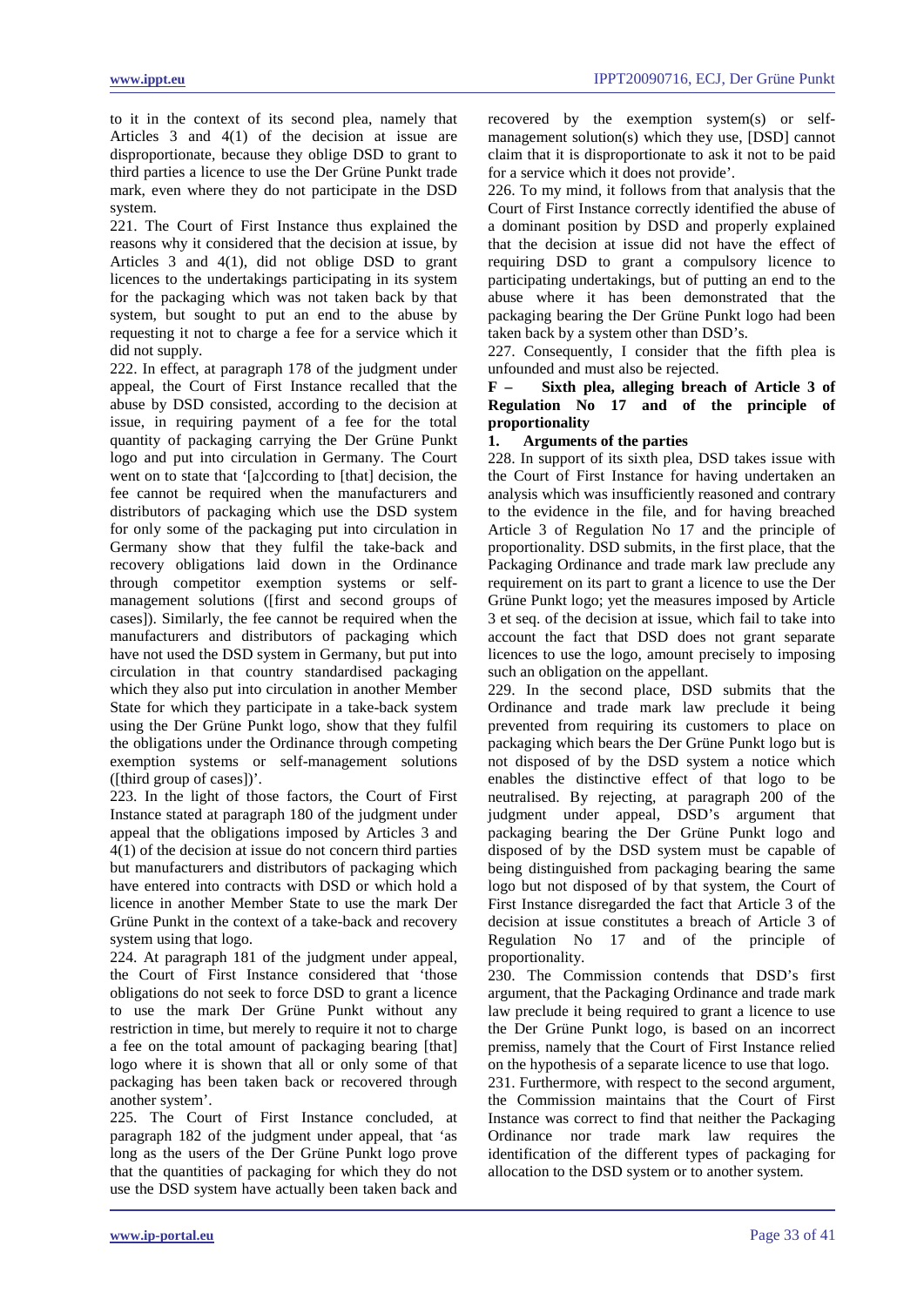to it in the context of its second plea, namely that Articles 3 and 4(1) of the decision at issue are disproportionate, because they oblige DSD to grant to third parties a licence to use the Der Grüne Punkt trade mark, even where they do not participate in the DSD system.

221. The Court of First Instance thus explained the reasons why it considered that the decision at issue, by Articles 3 and 4(1), did not oblige DSD to grant licences to the undertakings participating in its system for the packaging which was not taken back by that system, but sought to put an end to the abuse by requesting it not to charge a fee for a service which it did not supply.

222. In effect, at paragraph 178 of the judgment under appeal, the Court of First Instance recalled that the abuse by DSD consisted, according to the decision at issue, in requiring payment of a fee for the total quantity of packaging carrying the Der Grüne Punkt logo and put into circulation in Germany. The Court went on to state that '[a]ccording to [that] decision, the fee cannot be required when the manufacturers and distributors of packaging which use the DSD system for only some of the packaging put into circulation in Germany show that they fulfil the take-back and recovery obligations laid down in the Ordinance through competitor exemption systems or self-management solutions ([first and second groups of cases]). Similarly, the fee cannot be required when the manufacturers and distributors of packaging which have not used the DSD system in Germany, but put into circulation in that country standardised packaging which they also put into circulation in another Member State for which they participate in a take-back system using the Der Grüne Punkt logo, show that they fulfil the obligations under the Ordinance through competing exemption systems or self-management solutions ([third group of cases])'.

223. In the light of those factors, the Court of First Instance stated at paragraph 180 of the judgment under appeal that the obligations imposed by Articles 3 and 4(1) of the decision at issue do not concern third parties but manufacturers and distributors of packaging which have entered into contracts with DSD or which hold a licence in another Member State to use the mark Der Grüne Punkt in the context of a take-back and recovery system using that logo.

224. At paragraph 181 of the judgment under appeal, the Court of First Instance considered that 'those obligations do not seek to force DSD to grant a licence to use the mark Der Grüne Punkt without any restriction in time, but merely to require it not to charge a fee on the total amount of packaging bearing [that] logo where it is shown that all or only some of that packaging has been taken back or recovered through another system'.

225. The Court of First Instance concluded, at paragraph 182 of the judgment under appeal, that 'as long as the users of the Der Grüne Punkt logo prove that the quantities of packaging for which they do not use the DSD system have actually been taken back and recovered by the exemption system(s) or self-management solution(s) which they use, [DSD] cannot claim that it is disproportionate to ask it not to be paid for a service which it does not provide'.

226. To my mind, it follows from that analysis that the Court of First Instance correctly identified the abuse of a dominant position by DSD and properly explained that the decision at issue did not have the effect of requiring DSD to grant a compulsory licence to participating undertakings, but of putting an end to the abuse where it has been demonstrated that the packaging bearing the Der Grüne Punkt logo had been taken back by a system other than DSD's.

227. Consequently, I consider that the fifth plea is unfounded and must also be rejected.

### F – Sixth plea, alleging breach of Article 3 of Regulation No 17 and of the principle of proportionality

#### 1. Arguments of the parties

228. In support of its sixth plea, DSD takes issue with the Court of First Instance for having undertaken an analysis which was insufficiently reasoned and contrary to the evidence in the file, and for having breached Article 3 of Regulation No 17 and the principle of proportionality. DSD submits, in the first place, that the Packaging Ordinance and trade mark law preclude any requirement on its part to grant a licence to use the Der Grüne Punkt logo; yet the measures imposed by Article 3 et seq. of the decision at issue, which fail to take into account the fact that DSD does not grant separate licences to use the logo, amount precisely to imposing such an obligation on the appellant.

229. In the second place, DSD submits that the Ordinance and trade mark law preclude it being prevented from requiring its customers to place on packaging which bears the Der Grüne Punkt logo but is not disposed of by the DSD system a notice which enables the distinctive effect of that logo to be neutralised. By rejecting, at paragraph 200 of the judgment under appeal, DSD's argument that packaging bearing the Der Grüne Punkt logo and disposed of by the DSD system must be capable of being distinguished from packaging bearing the same logo but not disposed of by that system, the Court of First Instance disregarded the fact that Article 3 of the decision at issue constitutes a breach of Article 3 of Regulation No 17 and of the principle of proportionality.

230. The Commission contends that DSD's first argument, that the Packaging Ordinance and trade mark law preclude it being required to grant a licence to use the Der Grüne Punkt logo, is based on an incorrect premiss, namely that the Court of First Instance relied on the hypothesis of a separate licence to use that logo.

231. Furthermore, with respect to the second argument, the Commission maintains that the Court of First Instance was correct to find that neither the Packaging Ordinance nor trade mark law requires the identification of the different types of packaging for allocation to the DSD system or to another system.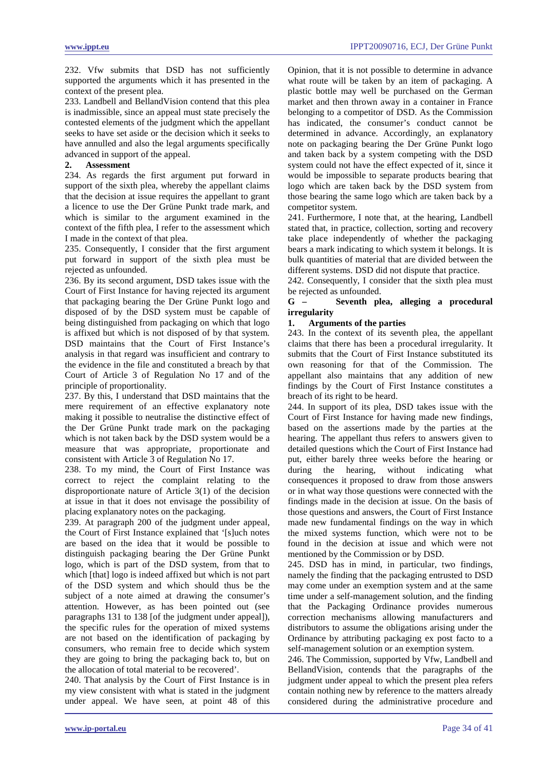232. Vfw submits that DSD has not sufficiently supported the arguments which it has presented in the context of the present plea.

233. Landbell and BellandVision contend that this plea is inadmissible, since an appeal must state precisely the contested elements of the judgment which the appellant seeks to have set aside or the decision which it seeks to have annulled and also the legal arguments specifically advanced in support of the appeal.

### 2. Assessment

234. As regards the first argument put forward in support of the sixth plea, whereby the appellant claims that the decision at issue requires the appellant to grant a licence to use the Der Grüne Punkt trade mark, and which is similar to the argument examined in the context of the fifth plea, I refer to the assessment which I made in the context of that plea.

235. Consequently, I consider that the first argument put forward in support of the sixth plea must be rejected as unfounded.

236. By its second argument, DSD takes issue with the Court of First Instance for having rejected its argument that packaging bearing the Der Grüne Punkt logo and disposed of by the DSD system must be capable of being distinguished from packaging on which that logo is affixed but which is not disposed of by that system. DSD maintains that the Court of First Instance's analysis in that regard was insufficient and contrary to the evidence in the file and constituted a breach by that Court of Article 3 of Regulation No 17 and of the principle of proportionality.

237. By this, I understand that DSD maintains that the mere requirement of an effective explanatory note making it possible to neutralise the distinctive effect of the Der Grüne Punkt trade mark on the packaging which is not taken back by the DSD system would be a measure that was appropriate, proportionate and consistent with Article 3 of Regulation No 17.

238. To my mind, the Court of First Instance was correct to reject the complaint relating to the disproportionate nature of Article 3(1) of the decision at issue in that it does not envisage the possibility of placing explanatory notes on the packaging.

239. At paragraph 200 of the judgment under appeal, the Court of First Instance explained that '[s]uch notes are based on the idea that it would be possible to distinguish packaging bearing the Der Grüne Punkt logo, which is part of the DSD system, from that to which [that] logo is indeed affixed but which is not part of the DSD system and which should thus be the subject of a note aimed at drawing the consumer's attention. However, as has been pointed out (see paragraphs 131 to 138 [of the judgment under appeal]), the specific rules for the operation of mixed systems are not based on the identification of packaging by consumers, who remain free to decide which system they are going to bring the packaging back to, but on the allocation of total material to be recovered'.

240. That analysis by the Court of First Instance is in my view consistent with what is stated in the judgment under appeal. We have seen, at point 48 of this Opinion, that it is not possible to determine in advance what route will be taken by an item of packaging. A plastic bottle may well be purchased on the German market and then thrown away in a container in France belonging to a competitor of DSD. As the Commission has indicated, the consumer's conduct cannot be determined in advance. Accordingly, an explanatory note on packaging bearing the Der Grüne Punkt logo and taken back by a system competing with the DSD system could not have the effect expected of it, since it would be impossible to separate products bearing that logo which are taken back by the DSD system from those bearing the same logo which are taken back by a competitor system.

241. Furthermore, I note that, at the hearing, Landbell stated that, in practice, collection, sorting and recovery take place independently of whether the packaging bears a mark indicating to which system it belongs. It is bulk quantities of material that are divided between the different systems. DSD did not dispute that practice.

242. Consequently, I consider that the sixth plea must be rejected as unfounded.

## G – Seventh plea, alleging a procedural irregularity

### 1. Arguments of the parties

243. In the context of its seventh plea, the appellant claims that there has been a procedural irregularity. It submits that the Court of First Instance substituted its own reasoning for that of the Commission. The appellant also maintains that any addition of new findings by the Court of First Instance constitutes a breach of its right to be heard.

244. In support of its plea, DSD takes issue with the Court of First Instance for having made new findings, based on the assertions made by the parties at the hearing. The appellant thus refers to answers given to detailed questions which the Court of First Instance had put, either barely three weeks before the hearing or during the hearing, without indicating what consequences it proposed to draw from those answers or in what way those questions were connected with the findings made in the decision at issue. On the basis of those questions and answers, the Court of First Instance made new fundamental findings on the way in which the mixed systems function, which were not to be found in the decision at issue and which were not mentioned by the Commission or by DSD.

245. DSD has in mind, in particular, two findings, namely the finding that the packaging entrusted to DSD may come under an exemption system and at the same time under a self-management solution, and the finding that the Packaging Ordinance provides numerous correction mechanisms allowing manufacturers and distributors to assume the obligations arising under the Ordinance by attributing packaging ex post facto to a self-management solution or an exemption system.

246. The Commission, supported by Vfw, Landbell and BellandVision, contends that the paragraphs of the judgment under appeal to which the present plea refers contain nothing new by reference to the matters already considered during the administrative procedure and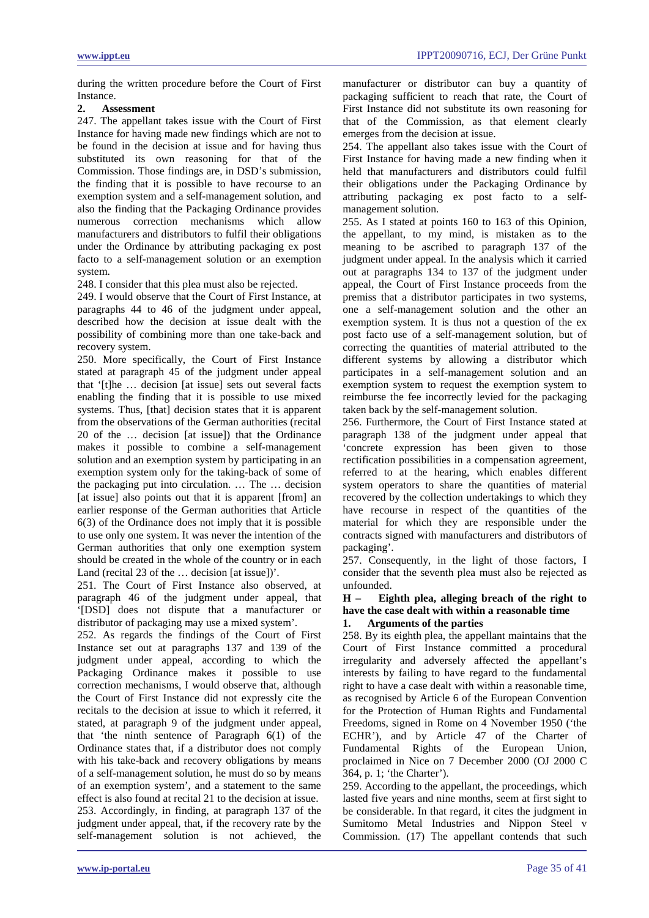during the written procedure before the Court of First Instance.

**2. Assessment**

247. The appellant takes issue with the Court of First Instance for having made new findings which are not to be found in the decision at issue and for having thus substituted its own reasoning for that of the Commission. Those findings are, in DSD's submission, the finding that it is possible to have recourse to an exemption system and a self-management solution, and also the finding that the Packaging Ordinance provides numerous correction mechanisms which allow manufacturers and distributors to fulfil their obligations under the Ordinance by attributing packaging ex post facto to a self-management solution or an exemption system.

248. I consider that this plea must also be rejected.

249. I would observe that the Court of First Instance, at paragraphs 44 to 46 of the judgment under appeal, described how the decision at issue dealt with the possibility of combining more than one take-back and recovery system.

250. More specifically, the Court of First Instance stated at paragraph 45 of the judgment under appeal that '[t]he … decision [at issue] sets out several facts enabling the finding that it is possible to use mixed systems. Thus, [that] decision states that it is apparent from the observations of the German authorities (recital 20 of the … decision [at issue]) that the Ordinance makes it possible to combine a self-management solution and an exemption system by participating in an exemption system only for the taking-back of some of the packaging put into circulation. … The … decision [at issue] also points out that it is apparent [from] an earlier response of the German authorities that Article 6(3) of the Ordinance does not imply that it is possible to use only one system. It was never the intention of the German authorities that only one exemption system should be created in the whole of the country or in each Land (recital 23 of the … decision [at issue])'.

251. The Court of First Instance also observed, at paragraph 46 of the judgment under appeal, that '[DSD] does not dispute that a manufacturer or distributor of packaging may use a mixed system'.

252. As regards the findings of the Court of First Instance set out at paragraphs 137 and 139 of the judgment under appeal, according to which the Packaging Ordinance makes it possible to use correction mechanisms, I would observe that, although the Court of First Instance did not expressly cite the recitals to the decision at issue to which it referred, it stated, at paragraph 9 of the judgment under appeal, that 'the ninth sentence of Paragraph 6(1) of the Ordinance states that, if a distributor does not comply with his take-back and recovery obligations by means of a self-management solution, he must do so by means of an exemption system', and a statement to the same effect is also found at recital 21 to the decision at issue.

253. Accordingly, in finding, at paragraph 137 of the judgment under appeal, that, if the recovery rate by the self-management solution is not achieved, the manufacturer or distributor can buy a quantity of packaging sufficient to reach that rate, the Court of First Instance did not substitute its own reasoning for that of the Commission, as that element clearly emerges from the decision at issue.

254. The appellant also takes issue with the Court of First Instance for having made a new finding when it held that manufacturers and distributors could fulfil their obligations under the Packaging Ordinance by attributing packaging ex post facto to a self-management solution.

255. As I stated at points 160 to 163 of this Opinion, the appellant, to my mind, is mistaken as to the meaning to be ascribed to paragraph 137 of the judgment under appeal. In the analysis which it carried out at paragraphs 134 to 137 of the judgment under appeal, the Court of First Instance proceeds from the premiss that a distributor participates in two systems, one a self-management solution and the other an exemption system. It is thus not a question of the ex post facto use of a self-management solution, but of correcting the quantities of material attributed to the different systems by allowing a distributor which participates in a self-management solution and an exemption system to request the exemption system to reimburse the fee incorrectly levied for the packaging taken back by the self-management solution.

256. Furthermore, the Court of First Instance stated at paragraph 138 of the judgment under appeal that 'concrete expression has been given to those rectification possibilities in a compensation agreement, referred to at the hearing, which enables different system operators to share the quantities of material recovered by the collection undertakings to which they have recourse in respect of the quantities of the material for which they are responsible under the contracts signed with manufacturers and distributors of packaging'.

257. Consequently, in the light of those factors, I consider that the seventh plea must also be rejected as unfounded.

### H – Eighth plea, alleging breach of the right to have the case dealt with within a reasonable time

**1. Arguments of the parties**

258. By its eighth plea, the appellant maintains that the Court of First Instance committed a procedural irregularity and adversely affected the appellant's interests by failing to have regard to the fundamental right to have a case dealt with within a reasonable time, as recognised by Article 6 of the European Convention for the Protection of Human Rights and Fundamental Freedoms, signed in Rome on 4 November 1950 ('the ECHR'), and by Article 47 of the Charter of Fundamental Rights of the European Union, proclaimed in Nice on 7 December 2000 (OJ 2000 C 364, p. 1; 'the Charter').

259. According to the appellant, the proceedings, which lasted five years and nine months, seem at first sight to be considerable. In that regard, it cites the judgment in Sumitomo Metal Industries and Nippon Steel v Commission. (17) The appellant contends that such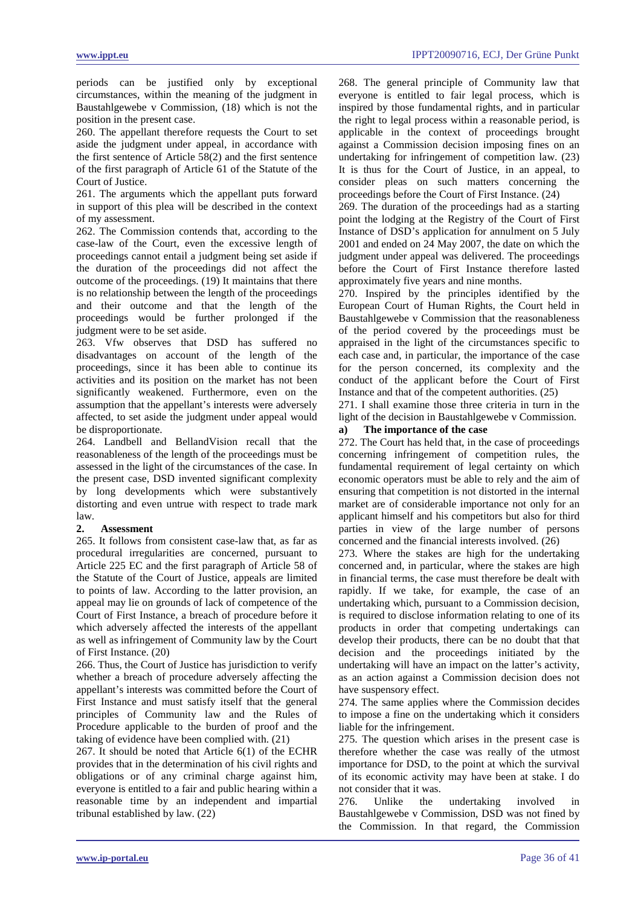periods can be justified only by exceptional circumstances, within the meaning of the judgment in Baustahlgewebe v Commission, (18) which is not the position in the present case.

260. The appellant therefore requests the Court to set aside the judgment under appeal, in accordance with the first sentence of Article 58(2) and the first sentence of the first paragraph of Article 61 of the Statute of the Court of Justice.

261. The arguments which the appellant puts forward in support of this plea will be described in the context of my assessment.

262. The Commission contends that, according to the case-law of the Court, even the excessive length of proceedings cannot entail a judgment being set aside if the duration of the proceedings did not affect the outcome of the proceedings. (19) It maintains that there is no relationship between the length of the proceedings and their outcome and that the length of the proceedings would be further prolonged if the judgment were to be set aside.

263. Vfw observes that DSD has suffered no disadvantages on account of the length of the proceedings, since it has been able to continue its activities and its position on the market has not been significantly weakened. Furthermore, even on the assumption that the appellant's interests were adversely affected, to set aside the judgment under appeal would be disproportionate.

264. Landbell and BellandVision recall that the reasonableness of the length of the proceedings must be assessed in the light of the circumstances of the case. In the present case, DSD invented significant complexity by long developments which were substantively distorting and even untrue with respect to trade mark law.

## 2. Assessment

265. It follows from consistent case-law that, as far as procedural irregularities are concerned, pursuant to Article 225 EC and the first paragraph of Article 58 of the Statute of the Court of Justice, appeals are limited to points of law. According to the latter provision, an appeal may lie on grounds of lack of competence of the Court of First Instance, a breach of procedure before it which adversely affected the interests of the appellant as well as infringement of Community law by the Court of First Instance. (20)

266. Thus, the Court of Justice has jurisdiction to verify whether a breach of procedure adversely affecting the appellant's interests was committed before the Court of First Instance and must satisfy itself that the general principles of Community law and the Rules of Procedure applicable to the burden of proof and the taking of evidence have been complied with. (21)

267. It should be noted that Article 6(1) of the ECHR provides that in the determination of his civil rights and obligations or of any criminal charge against him, everyone is entitled to a fair and public hearing within a reasonable time by an independent and impartial tribunal established by law. (22)

268. The general principle of Community law that everyone is entitled to fair legal process, which is inspired by those fundamental rights, and in particular the right to legal process within a reasonable period, is applicable in the context of proceedings brought against a Commission decision imposing fines on an undertaking for infringement of competition law. (23) It is thus for the Court of Justice, in an appeal, to consider pleas on such matters concerning the proceedings before the Court of First Instance. (24)

269. The duration of the proceedings had as a starting point the lodging at the Registry of the Court of First Instance of DSD's application for annulment on 5 July 2001 and ended on 24 May 2007, the date on which the judgment under appeal was delivered. The proceedings before the Court of First Instance therefore lasted approximately five years and nine months.

270. Inspired by the principles identified by the European Court of Human Rights, the Court held in Baustahlgewebe v Commission that the reasonableness of the period covered by the proceedings must be appraised in the light of the circumstances specific to each case and, in particular, the importance of the case for the person concerned, its complexity and the conduct of the applicant before the Court of First Instance and that of the competent authorities. (25)

271. I shall examine those three criteria in turn in the light of the decision in Baustahlgewebe v Commission.

### a) The importance of the case

272. The Court has held that, in the case of proceedings concerning infringement of competition rules, the fundamental requirement of legal certainty on which economic operators must be able to rely and the aim of ensuring that competition is not distorted in the internal market are of considerable importance not only for an applicant himself and his competitors but also for third parties in view of the large number of persons concerned and the financial interests involved. (26)

273. Where the stakes are high for the undertaking concerned and, in particular, where the stakes are high in financial terms, the case must therefore be dealt with rapidly. If we take, for example, the case of an undertaking which, pursuant to a Commission decision, is required to disclose information relating to one of its products in order that competing undertakings can develop their products, there can be no doubt that that decision and the proceedings initiated by the undertaking will have an impact on the latter's activity, as an action against a Commission decision does not have suspensory effect.

274. The same applies where the Commission decides to impose a fine on the undertaking which it considers liable for the infringement.

275. The question which arises in the present case is therefore whether the case was really of the utmost importance for DSD, to the point at which the survival of its economic activity may have been at stake. I do not consider that it was.

276. Unlike the undertaking involved in Baustahlgewebe v Commission, DSD was not fined by the Commission. In that regard, the Commission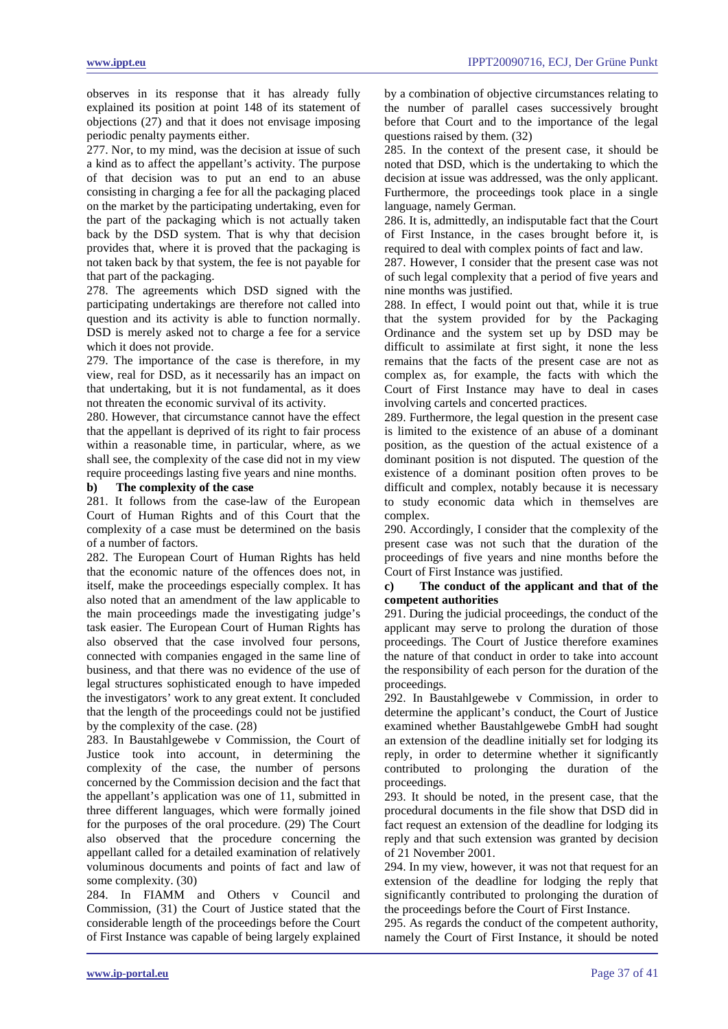observes in its response that it has already fully explained its position at point 148 of its statement of objections (27) and that it does not envisage imposing periodic penalty payments either.

277. Nor, to my mind, was the decision at issue of such a kind as to affect the appellant's activity. The purpose of that decision was to put an end to an abuse consisting in charging a fee for all the packaging placed on the market by the participating undertaking, even for the part of the packaging which is not actually taken back by the DSD system. That is why that decision provides that, where it is proved that the packaging is not taken back by that system, the fee is not payable for that part of the packaging.

278. The agreements which DSD signed with the participating undertakings are therefore not called into question and its activity is able to function normally. DSD is merely asked not to charge a fee for a service which it does not provide.

279. The importance of the case is therefore, in my view, real for DSD, as it necessarily has an impact on that undertaking, but it is not fundamental, as it does not threaten the economic survival of its activity.

280. However, that circumstance cannot have the effect that the appellant is deprived of its right to fair process within a reasonable time, in particular, where, as we shall see, the complexity of the case did not in my view require proceedings lasting five years and nine months.

**b) The complexity of the case**

281. It follows from the case-law of the European Court of Human Rights and of this Court that the complexity of a case must be determined on the basis of a number of factors.

282. The European Court of Human Rights has held that the economic nature of the offences does not, in itself, make the proceedings especially complex. It has also noted that an amendment of the law applicable to the main proceedings made the investigating judge's task easier. The European Court of Human Rights has also observed that the case involved four persons, connected with companies engaged in the same line of business, and that there was no evidence of the use of legal structures sophisticated enough to have impeded the investigators' work to any great extent. It concluded that the length of the proceedings could not be justified by the complexity of the case. (28)

283. In Baustahlgewebe v Commission, the Court of Justice took into account, in determining the complexity of the case, the number of persons concerned by the Commission decision and the fact that the appellant's application was one of 11, submitted in three different languages, which were formally joined for the purposes of the oral procedure. (29) The Court also observed that the procedure concerning the appellant called for a detailed examination of relatively voluminous documents and points of fact and law of some complexity. (30)

284. In FIAMM and Others v Council and Commission, (31) the Court of Justice stated that the considerable length of the proceedings before the Court of First Instance was capable of being largely explained by a combination of objective circumstances relating to the number of parallel cases successively brought before that Court and to the importance of the legal questions raised by them. (32)

285. In the context of the present case, it should be noted that DSD, which is the undertaking to which the decision at issue was addressed, was the only applicant. Furthermore, the proceedings took place in a single language, namely German.

286. It is, admittedly, an indisputable fact that the Court of First Instance, in the cases brought before it, is required to deal with complex points of fact and law.

287. However, I consider that the present case was not of such legal complexity that a period of five years and nine months was justified.

288. In effect, I would point out that, while it is true that the system provided for by the Packaging Ordinance and the system set up by DSD may be difficult to assimilate at first sight, it none the less remains that the facts of the present case are not as complex as, for example, the facts with which the Court of First Instance may have to deal with in cases involving cartels and concerted practices.

289. Furthermore, the legal question in the present case is limited to the existence of an abuse of a dominant position, as the question of the actual existence of a dominant position is not disputed. The question of the existence of a dominant position often proves to be difficult and complex, notably because it is necessary to study economic data which in themselves are complex.

290. Accordingly, I consider that the complexity of the present case was not such that the duration of the proceedings of five years and nine months before the Court of First Instance was justified.

**c) The conduct of the applicant and that of the competent authorities**

291. During the judicial proceedings, the conduct of the applicant may serve to prolong the duration of those proceedings. The Court of Justice therefore examines the nature of that conduct in order to take into account the responsibility of each person for the duration of the proceedings.

292. In Baustahlgewebe v Commission, in order to determine the applicant's conduct, the Court of Justice examined whether Baustahlgewebe GmbH had sought an extension of the deadline initially set for lodging its reply, in order to determine whether it significantly contributed to prolonging the duration of the proceedings.

293. It should be noted, in the present case, that the procedural documents in the file show that DSD did in fact request an extension of the deadline for lodging its reply and that such extension was granted by decision of 21 November 2001.

294. In my view, however, it was not that request for an extension of the deadline for lodging the reply that significantly contributed to prolonging the duration of the proceedings before the Court of First Instance.

295. As regards the conduct of the competent authority, namely the Court of First Instance, it should be noted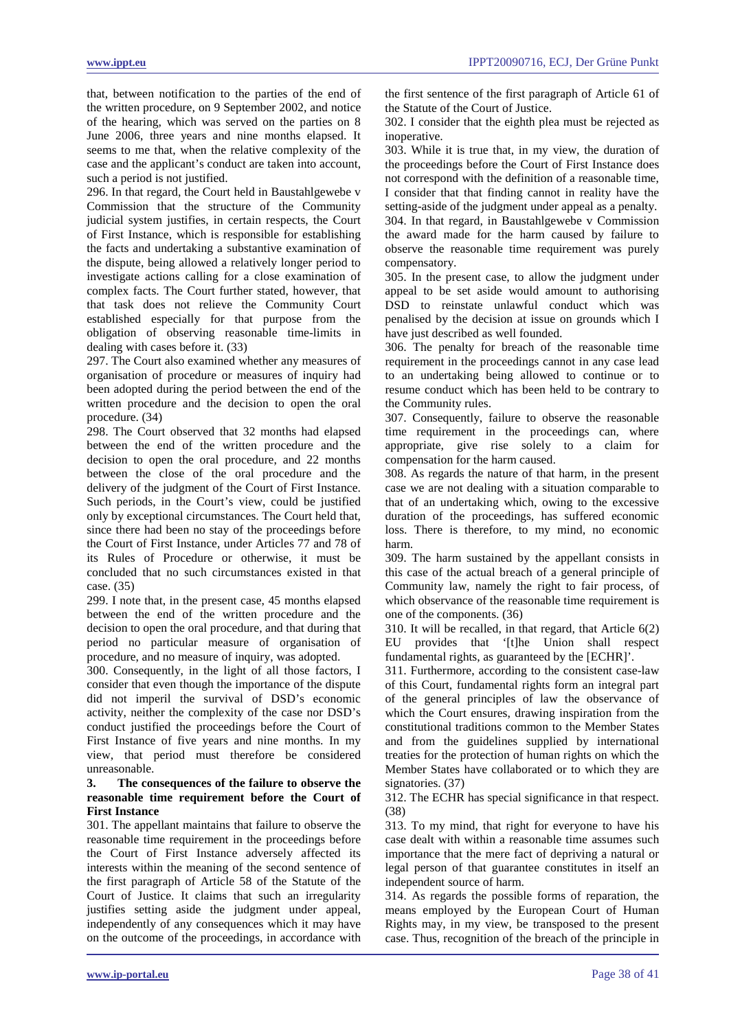that, between notification to the parties of the end of the written procedure, on 9 September 2002, and notice of the hearing, which was served on the parties on 8 June 2006, three years and nine months elapsed. It seems to me that, when the relative complexity of the case and the applicant's conduct are taken into account, such a period is not justified.

296. In that regard, the Court held in Baustahlgewebe v Commission that the structure of the Community judicial system justifies, in certain respects, the Court of First Instance, which is responsible for establishing the facts and undertaking a substantive examination of the dispute, being allowed a relatively longer period to investigate actions calling for a close examination of complex facts. The Court further stated, however, that that task does not relieve the Community Court established especially for that purpose from the obligation of observing reasonable time-limits in dealing with cases before it. (33)

297. The Court also examined whether any measures of organisation of procedure or measures of inquiry had been adopted during the period between the end of the written procedure and the decision to open the oral procedure. (34)

298. The Court observed that 32 months had elapsed between the end of the written procedure and the decision to open the oral procedure, and 22 months between the close of the oral procedure and the delivery of the judgment of the Court of First Instance. Such periods, in the Court's view, could be justified only by exceptional circumstances. The Court held that, since there had been no stay of the proceedings before the Court of First Instance, under Articles 77 and 78 of its Rules of Procedure or otherwise, it must be concluded that no such circumstances existed in that case. (35)

299. I note that, in the present case, 45 months elapsed between the end of the written procedure and the decision to open the oral procedure, and that during that period no particular measure of organisation of procedure, and no measure of inquiry, was adopted.

300. Consequently, in the light of all those factors, I consider that even though the importance of the dispute did not imperil the survival of DSD's economic activity, neither the complexity of the case nor DSD's conduct justified the proceedings before the Court of First Instance of five years and nine months. In my view, that period must therefore be considered unreasonable.

### 3. The consequences of the failure to observe the reasonable time requirement before the Court of First Instance

301. The appellant maintains that failure to observe the reasonable time requirement in the proceedings before the Court of First Instance adversely affected its interests within the meaning of the second sentence of the first paragraph of Article 58 of the Statute of the Court of Justice. It claims that such an irregularity justifies setting aside the judgment under appeal, independently of any consequences which it may have on the outcome of the proceedings, in accordance with the first sentence of the first paragraph of Article 61 of the Statute of the Court of Justice.

302. I consider that the eighth plea must be rejected as inoperative.

303. While it is true that, in my view, the duration of the proceedings before the Court of First Instance does not correspond with the definition of a reasonable time, I consider that that finding cannot in reality have the setting-aside of the judgment under appeal as a penalty.

304. In that regard, in Baustahlgewebe v Commission the award made for the harm caused by failure to observe the reasonable time requirement was purely compensatory.

305. In the present case, to allow the judgment under appeal to be set aside would amount to authorising DSD to reinstate unlawful conduct which was penalised by the decision at issue on grounds which I have just described as well founded.

306. The penalty for breach of the reasonable time requirement in the proceedings cannot in any case lead to an undertaking being allowed to continue or to resume conduct which has been held to be contrary to the Community rules.

307. Consequently, failure to observe the reasonable time requirement in the proceedings can, where appropriate, give rise solely to a claim for compensation for the harm caused.

308. As regards the nature of that harm, in the present case we are not dealing with a situation comparable to that of an undertaking which, owing to the excessive duration of the proceedings, has suffered economic loss. There is therefore, to my mind, no economic harm.

309. The harm sustained by the appellant consists in this case of the actual breach of a general principle of Community law, namely the right to fair process, of which observance of the reasonable time requirement is one of the components. (36)

310. It will be recalled, in that regard, that Article 6(2) EU provides that '[t]he Union shall respect fundamental rights, as guaranteed by the [ECHR]'.

311. Furthermore, according to the consistent case-law of this Court, fundamental rights form an integral part of the general principles of law the observance of which the Court ensures, drawing inspiration from the constitutional traditions common to the Member States and from the guidelines supplied by international treaties for the protection of human rights on which the Member States have collaborated or to which they are signatories. (37)

312. The ECHR has special significance in that respect. (38)

313. To my mind, that right for everyone to have his case dealt with within a reasonable time assumes such importance that the mere fact of depriving a natural or legal person of that guarantee constitutes in itself an independent source of harm.

314. As regards the possible forms of reparation, the means employed by the European Court of Human Rights may, in my view, be transposed to the present case. Thus, recognition of the breach of the principle in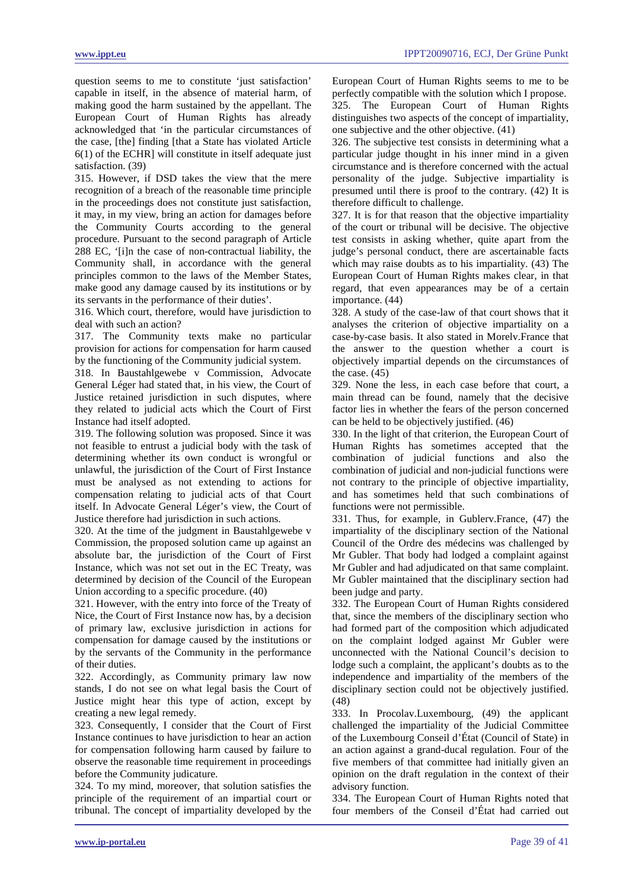question seems to me to constitute 'just satisfaction' capable in itself, in the absence of material harm, of making good the harm sustained by the appellant. The European Court of Human Rights has already acknowledged that 'in the particular circumstances of the case, [the] finding [that a State has violated Article 6(1) of the ECHR] will constitute in itself adequate just satisfaction. (39)

315. However, if DSD takes the view that the mere recognition of a breach of the reasonable time principle in the proceedings does not constitute just satisfaction, it may, in my view, bring an action for damages before the Community Courts according to the general procedure. Pursuant to the second paragraph of Article 288 EC, '[i]n the case of non-contractual liability, the Community shall, in accordance with the general principles common to the laws of the Member States, make good any damage caused by its institutions or by its servants in the performance of their duties'.

316. Which court, therefore, would have jurisdiction to deal with such an action?

317. The Community texts make no particular provision for actions for compensation for harm caused by the functioning of the Community judicial system.

318. In Baustahlgewebe v Commission, Advocate General Léger had stated that, in his view, the Court of Justice retained jurisdiction in such disputes, where they related to judicial acts which the Court of First Instance had itself adopted.

319. The following solution was proposed. Since it was not feasible to entrust a judicial body with the task of determining whether its own conduct is wrongful or unlawful, the jurisdiction of the Court of First Instance must be analysed as not extending to actions for compensation relating to judicial acts of that Court itself. In Advocate General Léger's view, the Court of Justice therefore had jurisdiction in such actions.

320. At the time of the judgment in Baustahlgewebe v Commission, the proposed solution came up against an absolute bar, the jurisdiction of the Court of First Instance, which was not set out in the EC Treaty, was determined by decision of the Council of the European Union according to a specific procedure. (40)

321. However, with the entry into force of the Treaty of Nice, the Court of First Instance now has, by a decision of primary law, exclusive jurisdiction in actions for compensation for damage caused by the institutions or by the servants of the Community in the performance of their duties.

322. Accordingly, as Community primary law now stands, I do not see on what legal basis the Court of Justice might hear this type of action, except by creating a new legal remedy.

323. Consequently, I consider that the Court of First Instance continues to have jurisdiction to hear an action for compensation following harm caused by failure to observe the reasonable time requirement in proceedings before the Community judicature.

324. To my mind, moreover, that solution satisfies the principle of the requirement of an impartial court or tribunal. The concept of impartiality developed by the European Court of Human Rights seems to me to be perfectly compatible with the solution which I propose.

325. The European Court of Human Rights distinguishes two aspects of the concept of impartiality, one subjective and the other objective. (41)

326. The subjective test consists in determining what a particular judge thought in his inner mind in a given circumstance and is therefore concerned with the actual personality of the judge. Subjective impartiality is presumed until there is proof to the contrary. (42) It is therefore difficult to challenge.

327. It is for that reason that the objective impartiality of the court or tribunal will be decisive. The objective test consists in asking whether, quite apart from the judge's personal conduct, there are ascertainable facts which may raise doubts as to his impartiality. (43) The European Court of Human Rights makes clear, in that regard, that even appearances may be of a certain importance. (44)

328. A study of the case-law of that court shows that it analyses the criterion of objective impartiality on a case-by-case basis. It also stated in Morelv.France that the answer to the question whether a court is objectively impartial depends on the circumstances of the case. (45)

329. None the less, in each case before that court, a main thread can be found, namely that the decisive factor lies in whether the fears of the person concerned can be held to be objectively justified. (46)

330. In the light of that criterion, the European Court of Human Rights has sometimes accepted that the combination of judicial functions and also the combination of judicial and non-judicial functions were not contrary to the principle of objective impartiality, and has sometimes held that such combinations of functions were not permissible.

331. Thus, for example, in Gublerv.France, (47) the impartiality of the disciplinary section of the National Council of the Ordre des médecins was challenged by Mr Gubler. That body had lodged a complaint against Mr Gubler and had adjudicated on that same complaint. Mr Gubler maintained that the disciplinary section had been judge and party.

332. The European Court of Human Rights considered that, since the members of the disciplinary section who had formed part of the composition which adjudicated on the complaint lodged against Mr Gubler were unconnected with the National Council's decision to lodge such a complaint, the applicant's doubts as to the independence and impartiality of the members of the disciplinary section could not be objectively justified. (48)

333. In Procolav.Luxembourg, (49) the applicant challenged the impartiality of the Judicial Committee of the Luxembourg Conseil d'État (Council of State) in an action against a grand-ducal regulation. Four of the five members of that committee had initially given an opinion on the draft regulation in the context of their advisory function.

334. The European Court of Human Rights noted that four members of the Conseil d'État had carried out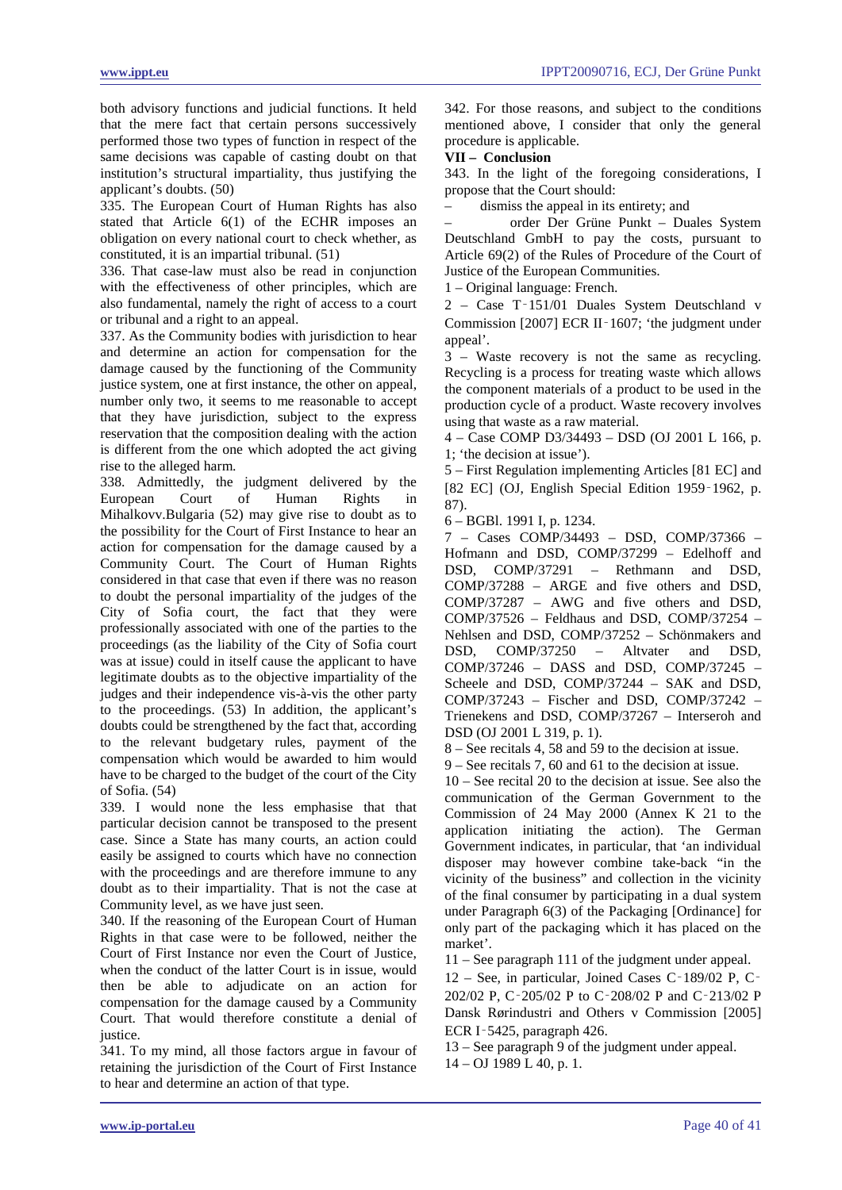both advisory functions and judicial functions. It held that the mere fact that certain persons successively performed those two types of function in respect of the same decisions was capable of casting doubt on that institution's structural impartiality, thus justifying the applicant's doubts. (50)

335. The European Court of Human Rights has also stated that Article 6(1) of the ECHR imposes an obligation on every national court to check whether, as constituted, it is an impartial tribunal. (51)

336. That case-law must also be read in conjunction with the effectiveness of other principles, which are also fundamental, namely the right of access to a court or tribunal and a right to an appeal.

337. As the Community bodies with jurisdiction to hear and determine an action for compensation for the damage caused by the functioning of the Community justice system, one at first instance, the other on appeal, number only two, it seems to me reasonable to accept that they have jurisdiction, subject to the express reservation that the composition dealing with the action is different from the one which adopted the act giving rise to the alleged harm.

338. Admittedly, the judgment delivered by the European Court of Human Rights in Mihalkovv.Bulgaria (52) may give rise to doubt as to the possibility for the Court of First Instance to hear an action for compensation for the damage caused by a Community Court. The Court of Human Rights considered in that case that even if there was no reason to doubt the personal impartiality of the judges of the City of Sofia court, the fact that they were professionally associated with one of the parties to the proceedings (as the liability of the City of Sofia court was at issue) could in itself cause the applicant to have legitimate doubts as to the objective impartiality of the judges and their independence vis-à-vis the other party to the proceedings. (53) In addition, the applicant's doubts could be strengthened by the fact that, according to the relevant budgetary rules, payment of the compensation which would be awarded to him would have to be charged to the budget of the court of the City of Sofia. (54)

339. I would none the less emphasise that that particular decision cannot be transposed to the present case. Since a State has many courts, an action could easily be assigned to courts which have no connection with the proceedings and are therefore immune to any doubt as to their impartiality. That is not the case at Community level, as we have just seen.

340. If the reasoning of the European Court of Human Rights in that case were to be followed, neither the Court of First Instance nor even the Court of Justice, when the conduct of the latter Court is in issue, would then be able to adjudicate on an action for compensation for the damage caused by a Community Court. That would therefore constitute a denial of justice.

341. To my mind, all those factors argue in favour of retaining the jurisdiction of the Court of First Instance to hear and determine an action of that type.

342. For those reasons, and subject to the conditions mentioned above, I consider that only the general procedure is applicable.

**VII – Conclusion**

343. In the light of the foregoing considerations, I propose that the Court should:

– dismiss the appeal in its entirety; and

– order Der Grüne Punkt – Duales System Deutschland GmbH to pay the costs, pursuant to Article 69(2) of the Rules of Procedure of the Court of Justice of the European Communities.

1 – Original language: French.

2 – Case T‑151/01 Duales System Deutschland v Commission [2007] ECR II‑1607; 'the judgment under appeal'.

3 – Waste recovery is not the same as recycling. Recycling is a process for treating waste which allows the component materials of a product to be used in the production cycle of a product. Waste recovery involves using that waste as a raw material.

4 – Case COMP D3/34493 – DSD (OJ 2001 L 166, p. 1; 'the decision at issue').

5 – First Regulation implementing Articles [81 EC] and [82 EC] (OJ, English Special Edition 1959‑1962, p. 87).

6 – BGBl. 1991 I, p. 1234.

7 – Cases COMP/34493 – DSD, COMP/37366 – Hofmann and DSD, COMP/37299 – Edelhoff and DSD, COMP/37291 – Rethmann and DSD, COMP/37288 – ARGE and five others and DSD, COMP/37287 – AWG and five others and DSD, COMP/37526 – Feldhaus and DSD, COMP/37254 – Nehlsen and DSD, COMP/37252 – Schönmakers and DSD, COMP/37250 – Altvater and DSD, COMP/37246 – DASS and DSD, COMP/37245 – Scheele and DSD, COMP/37244 – SAK and DSD, COMP/37243 – Fischer and DSD, COMP/37242 – Trienekens and DSD, COMP/37267 – Interseroh and DSD (OJ 2001 L 319, p. 1).

8 – See recitals 4, 58 and 59 to the decision at issue.

9 – See recitals 7, 60 and 61 to the decision at issue.

10 – See recital 20 to the decision at issue. See also the communication of the German Government to the Commission of 24 May 2000 (Annex K 21 to the application initiating the action). The German Government indicates, in particular, that 'an individual disposer may however combine take-back "in the vicinity of the business" and collection in the vicinity of the final consumer by participating in a dual system under Paragraph 6(3) of the Packaging [Ordinance] for only part of the packaging which it has placed on the market'.

11 – See paragraph 111 of the judgment under appeal.

12 – See, in particular, Joined Cases C‑189/02 P, C‑202/02 P, C‑205/02 P to C‑208/02 P and C‑213/02 P Dansk Rørindustri and Others v Commission [2005] ECR I‑5425, paragraph 426.

13 – See paragraph 9 of the judgment under appeal.

14 – OJ 1989 L 40, p. 1.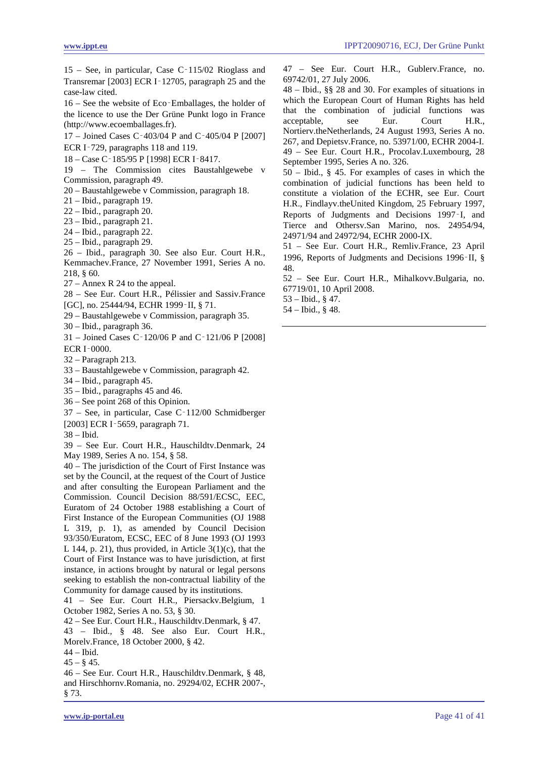15 – See, in particular, Case C‑115/02 Rioglass and Transremar [2003] ECR I‑12705, paragraph 25 and the case-law cited.

16 – See the website of Eco‑Emballages, the holder of the licence to use the Der Grüne Punkt logo in France (http://www.ecoemballages.fr).

17 – Joined Cases C‑403/04 P and C‑405/04 P [2007] ECR I‑729, paragraphs 118 and 119.

18 – Case C‑185/95 P [1998] ECR I‑8417.

19 – The Commission cites Baustahlgewebe v Commission, paragraph 49.

20 – Baustahlgewebe v Commission, paragraph 18.

21 – Ibid., paragraph 19.

22 – Ibid., paragraph 20.

23 – Ibid., paragraph 21.

24 – Ibid., paragraph 22.

25 – Ibid., paragraph 29.

26 – Ibid., paragraph 30. See also Eur. Court H.R., Kemmachev.France, 27 November 1991, Series A no. 218, § 60.

27 – Annex R 24 to the appeal.

28 – See Eur. Court H.R., Pélissier and Sassiv.France [GC], no. 25444/94, ECHR 1999‑II, § 71.

29 – Baustahlgewebe v Commission, paragraph 35.

30 – Ibid., paragraph 36.

31 – Joined Cases C‑120/06 P and C‑121/06 P [2008] ECR I‑0000.

32 – Paragraph 213.

33 – Baustahlgewebe v Commission, paragraph 42.

34 – Ibid., paragraph 45.

35 – Ibid., paragraphs 45 and 46.

36 – See point 268 of this Opinion.

37 – See, in particular, Case C‑112/00 Schmidberger [2003] ECR I‑5659, paragraph 71.

38 – Ibid.

39 – See Eur. Court H.R., Hauschildtv.Denmark, 24 May 1989, Series A no. 154, § 58.

40 – The jurisdiction of the Court of First Instance was set by the Council, at the request of the Court of Justice and after consulting the European Parliament and the Commission. Council Decision 88/591/ECSC, EEC, Euratom of 24 October 1988 establishing a Court of First Instance of the European Communities (OJ 1988 L 319, p. 1), as amended by Council Decision 93/350/Euratom, ECSC, EEC of 8 June 1993 (OJ 1993 L 144, p. 21), thus provided, in Article 3(1)(c), that the Court of First Instance was to have jurisdiction, at first instance, in actions brought by natural or legal persons seeking to establish the non-contractual liability of the Community for damage caused by its institutions.

41 – See Eur. Court H.R., Piersackv.Belgium, 1 October 1982, Series A no. 53, § 30.

42 – See Eur. Court H.R., Hauschildtv.Denmark, § 47.

43 – Ibid., § 48. See also Eur. Court H.R., Morelv.France, 18 October 2000, § 42.

44 – Ibid.

45 – § 45.

46 – See Eur. Court H.R., Hauschildtv.Denmark, § 48, and Hirschhornv.Romania, no. 29294/02, ECHR 2007-, § 73.

47 – See Eur. Court H.R., Gublerv.France, no. 69742/01, 27 July 2006.

48 – Ibid., §§ 28 and 30. For examples of situations in which the European Court of Human Rights has held that the combination of judicial functions was acceptable, see Eur. Court H.R., Nortierv.theNetherlands, 24 August 1993, Series A no. 267, and Depietsv.France, no. 53971/00, ECHR 2004-I.

49 – See Eur. Court H.R., Procolav.Luxembourg, 28 September 1995, Series A no. 326.

50 – Ibid., § 45. For examples of cases in which the combination of judicial functions has been held to constitute a violation of the ECHR, see Eur. Court H.R., Findlayv.theUnited Kingdom, 25 February 1997, Reports of Judgments and Decisions 1997‑I, and Tierce and Othersv.San Marino, nos. 24954/94, 24971/94 and 24972/94, ECHR 2000-IX.

51 – See Eur. Court H.R., Remliv.France, 23 April 1996, Reports of Judgments and Decisions 1996‑II, § 48.

52 – See Eur. Court H.R., Mihalkovv.Bulgaria, no. 67719/01, 10 April 2008.

53 – Ibid., § 47.

54 – Ibid., § 48.